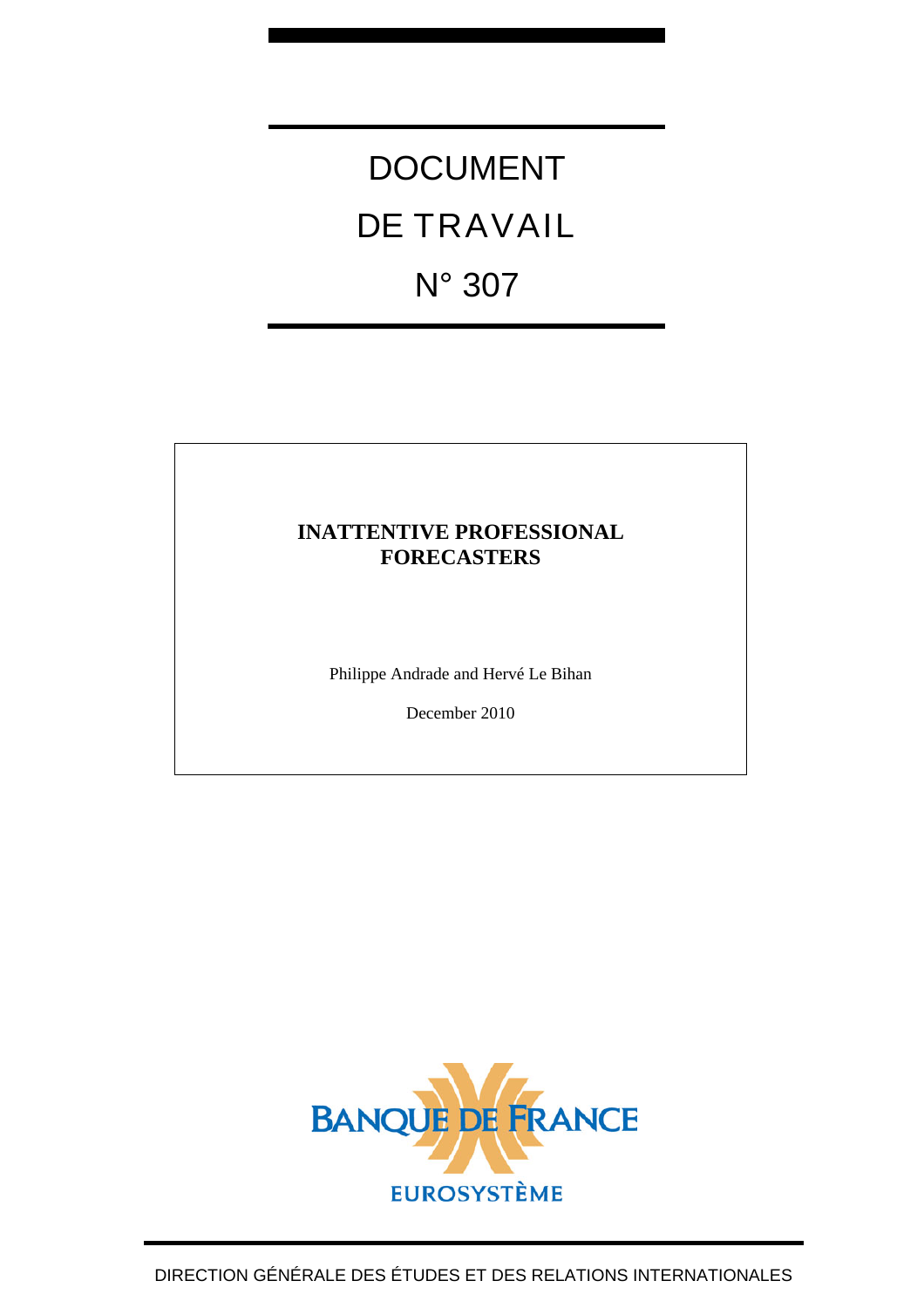# DOCUMENT DE TRAVAIL N° 307

## INATTENTIVE PROFESSIONAL FORECASTERS

Philippe Andrade and Hervé Le Bihan

December 2010

BANQUE DE FRANCE

EUROSYSTÈME

DIRECTION GÉNÉRALE DES ÉTUDES ET DES RELATIONS INTERNATIONALES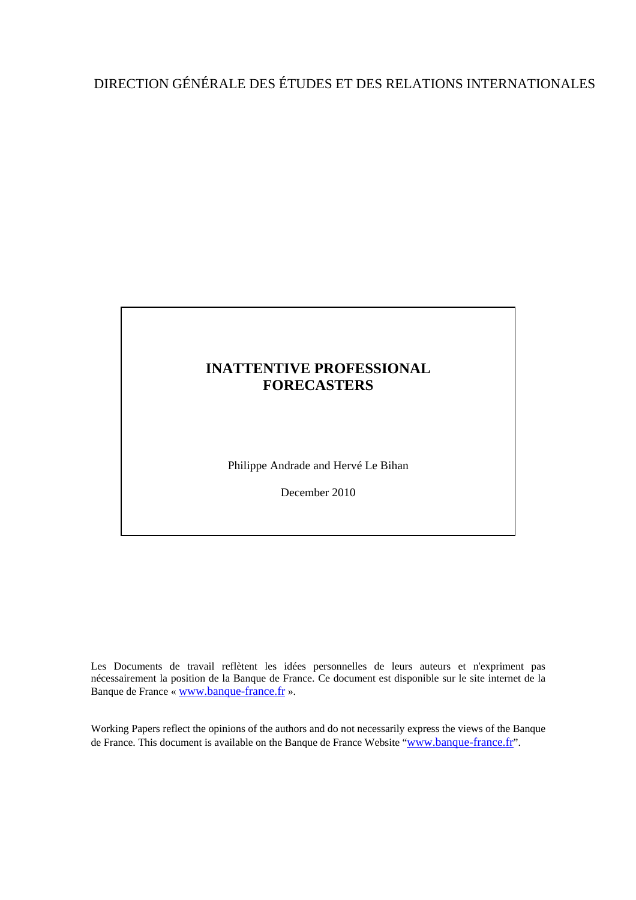DIRECTION GÉNÉRALE DES ÉTUDES ET DES RELATIONS INTERNATIONALES

# INATTENTIVE PROFESSIONAL FORECASTERS

Philippe Andrade and Hervé Le Bihan

December 2010

Les Documents de travail reflètent les idées personnelles de leurs auteurs et n'expriment pas nécessairement la position de la Banque de France. Ce document est disponible sur le site internet de la Banque de France « www.banque-france.fr ».

Working Papers reflect the opinions of the authors and do not necessarily express the views of the Banque de France. This document is available on the Banque de France Website "www.banque-france.fr".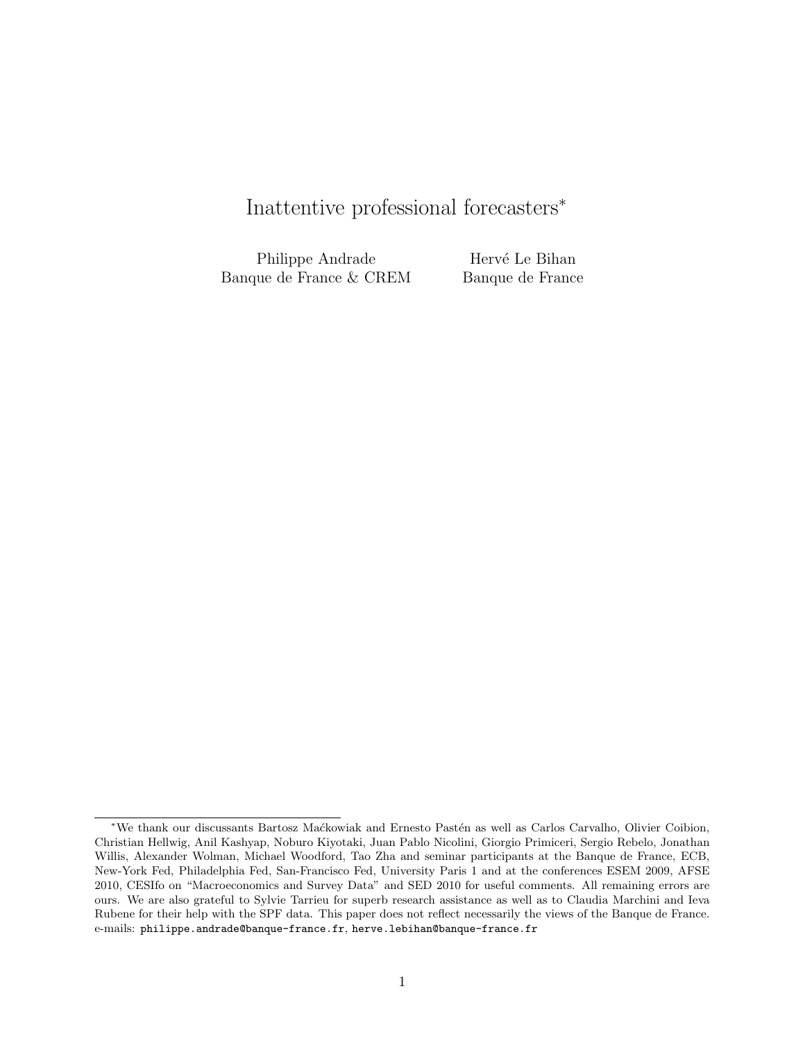# Inattentive professional forecasters*

Philippe Andrade
Banque de France & CREM

Hervé Le Bihan
Banque de France

*We thank our discussants Bartosz Maćkowiak and Ernesto Pastén as well as Carlos Carvalho, Olivier Coibion, Christian Hellwig, Anil Kashyap, Noburo Kiyotaki, Juan Pablo Nicolini, Giorgio Primiceri, Sergio Rebelo, Jonathan Willis, Alexander Wolman, Michael Woodford, Tao Zha and seminar participants at the Banque de France, ECB, New-York Fed, Philadelphia Fed, San-Francisco Fed, University Paris 1 and at the conferences ESEM 2009, AFSE 2010, CESIfo on "Macroeconomics and Survey Data" and SED 2010 for useful comments. All remaining errors are ours. We are also grateful to Sylvie Tarrieu for superb research assistance as well as to Claudia Marchini and Ieva Rubene for their help with the SPF data. This paper does not reflect necessarily the views of the Banque de France. e-mails: philippe.andrade@banque-france.fr, herve.lebihan@banque-france.fr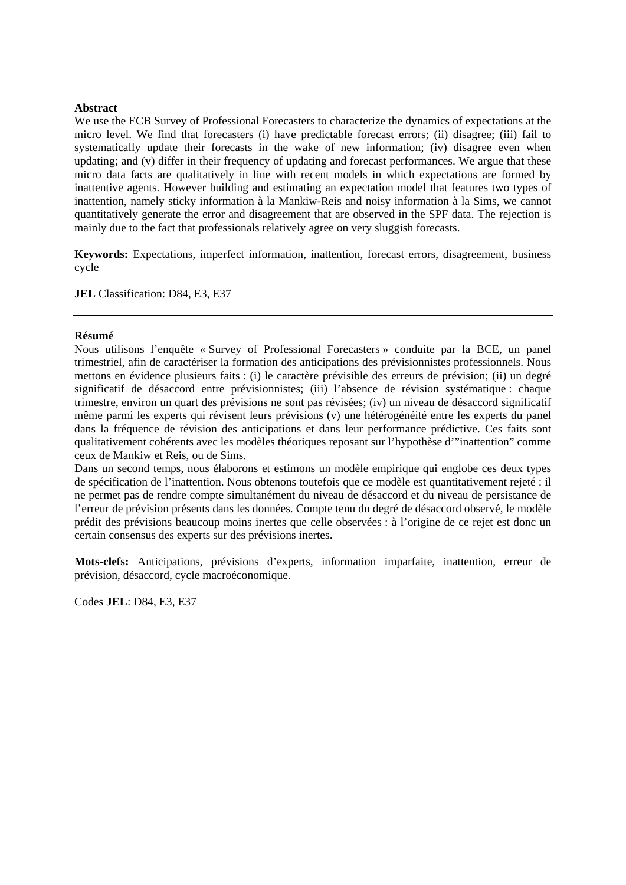**Abstract**

We use the ECB Survey of Professional Forecasters to characterize the dynamics of expectations at the micro level. We find that forecasters (i) have predictable forecast errors; (ii) disagree; (iii) fail to systematically update their forecasts in the wake of new information; (iv) disagree even when updating; and (v) differ in their frequency of updating and forecast performances. We argue that these micro data facts are qualitatively in line with recent models in which expectations are formed by inattentive agents. However building and estimating an expectation model that features two types of inattention, namely sticky information à la Mankiw-Reis and noisy information à la Sims, we cannot quantitatively generate the error and disagreement that are observed in the SPF data. The rejection is mainly due to the fact that professionals relatively agree on very sluggish forecasts.

**Keywords:** Expectations, imperfect information, inattention, forecast errors, disagreement, business cycle

**JEL** Classification: D84, E3, E37

---

**Résumé**

Nous utilisons l'enquête « Survey of Professional Forecasters » conduite par la BCE, un panel trimestriel, afin de caractériser la formation des anticipations des prévisionnistes professionnels. Nous mettons en évidence plusieurs faits : (i) le caractère prévisible des erreurs de prévision; (ii) un degré significatif de désaccord entre prévisionnistes; (iii) l'absence de révision systématique : chaque trimestre, environ un quart des prévisions ne sont pas révisées; (iv) un niveau de désaccord significatif même parmi les experts qui révisent leurs prévisions (v) une hétérogénéité entre les experts du panel dans la fréquence de révision des anticipations et dans leur performance prédictive. Ces faits sont qualitativement cohérents avec les modèles théoriques reposant sur l'hypothèse d'"inattention" comme ceux de Mankiw et Reis, ou de Sims.

Dans un second temps, nous élaborons et estimons un modèle empirique qui englobe ces deux types de spécification de l'inattention. Nous obtenons toutefois que ce modèle est quantitativement rejeté : il ne permet pas de rendre compte simultanément du niveau de désaccord et du niveau de persistance de l'erreur de prévision présents dans les données. Compte tenu du degré de désaccord observé, le modèle prédit des prévisions beaucoup moins inertes que celle observées : à l'origine de ce rejet est donc un certain consensus des experts sur des prévisions inertes.

**Mots-clefs:** Anticipations, prévisions d'experts, information imparfaite, inattention, erreur de prévision, désaccord, cycle macroéconomique.

Codes **JEL**: D84, E3, E37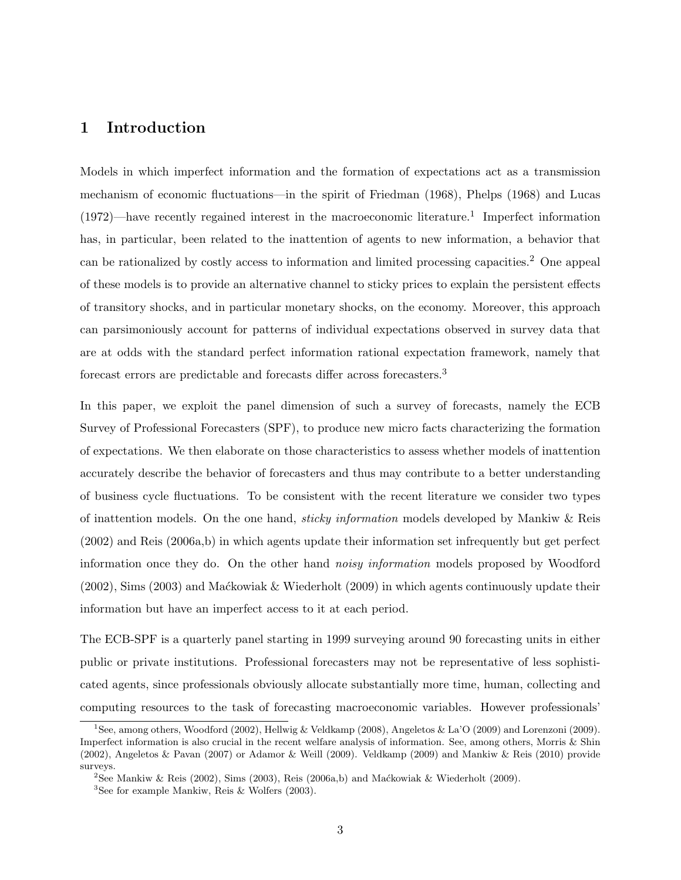# 1 Introduction

Models in which imperfect information and the formation of expectations act as a transmission mechanism of economic fluctuations—in the spirit of Friedman (1968), Phelps (1968) and Lucas (1972)—have recently regained interest in the macroeconomic literature.[1] Imperfect information has, in particular, been related to the inattention of agents to new information, a behavior that can be rationalized by costly access to information and limited processing capacities.[2] One appeal of these models is to provide an alternative channel to sticky prices to explain the persistent effects of transitory shocks, and in particular monetary shocks, on the economy. Moreover, this approach can parsimoniously account for patterns of individual expectations observed in survey data that are at odds with the standard perfect information rational expectation framework, namely that forecast errors are predictable and forecasts differ across forecasters.[3]

In this paper, we exploit the panel dimension of such a survey of forecasts, namely the ECB Survey of Professional Forecasters (SPF), to produce new micro facts characterizing the formation of expectations. We then elaborate on those characteristics to assess whether models of inattention accurately describe the behavior of forecasters and thus may contribute to a better understanding of business cycle fluctuations. To be consistent with the recent literature we consider two types of inattention models. On the one hand, *sticky information* models developed by Mankiw & Reis (2002) and Reis (2006a,b) in which agents update their information set infrequently but get perfect information once they do. On the other hand *noisy information* models proposed by Woodford (2002), Sims (2003) and Maćkowiak & Wiederholt (2009) in which agents continuously update their information but have an imperfect access to it at each period.

The ECB-SPF is a quarterly panel starting in 1999 surveying around 90 forecasting units in either public or private institutions. Professional forecasters may not be representative of less sophisticated agents, since professionals obviously allocate substantially more time, human, collecting and computing resources to the task of forecasting macroeconomic variables. However professionals'

[1] See, among others, Woodford (2002), Hellwig & Veldkamp (2008), Angeletos & La'O (2009) and Lorenzoni (2009). Imperfect information is also crucial in the recent welfare analysis of information. See, among others, Morris & Shin (2002), Angeletos & Pavan (2007) or Adamor & Weill (2009). Veldkamp (2009) and Mankiw & Reis (2010) provide surveys.

[2] See Mankiw & Reis (2002), Sims (2003), Reis (2006a,b) and Maćkowiak & Wiederholt (2009).

[3] See for example Mankiw, Reis & Wolfers (2003).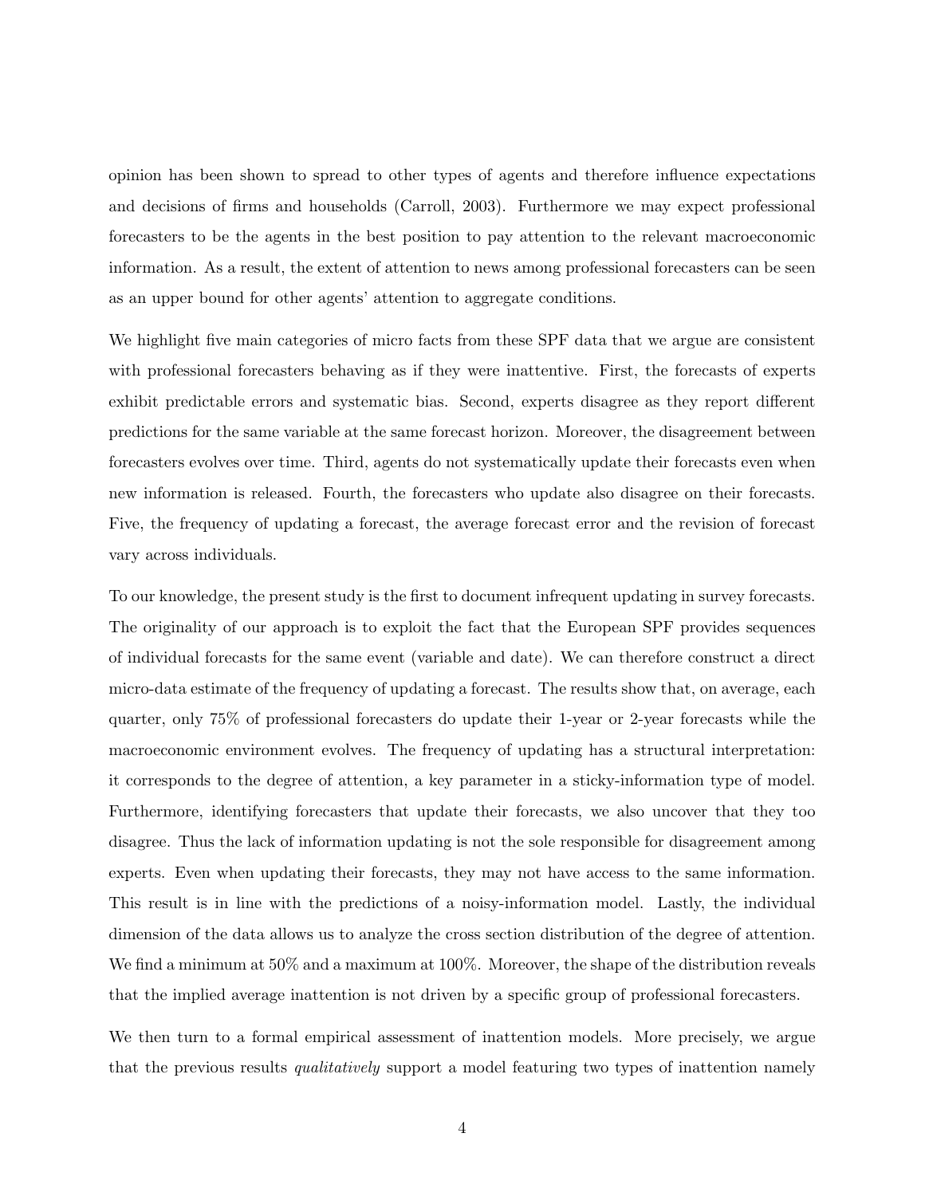opinion has been shown to spread to other types of agents and therefore influence expectations and decisions of firms and households (Carroll, 2003). Furthermore we may expect professional forecasters to be the agents in the best position to pay attention to the relevant macroeconomic information. As a result, the extent of attention to news among professional forecasters can be seen as an upper bound for other agents' attention to aggregate conditions.

We highlight five main categories of micro facts from these SPF data that we argue are consistent with professional forecasters behaving as if they were inattentive. First, the forecasts of experts exhibit predictable errors and systematic bias. Second, experts disagree as they report different predictions for the same variable at the same forecast horizon. Moreover, the disagreement between forecasters evolves over time. Third, agents do not systematically update their forecasts even when new information is released. Fourth, the forecasters who update also disagree on their forecasts. Five, the frequency of updating a forecast, the average forecast error and the revision of forecast vary across individuals.

To our knowledge, the present study is the first to document infrequent updating in survey forecasts. The originality of our approach is to exploit the fact that the European SPF provides sequences of individual forecasts for the same event (variable and date). We can therefore construct a direct micro-data estimate of the frequency of updating a forecast. The results show that, on average, each quarter, only 75% of professional forecasters do update their 1-year or 2-year forecasts while the macroeconomic environment evolves. The frequency of updating has a structural interpretation: it corresponds to the degree of attention, a key parameter in a sticky-information type of model. Furthermore, identifying forecasters that update their forecasts, we also uncover that they too disagree. Thus the lack of information updating is not the sole responsible for disagreement among experts. Even when updating their forecasts, they may not have access to the same information. This result is in line with the predictions of a noisy-information model. Lastly, the individual dimension of the data allows us to analyze the cross section distribution of the degree of attention. We find a minimum at 50% and a maximum at 100%. Moreover, the shape of the distribution reveals that the implied average inattention is not driven by a specific group of professional forecasters.

We then turn to a formal empirical assessment of inattention models. More precisely, we argue that the previous results *qualitatively* support a model featuring two types of inattention namely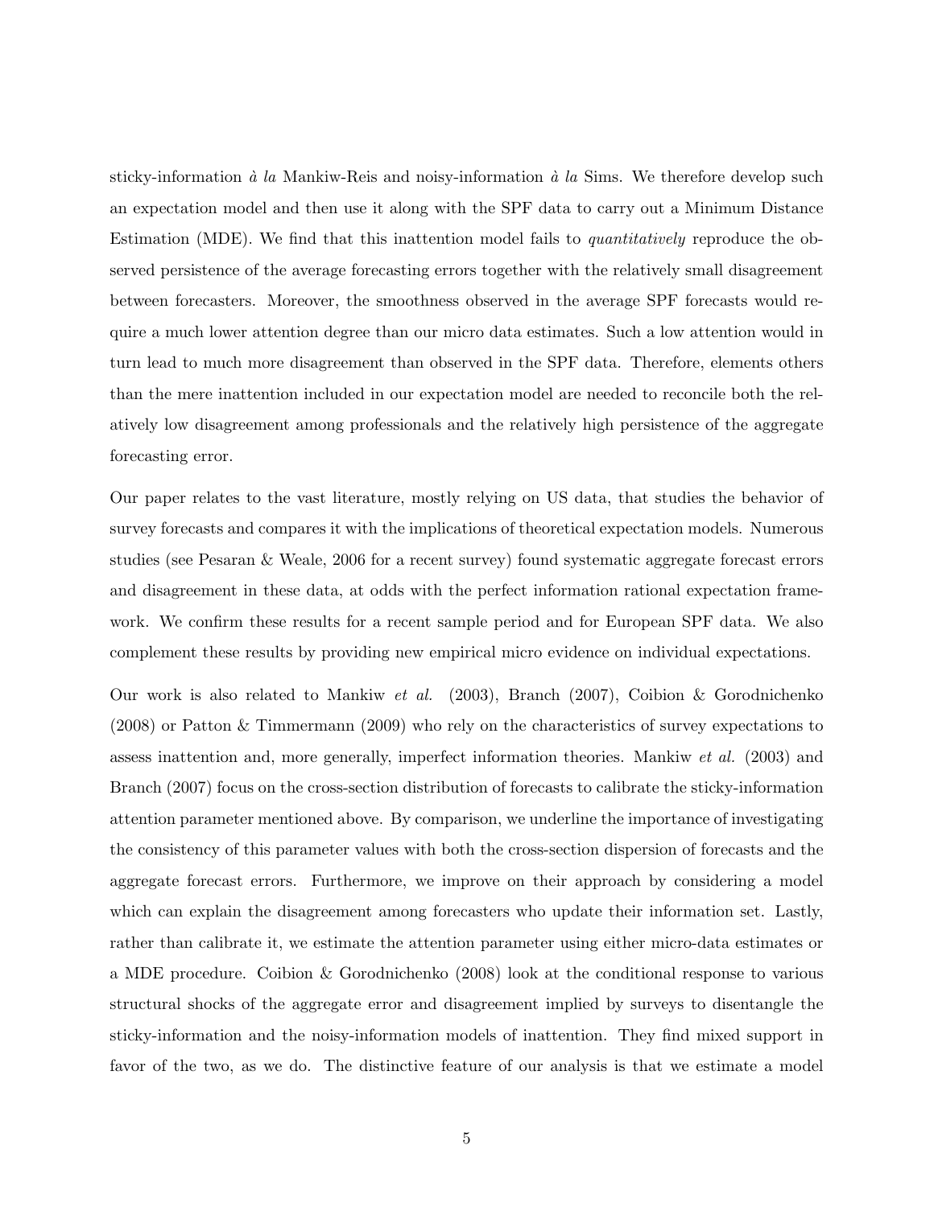sticky-information *à la* Mankiw-Reis and noisy-information *à la* Sims. We therefore develop such an expectation model and then use it along with the SPF data to carry out a Minimum Distance Estimation (MDE). We find that this inattention model fails to *quantitatively* reproduce the observed persistence of the average forecasting errors together with the relatively small disagreement between forecasters. Moreover, the smoothness observed in the average SPF forecasts would require a much lower attention degree than our micro data estimates. Such a low attention would in turn lead to much more disagreement than observed in the SPF data. Therefore, elements others than the mere inattention included in our expectation model are needed to reconcile both the relatively low disagreement among professionals and the relatively high persistence of the aggregate forecasting error.

Our paper relates to the vast literature, mostly relying on US data, that studies the behavior of survey forecasts and compares it with the implications of theoretical expectation models. Numerous studies (see Pesaran & Weale, 2006 for a recent survey) found systematic aggregate forecast errors and disagreement in these data, at odds with the perfect information rational expectation framework. We confirm these results for a recent sample period and for European SPF data. We also complement these results by providing new empirical micro evidence on individual expectations.

Our work is also related to Mankiw *et al.* (2003), Branch (2007), Coibion & Gorodnichenko (2008) or Patton & Timmermann (2009) who rely on the characteristics of survey expectations to assess inattention and, more generally, imperfect information theories. Mankiw *et al.* (2003) and Branch (2007) focus on the cross-section distribution of forecasts to calibrate the sticky-information attention parameter mentioned above. By comparison, we underline the importance of investigating the consistency of this parameter values with both the cross-section dispersion of forecasts and the aggregate forecast errors. Furthermore, we improve on their approach by considering a model which can explain the disagreement among forecasters who update their information set. Lastly, rather than calibrate it, we estimate the attention parameter using either micro-data estimates or a MDE procedure. Coibion & Gorodnichenko (2008) look at the conditional response to various structural shocks of the aggregate error and disagreement implied by surveys to disentangle the sticky-information and the noisy-information models of inattention. They find mixed support in favor of the two, as we do. The distinctive feature of our analysis is that we estimate a model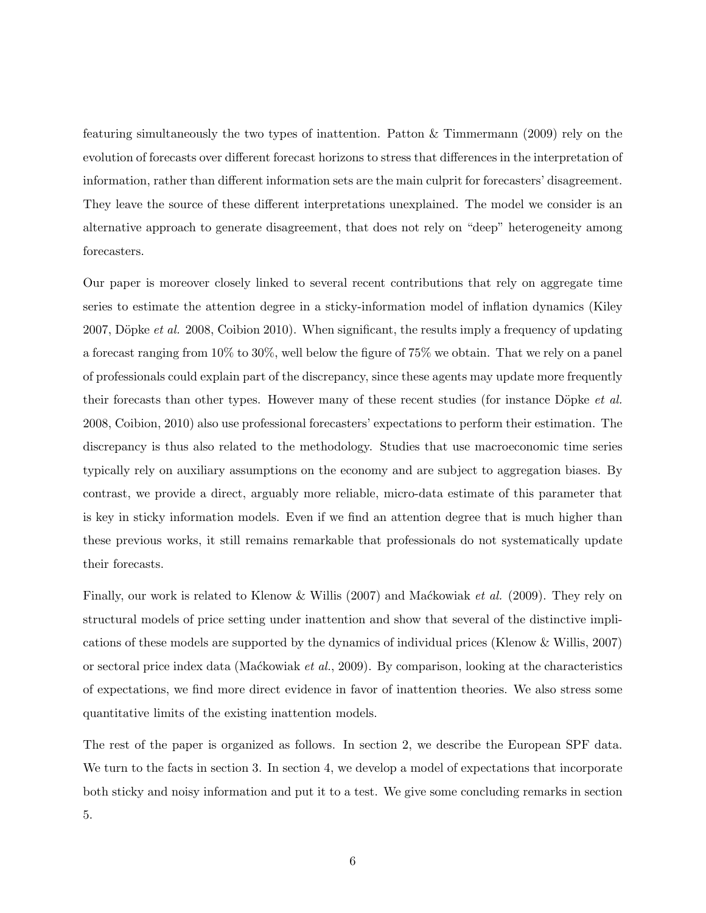featuring simultaneously the two types of inattention. Patton & Timmermann (2009) rely on the evolution of forecasts over different forecast horizons to stress that differences in the interpretation of information, rather than different information sets are the main culprit for forecasters' disagreement. They leave the source of these different interpretations unexplained. The model we consider is an alternative approach to generate disagreement, that does not rely on "deep" heterogeneity among forecasters.

Our paper is moreover closely linked to several recent contributions that rely on aggregate time series to estimate the attention degree in a sticky-information model of inflation dynamics (Kiley 2007, Döpke *et al.* 2008, Coibion 2010). When significant, the results imply a frequency of updating a forecast ranging from 10% to 30%, well below the figure of 75% we obtain. That we rely on a panel of professionals could explain part of the discrepancy, since these agents may update more frequently their forecasts than other types. However many of these recent studies (for instance Döpke *et al.* 2008, Coibion, 2010) also use professional forecasters' expectations to perform their estimation. The discrepancy is thus also related to the methodology. Studies that use macroeconomic time series typically rely on auxiliary assumptions on the economy and are subject to aggregation biases. By contrast, we provide a direct, arguably more reliable, micro-data estimate of this parameter that is key in sticky information models. Even if we find an attention degree that is much higher than these previous works, it still remains remarkable that professionals do not systematically update their forecasts.

Finally, our work is related to Klenow & Willis (2007) and Maćkowiak *et al.* (2009). They rely on structural models of price setting under inattention and show that several of the distinctive implications of these models are supported by the dynamics of individual prices (Klenow & Willis, 2007) or sectoral price index data (Maćkowiak *et al.*, 2009). By comparison, looking at the characteristics of expectations, we find more direct evidence in favor of inattention theories. We also stress some quantitative limits of the existing inattention models.

The rest of the paper is organized as follows. In section 2, we describe the European SPF data. We turn to the facts in section 3. In section 4, we develop a model of expectations that incorporate both sticky and noisy information and put it to a test. We give some concluding remarks in section 5.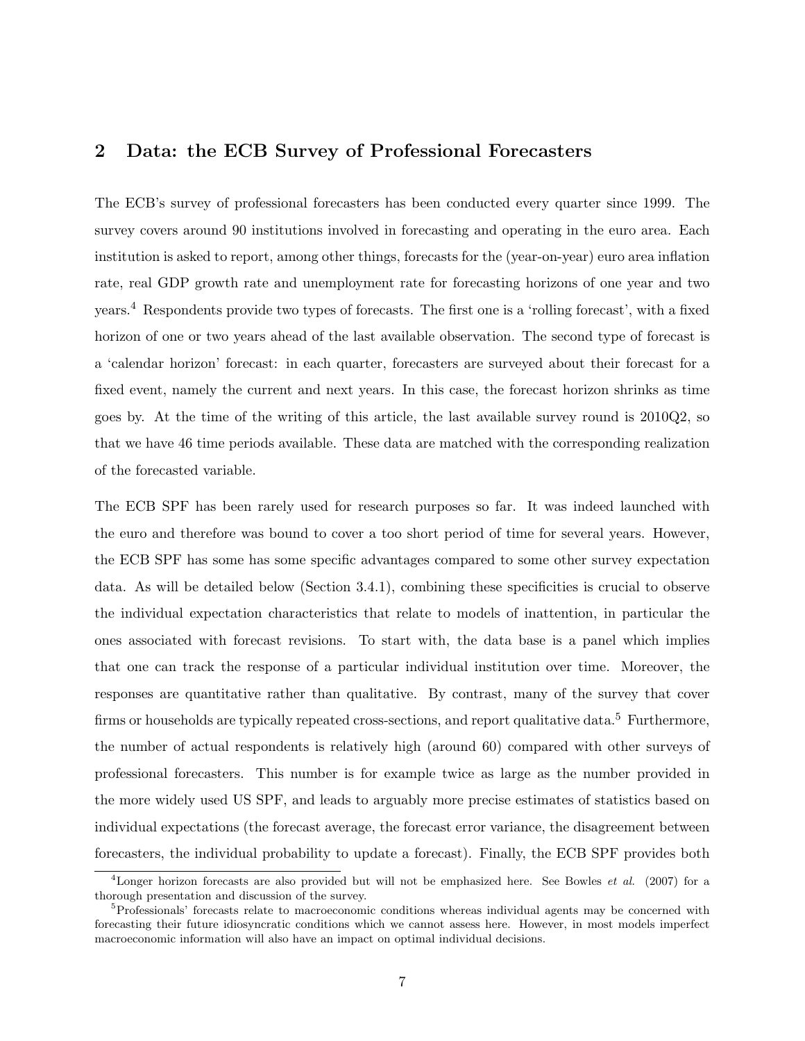## 2 Data: the ECB Survey of Professional Forecasters

The ECB's survey of professional forecasters has been conducted every quarter since 1999. The survey covers around 90 institutions involved in forecasting and operating in the euro area. Each institution is asked to report, among other things, forecasts for the (year-on-year) euro area inflation rate, real GDP growth rate and unemployment rate for forecasting horizons of one year and two years.[4] Respondents provide two types of forecasts. The first one is a 'rolling forecast', with a fixed horizon of one or two years ahead of the last available observation. The second type of forecast is a 'calendar horizon' forecast: in each quarter, forecasters are surveyed about their forecast for a fixed event, namely the current and next years. In this case, the forecast horizon shrinks as time goes by. At the time of the writing of this article, the last available survey round is 2010Q2, so that we have 46 time periods available. These data are matched with the corresponding realization of the forecasted variable.

The ECB SPF has been rarely used for research purposes so far. It was indeed launched with the euro and therefore was bound to cover a too short period of time for several years. However, the ECB SPF has some has some specific advantages compared to some other survey expectation data. As will be detailed below (Section 3.4.1), combining these specificities is crucial to observe the individual expectation characteristics that relate to models of inattention, in particular the ones associated with forecast revisions. To start with, the data base is a panel which implies that one can track the response of a particular individual institution over time. Moreover, the responses are quantitative rather than qualitative. By contrast, many of the survey that cover firms or households are typically repeated cross-sections, and report qualitative data.[5] Furthermore, the number of actual respondents is relatively high (around 60) compared with other surveys of professional forecasters. This number is for example twice as large as the number provided in the more widely used US SPF, and leads to arguably more precise estimates of statistics based on individual expectations (the forecast average, the forecast error variance, the disagreement between forecasters, the individual probability to update a forecast). Finally, the ECB SPF provides both

[4] Longer horizon forecasts are also provided but will not be emphasized here. See Bowles *et al.* (2007) for a thorough presentation and discussion of the survey.

[5] Professionals' forecasts relate to macroeconomic conditions whereas individual agents may be concerned with forecasting their future idiosyncratic conditions which we cannot assess here. However, in most models imperfect macroeconomic information will also have an impact on optimal individual decisions.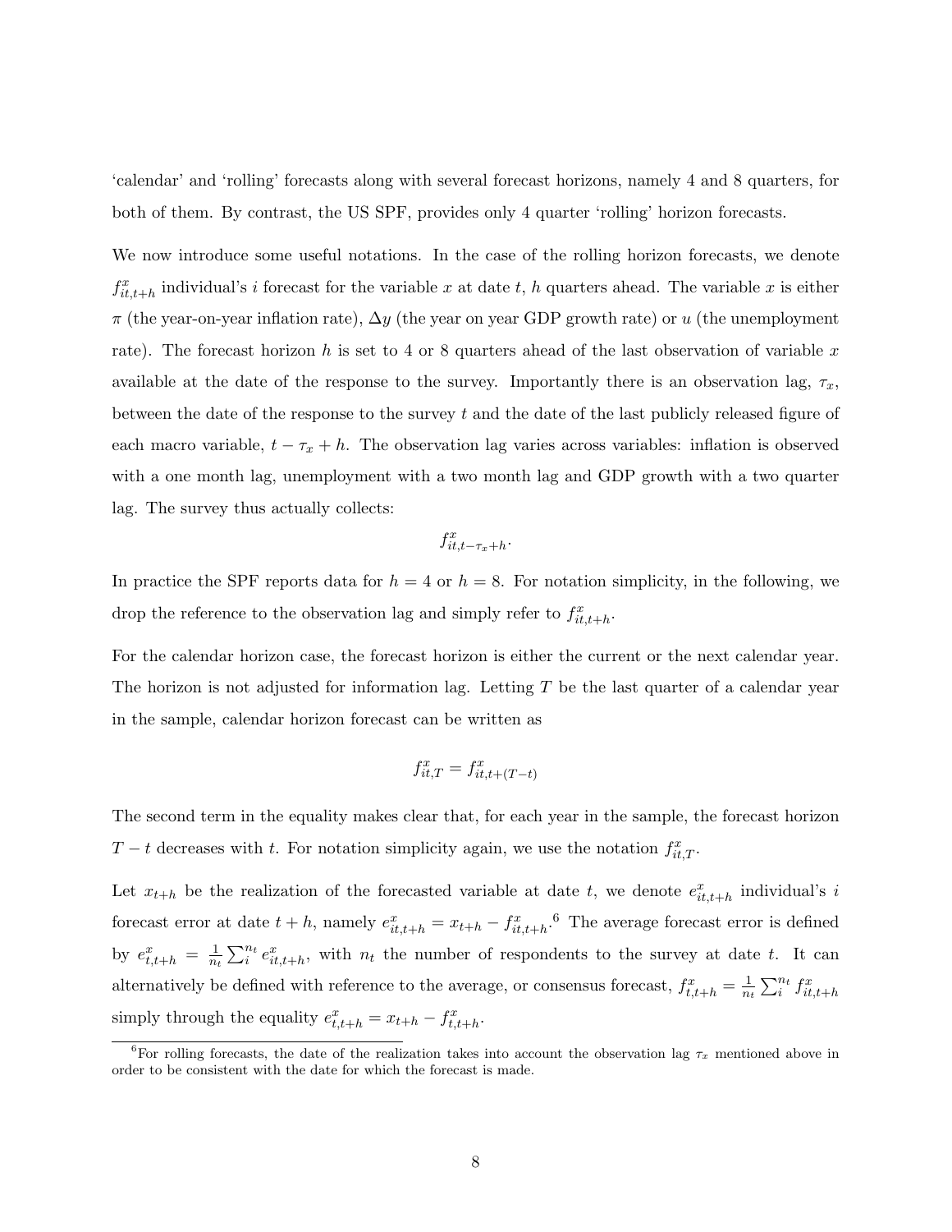'calendar' and 'rolling' forecasts along with several forecast horizons, namely 4 and 8 quarters, for both of them. By contrast, the US SPF, provides only 4 quarter 'rolling' horizon forecasts.

We now introduce some useful notations. In the case of the rolling horizon forecasts, we denote $f^x_{it,t+h}$ individual's $i$ forecast for the variable $x$ at date $t$, $h$ quarters ahead. The variable $x$ is either $\pi$ (the year-on-year inflation rate), $\Delta y$ (the year on year GDP growth rate) or $u$ (the unemployment rate). The forecast horizon $h$ is set to 4 or 8 quarters ahead of the last observation of variable $x$ available at the date of the response to the survey. Importantly there is an observation lag, $\tau_x$, between the date of the response to the survey $t$ and the date of the last publicly released figure of each macro variable, $t - \tau_x + h$. The observation lag varies across variables: inflation is observed with a one month lag, unemployment with a two month lag and GDP growth with a two quarter lag. The survey thus actually collects:

$$f^x_{it,t-\tau_x+h}.$$

In practice the SPF reports data for $h = 4$ or $h = 8$. For notation simplicity, in the following, we drop the reference to the observation lag and simply refer to $f^x_{it,t+h}$.

For the calendar horizon case, the forecast horizon is either the current or the next calendar year. The horizon is not adjusted for information lag. Letting $T$ be the last quarter of a calendar year in the sample, calendar horizon forecast can be written as

$$f^x_{it,T} = f^x_{it,t+(T-t)}$$

The second term in the equality makes clear that, for each year in the sample, the forecast horizon $T - t$ decreases with $t$. For notation simplicity again, we use the notation $f^x_{it,T}$.

Let $x_{t+h}$ be the realization of the forecasted variable at date $t$, we denote $e^x_{it,t+h}$ individual's $i$ forecast error at date $t + h$, namely $e^x_{it,t+h} = x_{t+h} - f^x_{it,t+h}$.[6] The average forecast error is defined by $e^x_{t,t+h} = \frac{1}{n_t}\sum_i^{n_t} e^x_{it,t+h}$, with $n_t$ the number of respondents to the survey at date $t$. It can alternatively be defined with reference to the average, or consensus forecast, $f^x_{t,t+h} = \frac{1}{n_t}\sum_i^{n_t} f^x_{it,t+h}$ simply through the equality $e^x_{t,t+h} = x_{t+h} - f^x_{t,t+h}$.

[6] For rolling forecasts, the date of the realization takes into account the observation lag $\tau_x$ mentioned above in order to be consistent with the date for which the forecast is made.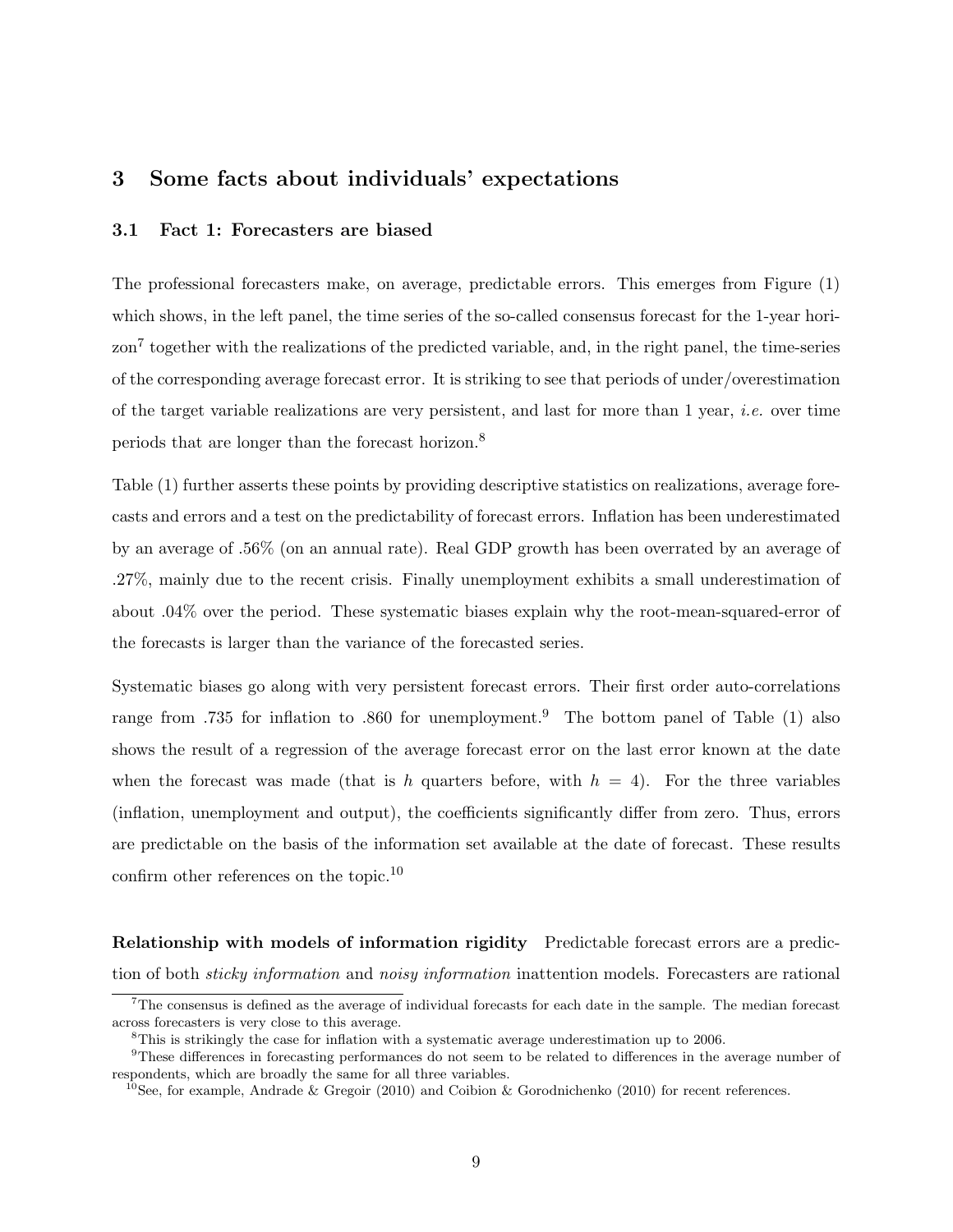## 3 Some facts about individuals' expectations

### 3.1 Fact 1: Forecasters are biased

The professional forecasters make, on average, predictable errors. This emerges from Figure (1) which shows, in the left panel, the time series of the so-called consensus forecast for the 1-year horizon[7] together with the realizations of the predicted variable, and, in the right panel, the time-series of the corresponding average forecast error. It is striking to see that periods of under/overestimation of the target variable realizations are very persistent, and last for more than 1 year, *i.e.* over time periods that are longer than the forecast horizon.[8]

Table (1) further asserts these points by providing descriptive statistics on realizations, average forecasts and errors and a test on the predictability of forecast errors. Inflation has been underestimated by an average of .56% (on an annual rate). Real GDP growth has been overrated by an average of .27%, mainly due to the recent crisis. Finally unemployment exhibits a small underestimation of about .04% over the period. These systematic biases explain why the root-mean-squared-error of the forecasts is larger than the variance of the forecasted series.

Systematic biases go along with very persistent forecast errors. Their first order auto-correlations range from .735 for inflation to .860 for unemployment.[9] The bottom panel of Table (1) also shows the result of a regression of the average forecast error on the last error known at the date when the forecast was made (that is $h$ quarters before, with $h = 4$). For the three variables (inflation, unemployment and output), the coefficients significantly differ from zero. Thus, errors are predictable on the basis of the information set available at the date of forecast. These results confirm other references on the topic.[10]

**Relationship with models of information rigidity** Predictable forecast errors are a prediction of both *sticky information* and *noisy information* inattention models. Forecasters are rational

[7] The consensus is defined as the average of individual forecasts for each date in the sample. The median forecast across forecasters is very close to this average.

[8] This is strikingly the case for inflation with a systematic average underestimation up to 2006.

[9] These differences in forecasting performances do not seem to be related to differences in the average number of respondents, which are broadly the same for all three variables.

[10] See, for example, Andrade & Gregoir (2010) and Coibion & Gorodnichenko (2010) for recent references.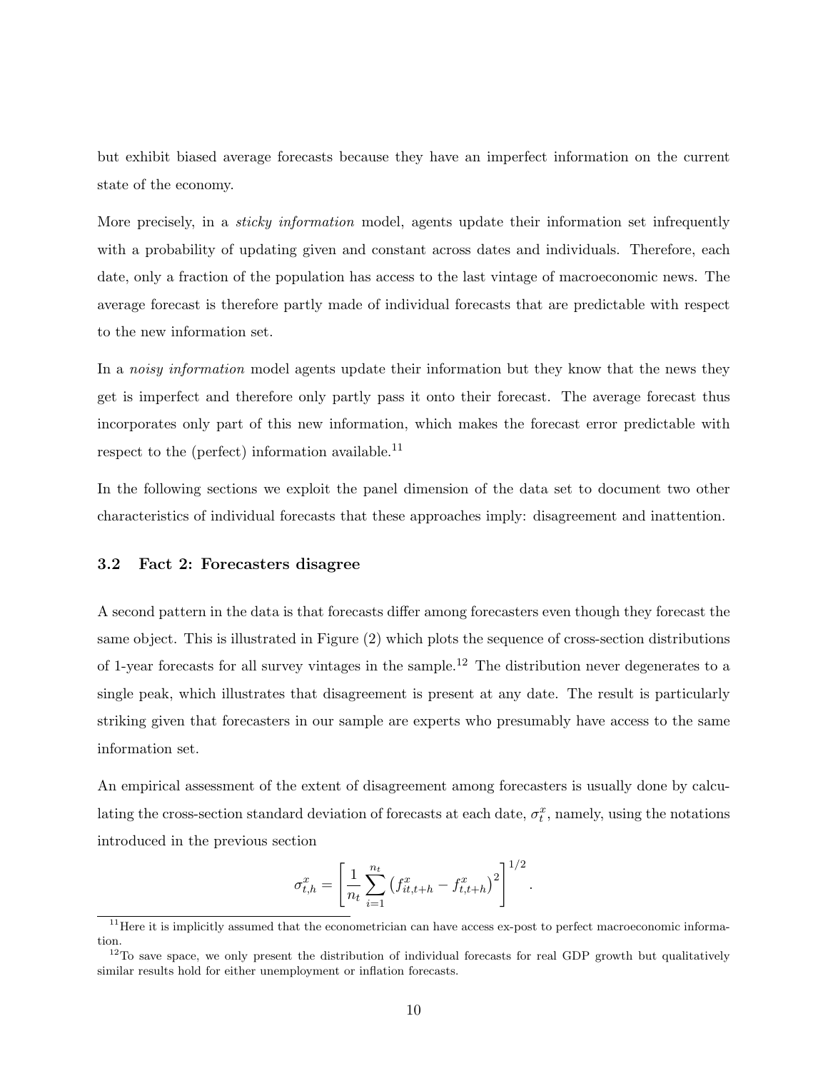but exhibit biased average forecasts because they have an imperfect information on the current state of the economy.

More precisely, in a *sticky information* model, agents update their information set infrequently with a probability of updating given and constant across dates and individuals. Therefore, each date, only a fraction of the population has access to the last vintage of macroeconomic news. The average forecast is therefore partly made of individual forecasts that are predictable with respect to the new information set.

In a *noisy information* model agents update their information but they know that the news they get is imperfect and therefore only partly pass it onto their forecast. The average forecast thus incorporates only part of this new information, which makes the forecast error predictable with respect to the (perfect) information available.[11]

In the following sections we exploit the panel dimension of the data set to document two other characteristics of individual forecasts that these approaches imply: disagreement and inattention.

### 3.2 Fact 2: Forecasters disagree

A second pattern in the data is that forecasts differ among forecasters even though they forecast the same object. This is illustrated in Figure (2) which plots the sequence of cross-section distributions of 1-year forecasts for all survey vintages in the sample.[12] The distribution never degenerates to a single peak, which illustrates that disagreement is present at any date. The result is particularly striking given that forecasters in our sample are experts who presumably have access to the same information set.

An empirical assessment of the extent of disagreement among forecasters is usually done by calculating the cross-section standard deviation of forecasts at each date, $\sigma_t^x$, namely, using the notations introduced in the previous section

$$\sigma_{t,h}^x = \left[ \frac{1}{n_t} \sum_{i=1}^{n_t} \left( f_{it,t+h}^x - f_{t,t+h}^x \right)^2 \right]^{1/2}.$$

[11] Here it is implicitly assumed that the econometrician can have access ex-post to perfect macroeconomic information.

[12] To save space, we only present the distribution of individual forecasts for real GDP growth but qualitatively similar results hold for either unemployment or inflation forecasts.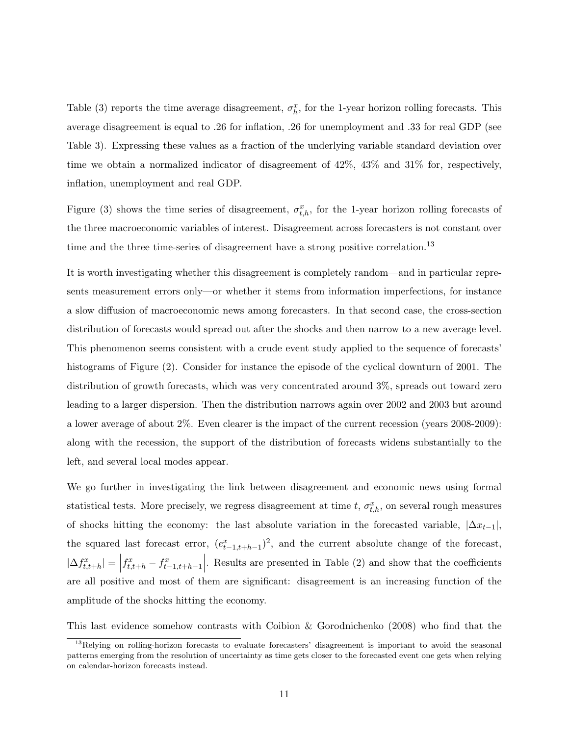Table (3) reports the time average disagreement, $\sigma_h^x$, for the 1-year horizon rolling forecasts. This average disagreement is equal to .26 for inflation, .26 for unemployment and .33 for real GDP (see Table 3). Expressing these values as a fraction of the underlying variable standard deviation over time we obtain a normalized indicator of disagreement of 42%, 43% and 31% for, respectively, inflation, unemployment and real GDP.

Figure (3) shows the time series of disagreement, $\sigma_{t,h}^x$, for the 1-year horizon rolling forecasts of the three macroeconomic variables of interest. Disagreement across forecasters is not constant over time and the three time-series of disagreement have a strong positive correlation.[13]

It is worth investigating whether this disagreement is completely random—and in particular represents measurement errors only—or whether it stems from information imperfections, for instance a slow diffusion of macroeconomic news among forecasters. In that second case, the cross-section distribution of forecasts would spread out after the shocks and then narrow to a new average level. This phenomenon seems consistent with a crude event study applied to the sequence of forecasts' histograms of Figure (2). Consider for instance the episode of the cyclical downturn of 2001. The distribution of growth forecasts, which was very concentrated around 3%, spreads out toward zero leading to a larger dispersion. Then the distribution narrows again over 2002 and 2003 but around a lower average of about 2%. Even clearer is the impact of the current recession (years 2008-2009): along with the recession, the support of the distribution of forecasts widens substantially to the left, and several local modes appear.

We go further in investigating the link between disagreement and economic news using formal statistical tests. More precisely, we regress disagreement at time $t$, $\sigma_{t,h}^x$, on several rough measures of shocks hitting the economy: the last absolute variation in the forecasted variable, $|\Delta x_{t-1}|$, the squared last forecast error, $(e_{t-1,t+h-1}^x)^2$, and the current absolute change of the forecast, $|\Delta f_{t,t+h}^x| = \left| f_{t,t+h}^x - f_{t-1,t+h-1}^x \right|$. Results are presented in Table (2) and show that the coefficients are all positive and most of them are significant: disagreement is an increasing function of the amplitude of the shocks hitting the economy.

This last evidence somehow contrasts with Coibion & Gorodnichenko (2008) who find that the

[13] Relying on rolling-horizon forecasts to evaluate forecasters' disagreement is important to avoid the seasonal patterns emerging from the resolution of uncertainty as time gets closer to the forecasted event one gets when relying on calendar-horizon forecasts instead.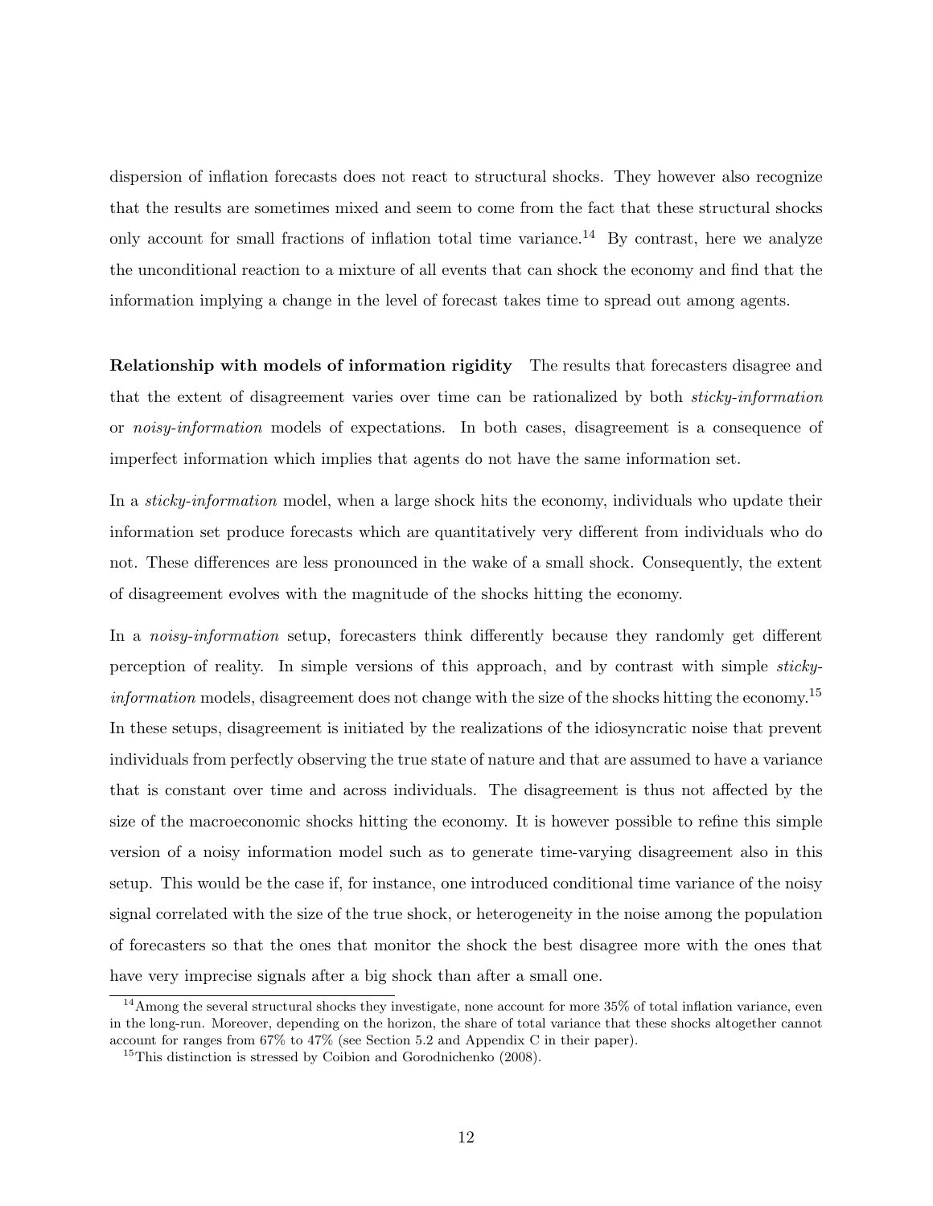dispersion of inflation forecasts does not react to structural shocks. They however also recognize that the results are sometimes mixed and seem to come from the fact that these structural shocks only account for small fractions of inflation total time variance.[14] By contrast, here we analyze the unconditional reaction to a mixture of all events that can shock the economy and find that the information implying a change in the level of forecast takes time to spread out among agents.

**Relationship with models of information rigidity** The results that forecasters disagree and that the extent of disagreement varies over time can be rationalized by both *sticky-information* or *noisy-information* models of expectations. In both cases, disagreement is a consequence of imperfect information which implies that agents do not have the same information set.

In a *sticky-information* model, when a large shock hits the economy, individuals who update their information set produce forecasts which are quantitatively very different from individuals who do not. These differences are less pronounced in the wake of a small shock. Consequently, the extent of disagreement evolves with the magnitude of the shocks hitting the economy.

In a *noisy-information* setup, forecasters think differently because they randomly get different perception of reality. In simple versions of this approach, and by contrast with simple *sticky-information* models, disagreement does not change with the size of the shocks hitting the economy.[15] In these setups, disagreement is initiated by the realizations of the idiosyncratic noise that prevent individuals from perfectly observing the true state of nature and that are assumed to have a variance that is constant over time and across individuals. The disagreement is thus not affected by the size of the macroeconomic shocks hitting the economy. It is however possible to refine this simple version of a noisy information model such as to generate time-varying disagreement also in this setup. This would be the case if, for instance, one introduced conditional time variance of the noisy signal correlated with the size of the true shock, or heterogeneity in the noise among the population of forecasters so that the ones that monitor the shock the best disagree more with the ones that have very imprecise signals after a big shock than after a small one.

[14] Among the several structural shocks they investigate, none account for more 35% of total inflation variance, even in the long-run. Moreover, depending on the horizon, the share of total variance that these shocks altogether cannot account for ranges from 67% to 47% (see Section 5.2 and Appendix C in their paper).

[15] This distinction is stressed by Coibion and Gorodnichenko (2008).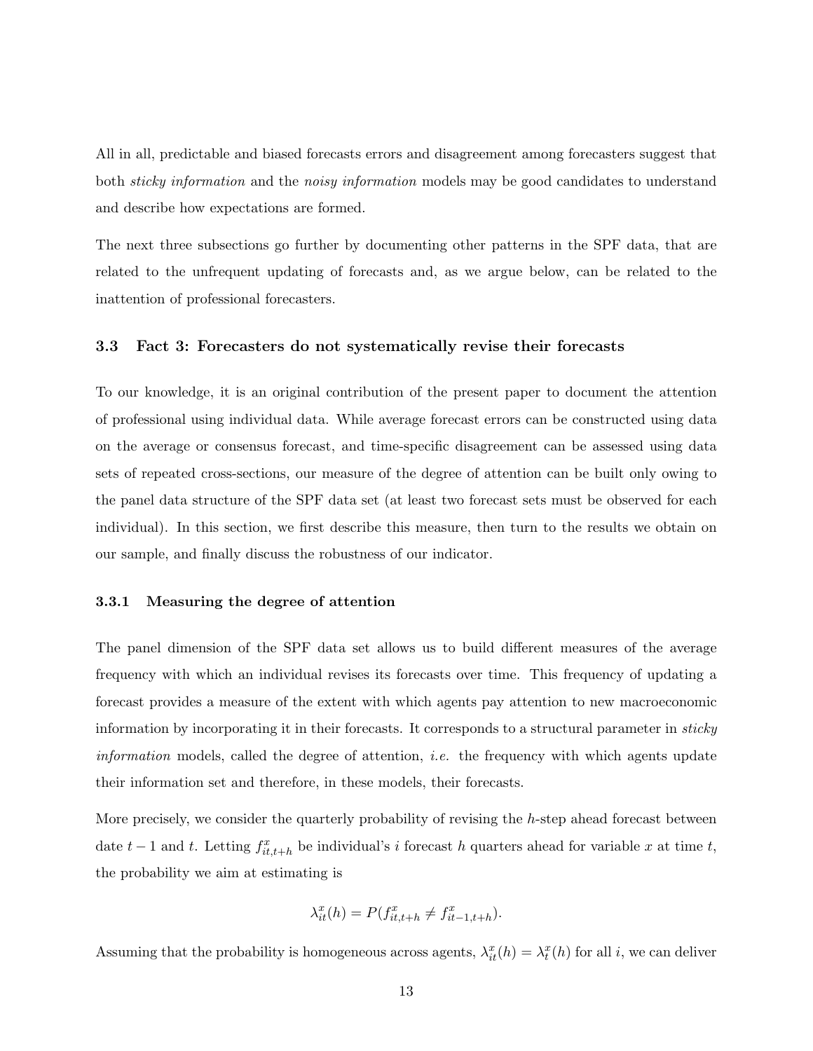All in all, predictable and biased forecasts errors and disagreement among forecasters suggest that both *sticky information* and the *noisy information* models may be good candidates to understand and describe how expectations are formed.

The next three subsections go further by documenting other patterns in the SPF data, that are related to the unfrequent updating of forecasts and, as we argue below, can be related to the inattention of professional forecasters.

### 3.3 Fact 3: Forecasters do not systematically revise their forecasts

To our knowledge, it is an original contribution of the present paper to document the attention of professional using individual data. While average forecast errors can be constructed using data on the average or consensus forecast, and time-specific disagreement can be assessed using data sets of repeated cross-sections, our measure of the degree of attention can be built only owing to the panel data structure of the SPF data set (at least two forecast sets must be observed for each individual). In this section, we first describe this measure, then turn to the results we obtain on our sample, and finally discuss the robustness of our indicator.

#### 3.3.1 Measuring the degree of attention

The panel dimension of the SPF data set allows us to build different measures of the average frequency with which an individual revises its forecasts over time. This frequency of updating a forecast provides a measure of the extent with which agents pay attention to new macroeconomic information by incorporating it in their forecasts. It corresponds to a structural parameter in *sticky information* models, called the degree of attention, *i.e.* the frequency with which agents update their information set and therefore, in these models, their forecasts.

More precisely, we consider the quarterly probability of revising the $h$-step ahead forecast between date $t-1$ and $t$. Letting $f^x_{it,t+h}$ be individual's $i$ forecast $h$ quarters ahead for variable $x$ at time $t$, the probability we aim at estimating is

$$\lambda^x_{it}(h) = P(f^x_{it,t+h} \neq f^x_{it-1,t+h}).$$

Assuming that the probability is homogeneous across agents, $\lambda^x_{it}(h) = \lambda^x_t(h)$ for all $i$, we can deliver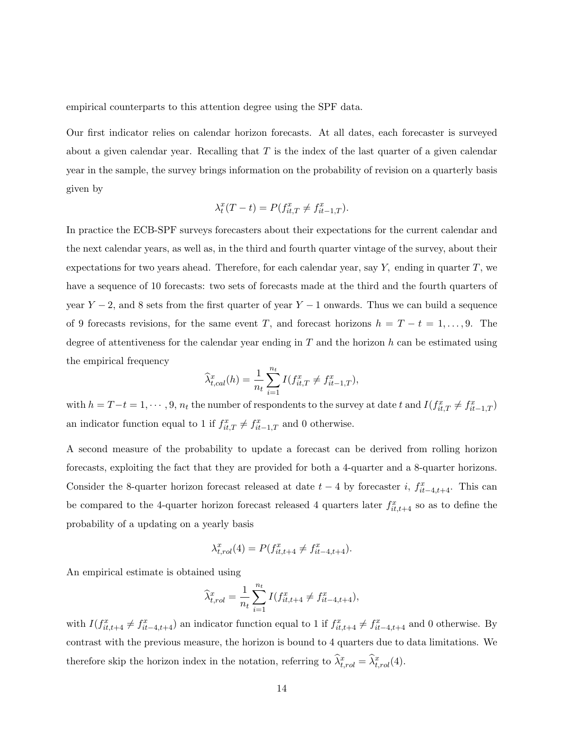empirical counterparts to this attention degree using the SPF data.

Our first indicator relies on calendar horizon forecasts. At all dates, each forecaster is surveyed about a given calendar year. Recalling that $T$ is the index of the last quarter of a given calendar year in the sample, the survey brings information on the probability of revision on a quarterly basis given by

$$\lambda_t^x(T-t) = P(f_{it,T}^x \neq f_{it-1,T}^x).$$

In practice the ECB-SPF surveys forecasters about their expectations for the current calendar and the next calendar years, as well as, in the third and fourth quarter vintage of the survey, about their expectations for two years ahead. Therefore, for each calendar year, say $Y$, ending in quarter $T$, we have a sequence of 10 forecasts: two sets of forecasts made at the third and the fourth quarters of year $Y-2$, and 8 sets from the first quarter of year $Y-1$ onwards. Thus we can build a sequence of 9 forecasts revisions, for the same event $T$, and forecast horizons $h = T - t = 1, \ldots, 9$. The degree of attentiveness for the calendar year ending in $T$ and the horizon $h$ can be estimated using the empirical frequency

$$\widehat{\lambda}_{t,cal}^x(h) = \frac{1}{n_t} \sum_{i=1}^{n_t} I(f_{it,T}^x \neq f_{it-1,T}^x),$$

with $h = T-t = 1, \cdots, 9$, $n_t$ the number of respondents to the survey at date $t$ and $I(f_{it,T}^x \neq f_{it-1,T}^x)$ an indicator function equal to 1 if $f_{it,T}^x \neq f_{it-1,T}^x$ and 0 otherwise.

A second measure of the probability to update a forecast can be derived from rolling horizon forecasts, exploiting the fact that they are provided for both a 4-quarter and a 8-quarter horizons. Consider the 8-quarter horizon forecast released at date $t-4$ by forecaster $i$, $f_{it-4,t+4}^x$. This can be compared to the 4-quarter horizon forecast released 4 quarters later $f_{it,t+4}^x$ so as to define the probability of a updating on a yearly basis

$$\lambda_{t,rol}^x(4) = P(f_{it,t+4}^x \neq f_{it-4,t+4}^x).$$

An empirical estimate is obtained using

$$\widehat{\lambda}_{t,rol}^x = \frac{1}{n_t} \sum_{i=1}^{n_t} I(f_{it,t+4}^x \neq f_{it-4,t+4}^x),$$

with $I(f_{it,t+4}^x \neq f_{it-4,t+4}^x)$ an indicator function equal to 1 if $f_{it,t+4}^x \neq f_{it-4,t+4}^x$ and 0 otherwise. By contrast with the previous measure, the horizon is bound to 4 quarters due to data limitations. We therefore skip the horizon index in the notation, referring to $\widehat{\lambda}_{t,rol}^x = \widehat{\lambda}_{t,rol}^x(4)$.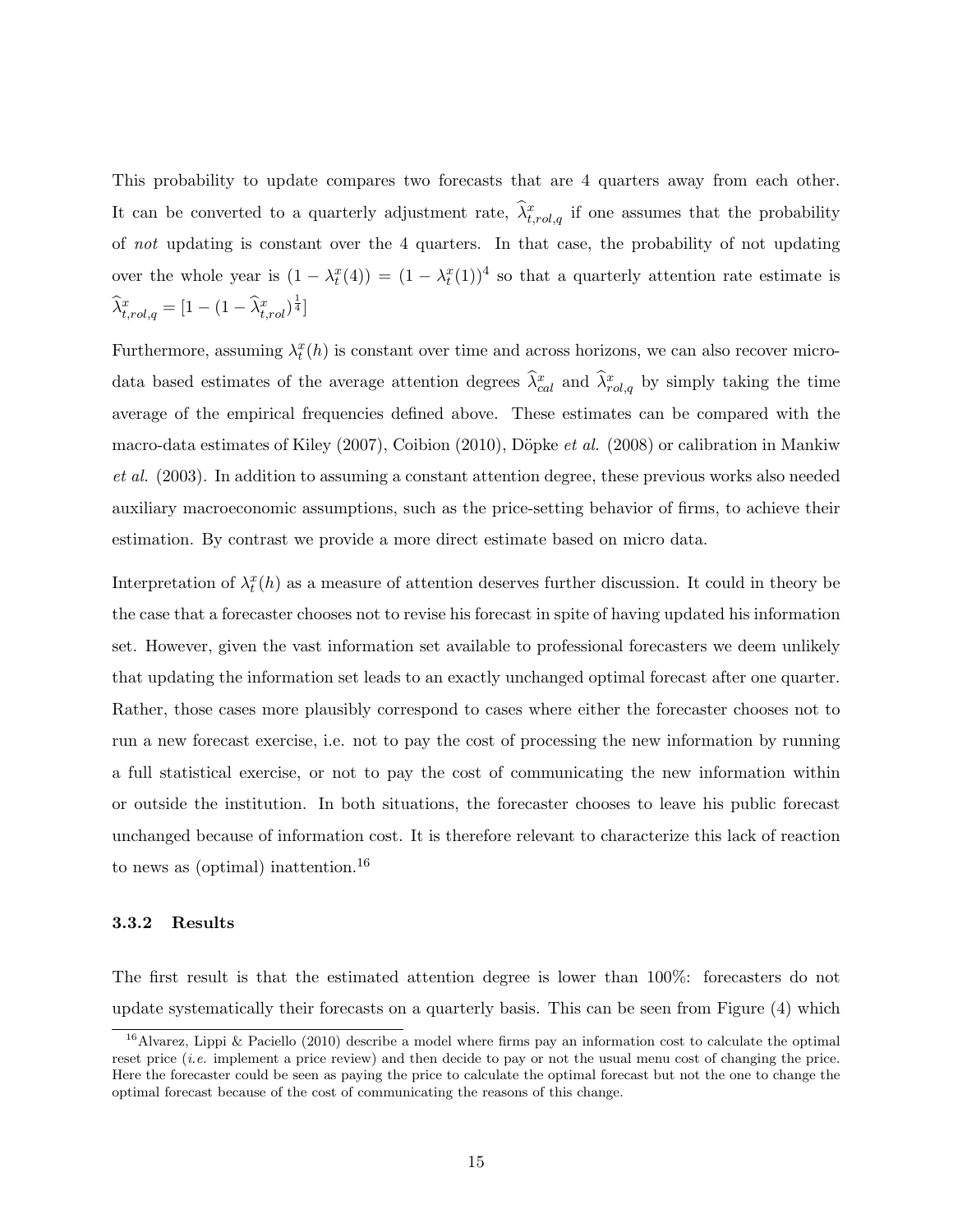This probability to update compares two forecasts that are 4 quarters away from each other. It can be converted to a quarterly adjustment rate, $\widehat{\lambda}^x_{t,rol,q}$ if one assumes that the probability of *not* updating is constant over the 4 quarters. In that case, the probability of not updating over the whole year is $(1 - \lambda^x_t(4)) = (1 - \lambda^x_t(1))^4$ so that a quarterly attention rate estimate is $\widehat{\lambda}^x_{t,rol,q} = [1 - (1 - \widehat{\lambda}^x_{t,rol})^{\frac{1}{4}}]$

Furthermore, assuming $\lambda^x_t(h)$ is constant over time and across horizons, we can also recover micro-data based estimates of the average attention degrees $\widehat{\lambda}^x_{cal}$ and $\widehat{\lambda}^x_{rol,q}$ by simply taking the time average of the empirical frequencies defined above. These estimates can be compared with the macro-data estimates of Kiley (2007), Coibion (2010), Döpke *et al.* (2008) or calibration in Mankiw *et al.* (2003). In addition to assuming a constant attention degree, these previous works also needed auxiliary macroeconomic assumptions, such as the price-setting behavior of firms, to achieve their estimation. By contrast we provide a more direct estimate based on micro data.

Interpretation of $\lambda^x_t(h)$ as a measure of attention deserves further discussion. It could in theory be the case that a forecaster chooses not to revise his forecast in spite of having updated his information set. However, given the vast information set available to professional forecasters we deem unlikely that updating the information set leads to an exactly unchanged optimal forecast after one quarter. Rather, those cases more plausibly correspond to cases where either the forecaster chooses not to run a new forecast exercise, i.e. not to pay the cost of processing the new information by running a full statistical exercise, or not to pay the cost of communicating the new information within or outside the institution. In both situations, the forecaster chooses to leave his public forecast unchanged because of information cost. It is therefore relevant to characterize this lack of reaction to news as (optimal) inattention.[16]

### 3.3.2 Results

The first result is that the estimated attention degree is lower than 100%: forecasters do not update systematically their forecasts on a quarterly basis. This can be seen from Figure (4) which

[16] Alvarez, Lippi & Paciello (2010) describe a model where firms pay an information cost to calculate the optimal reset price (*i.e.* implement a price review) and then decide to pay or not the usual menu cost of changing the price. Here the forecaster could be seen as paying the price to calculate the optimal forecast but not the one to change the optimal forecast because of the cost of communicating the reasons of this change.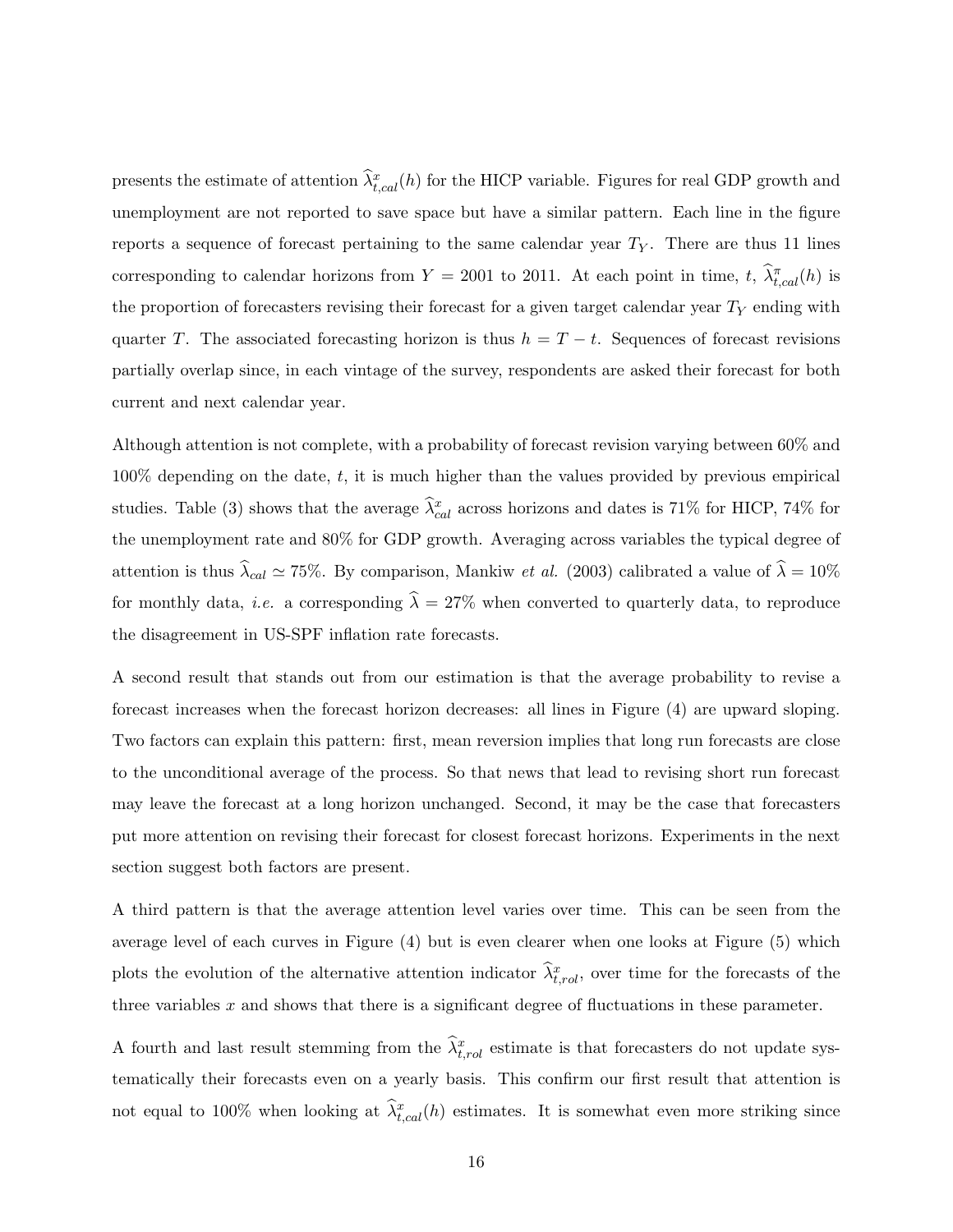presents the estimate of attention $\widehat{\lambda}^{x}_{t,cal}(h)$ for the HICP variable. Figures for real GDP growth and unemployment are not reported to save space but have a similar pattern. Each line in the figure reports a sequence of forecast pertaining to the same calendar year $T_Y$. There are thus 11 lines corresponding to calendar horizons from $Y = 2001$ to 2011. At each point in time, $t$, $\widehat{\lambda}^{\pi}_{t,cal}(h)$ is the proportion of forecasters revising their forecast for a given target calendar year $T_Y$ ending with quarter $T$. The associated forecasting horizon is thus $h = T - t$. Sequences of forecast revisions partially overlap since, in each vintage of the survey, respondents are asked their forecast for both current and next calendar year.

Although attention is not complete, with a probability of forecast revision varying between 60% and 100% depending on the date, $t$, it is much higher than the values provided by previous empirical studies. Table (3) shows that the average $\widehat{\lambda}^{x}_{cal}$ across horizons and dates is 71% for HICP, 74% for the unemployment rate and 80% for GDP growth. Averaging across variables the typical degree of attention is thus $\widehat{\lambda}_{cal} \simeq 75\%$. By comparison, Mankiw *et al.* (2003) calibrated a value of $\widehat{\lambda} = 10\%$ for monthly data, *i.e.* a corresponding $\widehat{\lambda} = 27\%$ when converted to quarterly data, to reproduce the disagreement in US-SPF inflation rate forecasts.

A second result that stands out from our estimation is that the average probability to revise a forecast increases when the forecast horizon decreases: all lines in Figure (4) are upward sloping. Two factors can explain this pattern: first, mean reversion implies that long run forecasts are close to the unconditional average of the process. So that news that lead to revising short run forecast may leave the forecast at a long horizon unchanged. Second, it may be the case that forecasters put more attention on revising their forecast for closest forecast horizons. Experiments in the next section suggest both factors are present.

A third pattern is that the average attention level varies over time. This can be seen from the average level of each curves in Figure (4) but is even clearer when one looks at Figure (5) which plots the evolution of the alternative attention indicator $\widehat{\lambda}^{x}_{t,rol}$, over time for the forecasts of the three variables $x$ and shows that there is a significant degree of fluctuations in these parameter.

A fourth and last result stemming from the $\widehat{\lambda}^{x}_{t,rol}$ estimate is that forecasters do not update systematically their forecasts even on a yearly basis. This confirm our first result that attention is not equal to 100% when looking at $\widehat{\lambda}^{x}_{t,cal}(h)$ estimates. It is somewhat even more striking since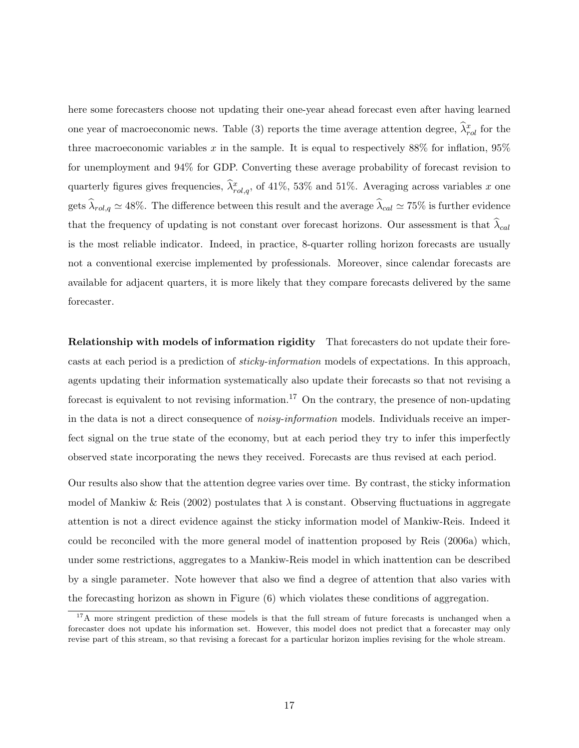here some forecasters choose not updating their one-year ahead forecast even after having learned one year of macroeconomic news. Table (3) reports the time average attention degree, $\widehat{\lambda}_{rol}^{x}$ for the three macroeconomic variables $x$ in the sample. It is equal to respectively 88% for inflation, 95% for unemployment and 94% for GDP. Converting these average probability of forecast revision to quarterly figures gives frequencies, $\widehat{\lambda}_{rol,q}^{x}$, of 41%, 53% and 51%. Averaging across variables $x$ one gets $\widehat{\lambda}_{rol,q} \simeq 48\%$. The difference between this result and the average $\widehat{\lambda}_{cal} \simeq 75\%$ is further evidence that the frequency of updating is not constant over forecast horizons. Our assessment is that $\widehat{\lambda}_{cal}$ is the most reliable indicator. Indeed, in practice, 8-quarter rolling horizon forecasts are usually not a conventional exercise implemented by professionals. Moreover, since calendar forecasts are available for adjacent quarters, it is more likely that they compare forecasts delivered by the same forecaster.

**Relationship with models of information rigidity** That forecasters do not update their forecasts at each period is a prediction of *sticky-information* models of expectations. In this approach, agents updating their information systematically also update their forecasts so that not revising a forecast is equivalent to not revising information.[17] On the contrary, the presence of non-updating in the data is not a direct consequence of *noisy-information* models. Individuals receive an imperfect signal on the true state of the economy, but at each period they try to infer this imperfectly observed state incorporating the news they received. Forecasts are thus revised at each period.

Our results also show that the attention degree varies over time. By contrast, the sticky information model of Mankiw & Reis (2002) postulates that $\lambda$ is constant. Observing fluctuations in aggregate attention is not a direct evidence against the sticky information model of Mankiw-Reis. Indeed it could be reconciled with the more general model of inattention proposed by Reis (2006a) which, under some restrictions, aggregates to a Mankiw-Reis model in which inattention can be described by a single parameter. Note however that also we find a degree of attention that also varies with the forecasting horizon as shown in Figure (6) which violates these conditions of aggregation.

[17] A more stringent prediction of these models is that the full stream of future forecasts is unchanged when a forecaster does not update his information set. However, this model does not predict that a forecaster may only revise part of this stream, so that revising a forecast for a particular horizon implies revising for the whole stream.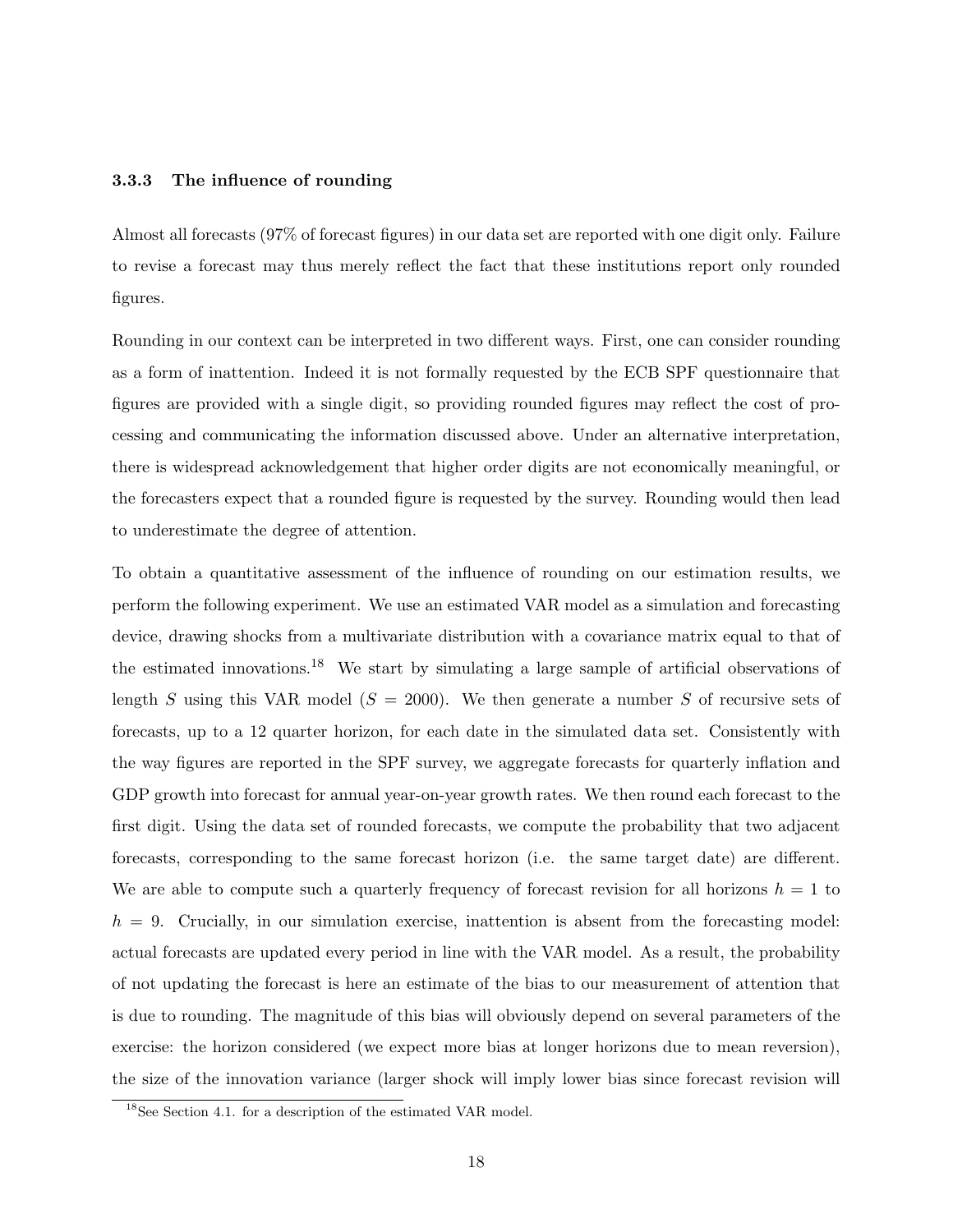### 3.3.3 The influence of rounding

Almost all forecasts (97% of forecast figures) in our data set are reported with one digit only. Failure to revise a forecast may thus merely reflect the fact that these institutions report only rounded figures.

Rounding in our context can be interpreted in two different ways. First, one can consider rounding as a form of inattention. Indeed it is not formally requested by the ECB SPF questionnaire that figures are provided with a single digit, so providing rounded figures may reflect the cost of processing and communicating the information discussed above. Under an alternative interpretation, there is widespread acknowledgement that higher order digits are not economically meaningful, or the forecasters expect that a rounded figure is requested by the survey. Rounding would then lead to underestimate the degree of attention.

To obtain a quantitative assessment of the influence of rounding on our estimation results, we perform the following experiment. We use an estimated VAR model as a simulation and forecasting device, drawing shocks from a multivariate distribution with a covariance matrix equal to that of the estimated innovations.[18] We start by simulating a large sample of artificial observations of length $S$ using this VAR model ($S = 2000$). We then generate a number $S$ of recursive sets of forecasts, up to a 12 quarter horizon, for each date in the simulated data set. Consistently with the way figures are reported in the SPF survey, we aggregate forecasts for quarterly inflation and GDP growth into forecast for annual year-on-year growth rates. We then round each forecast to the first digit. Using the data set of rounded forecasts, we compute the probability that two adjacent forecasts, corresponding to the same forecast horizon (i.e. the same target date) are different. We are able to compute such a quarterly frequency of forecast revision for all horizons $h = 1$ to $h = 9$. Crucially, in our simulation exercise, inattention is absent from the forecasting model: actual forecasts are updated every period in line with the VAR model. As a result, the probability of not updating the forecast is here an estimate of the bias to our measurement of attention that is due to rounding. The magnitude of this bias will obviously depend on several parameters of the exercise: the horizon considered (we expect more bias at longer horizons due to mean reversion), the size of the innovation variance (larger shock will imply lower bias since forecast revision will

[18] See Section 4.1. for a description of the estimated VAR model.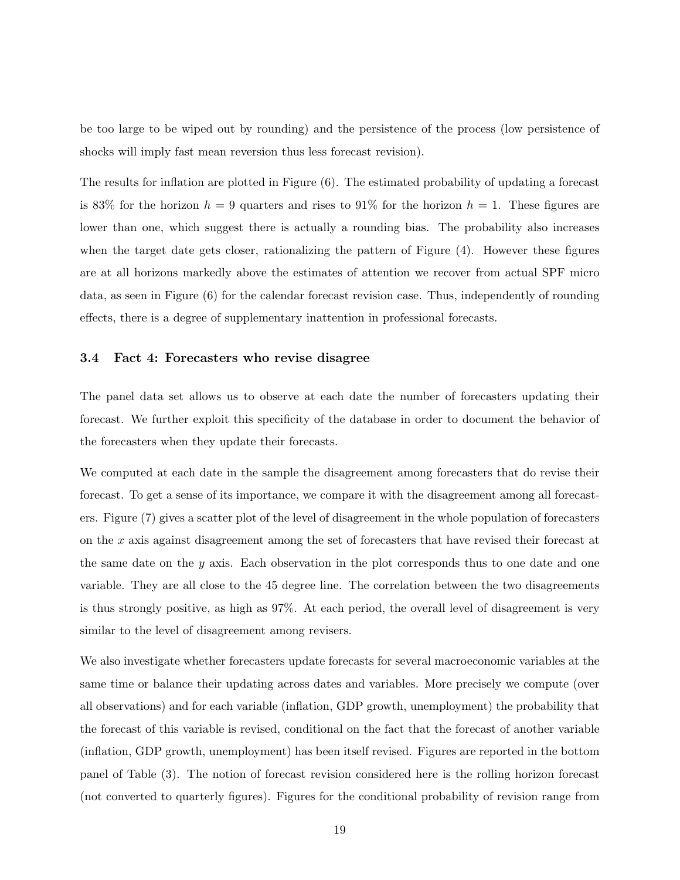be too large to be wiped out by rounding) and the persistence of the process (low persistence of shocks will imply fast mean reversion thus less forecast revision).

The results for inflation are plotted in Figure (6). The estimated probability of updating a forecast is 83% for the horizon $h = 9$ quarters and rises to 91% for the horizon $h = 1$. These figures are lower than one, which suggest there is actually a rounding bias. The probability also increases when the target date gets closer, rationalizing the pattern of Figure (4). However these figures are at all horizons markedly above the estimates of attention we recover from actual SPF micro data, as seen in Figure (6) for the calendar forecast revision case. Thus, independently of rounding effects, there is a degree of supplementary inattention in professional forecasts.

### 3.4 Fact 4: Forecasters who revise disagree

The panel data set allows us to observe at each date the number of forecasters updating their forecast. We further exploit this specificity of the database in order to document the behavior of the forecasters when they update their forecasts.

We computed at each date in the sample the disagreement among forecasters that do revise their forecast. To get a sense of its importance, we compare it with the disagreement among all forecasters. Figure (7) gives a scatter plot of the level of disagreement in the whole population of forecasters on the $x$ axis against disagreement among the set of forecasters that have revised their forecast at the same date on the $y$ axis. Each observation in the plot corresponds thus to one date and one variable. They are all close to the 45 degree line. The correlation between the two disagreements is thus strongly positive, as high as 97%. At each period, the overall level of disagreement is very similar to the level of disagreement among revisers.

We also investigate whether forecasters update forecasts for several macroeconomic variables at the same time or balance their updating across dates and variables. More precisely we compute (over all observations) and for each variable (inflation, GDP growth, unemployment) the probability that the forecast of this variable is revised, conditional on the fact that the forecast of another variable (inflation, GDP growth, unemployment) has been itself revised. Figures are reported in the bottom panel of Table (3). The notion of forecast revision considered here is the rolling horizon forecast (not converted to quarterly figures). Figures for the conditional probability of revision range from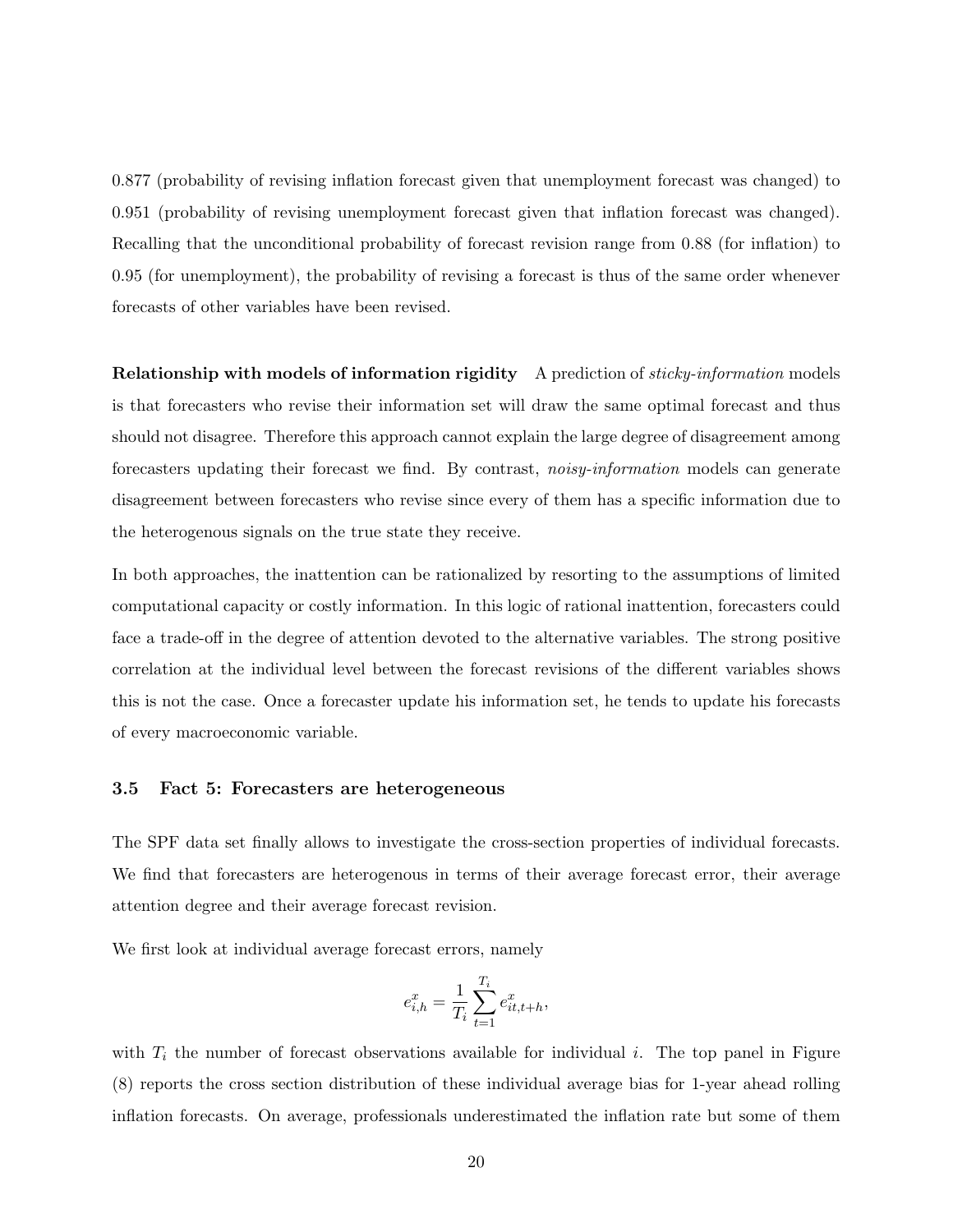0.877 (probability of revising inflation forecast given that unemployment forecast was changed) to 0.951 (probability of revising unemployment forecast given that inflation forecast was changed). Recalling that the unconditional probability of forecast revision range from 0.88 (for inflation) to 0.95 (for unemployment), the probability of revising a forecast is thus of the same order whenever forecasts of other variables have been revised.

**Relationship with models of information rigidity** A prediction of *sticky-information* models is that forecasters who revise their information set will draw the same optimal forecast and thus should not disagree. Therefore this approach cannot explain the large degree of disagreement among forecasters updating their forecast we find. By contrast, *noisy-information* models can generate disagreement between forecasters who revise since every of them has a specific information due to the heterogenous signals on the true state they receive.

In both approaches, the inattention can be rationalized by resorting to the assumptions of limited computational capacity or costly information. In this logic of rational inattention, forecasters could face a trade-off in the degree of attention devoted to the alternative variables. The strong positive correlation at the individual level between the forecast revisions of the different variables shows this is not the case. Once a forecaster update his information set, he tends to update his forecasts of every macroeconomic variable.

### 3.5 Fact 5: Forecasters are heterogeneous

The SPF data set finally allows to investigate the cross-section properties of individual forecasts. We find that forecasters are heterogenous in terms of their average forecast error, their average attention degree and their average forecast revision.

We first look at individual average forecast errors, namely

$$e^x_{i,h} = \frac{1}{T_i} \sum_{t=1}^{T_i} e^x_{it,t+h},$$

with $T_i$ the number of forecast observations available for individual $i$. The top panel in Figure (8) reports the cross section distribution of these individual average bias for 1-year ahead rolling inflation forecasts. On average, professionals underestimated the inflation rate but some of them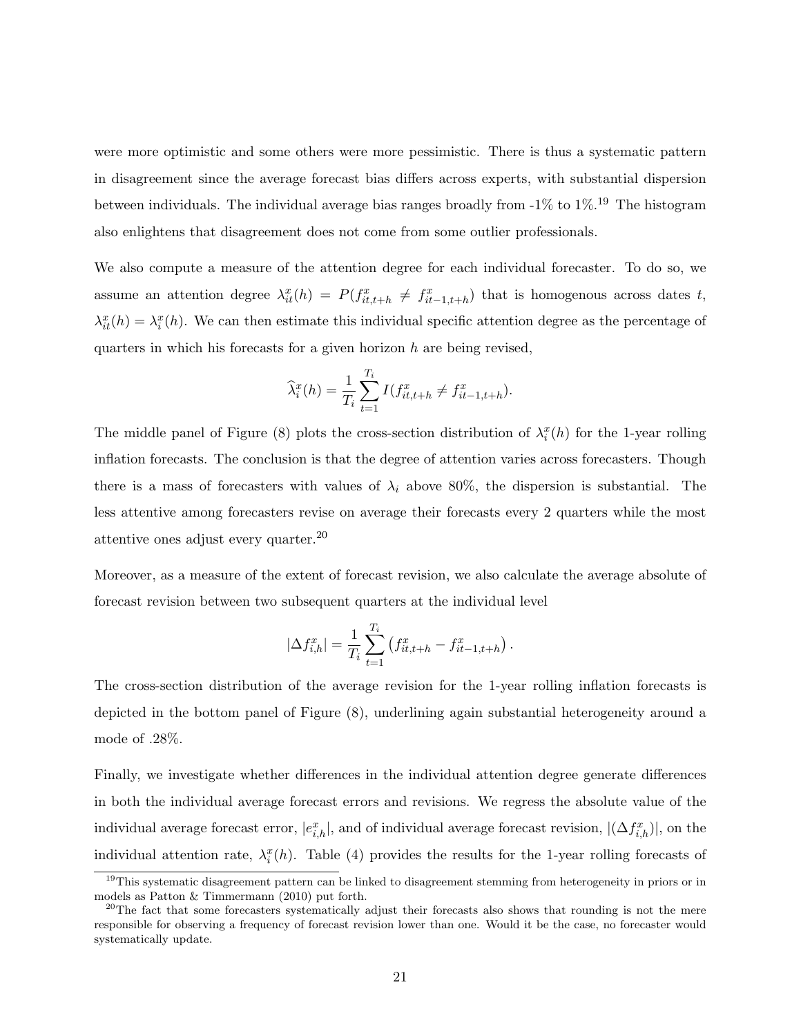were more optimistic and some others were more pessimistic. There is thus a systematic pattern in disagreement since the average forecast bias differs across experts, with substantial dispersion between individuals. The individual average bias ranges broadly from -1% to 1%.[19] The histogram also enlightens that disagreement does not come from some outlier professionals.

We also compute a measure of the attention degree for each individual forecaster. To do so, we assume an attention degree $\lambda_{it}^{x}(h) = P(f_{it,t+h}^{x} \neq f_{it-1,t+h}^{x})$ that is homogenous across dates $t$, $\lambda_{it}^{x}(h) = \lambda_{i}^{x}(h)$. We can then estimate this individual specific attention degree as the percentage of quarters in which his forecasts for a given horizon $h$ are being revised,

$$\widehat{\lambda}_{i}^{x}(h) = \frac{1}{T_i} \sum_{t=1}^{T_i} I(f_{it,t+h}^{x} \neq f_{it-1,t+h}^{x}).$$

The middle panel of Figure (8) plots the cross-section distribution of $\lambda_{i}^{x}(h)$ for the 1-year rolling inflation forecasts. The conclusion is that the degree of attention varies across forecasters. Though there is a mass of forecasters with values of $\lambda_i$ above 80%, the dispersion is substantial. The less attentive among forecasters revise on average their forecasts every 2 quarters while the most attentive ones adjust every quarter.[20]

Moreover, as a measure of the extent of forecast revision, we also calculate the average absolute of forecast revision between two subsequent quarters at the individual level

$$|\Delta f_{i,h}^{x}| = \frac{1}{T_i} \sum_{t=1}^{T_i} \left( f_{it,t+h}^{x} - f_{it-1,t+h}^{x} \right).$$

The cross-section distribution of the average revision for the 1-year rolling inflation forecasts is depicted in the bottom panel of Figure (8), underlining again substantial heterogeneity around a mode of .28%.

Finally, we investigate whether differences in the individual attention degree generate differences in both the individual average forecast errors and revisions. We regress the absolute value of the individual average forecast error, $|e_{i,h}^{x}|$, and of individual average forecast revision, $|(\Delta f_{i,h}^{x})|$, on the individual attention rate, $\lambda_{i}^{x}(h)$. Table (4) provides the results for the 1-year rolling forecasts of

[19] This systematic disagreement pattern can be linked to disagreement stemming from heterogeneity in priors or in models as Patton & Timmermann (2010) put forth.

[20] The fact that some forecasters systematically adjust their forecasts also shows that rounding is not the mere responsible for observing a frequency of forecast revision lower than one. Would it be the case, no forecaster would systematically update.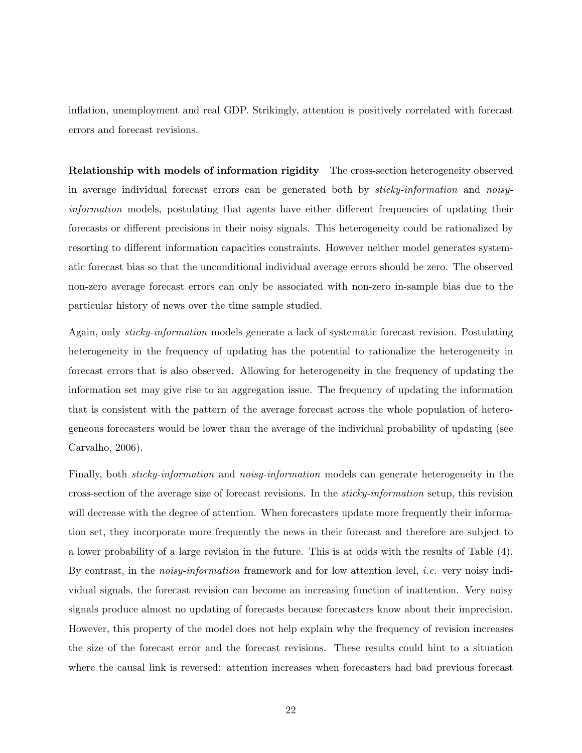inflation, unemployment and real GDP. Strikingly, attention is positively correlated with forecast errors and forecast revisions.

**Relationship with models of information rigidity** The cross-section heterogeneity observed in average individual forecast errors can be generated both by *sticky-information* and *noisy-information* models, postulating that agents have either different frequencies of updating their forecasts or different precisions in their noisy signals. This heterogeneity could be rationalized by resorting to different information capacities constraints. However neither model generates systematic forecast bias so that the unconditional individual average errors should be zero. The observed non-zero average forecast errors can only be associated with non-zero in-sample bias due to the particular history of news over the time sample studied.

Again, only *sticky-information* models generate a lack of systematic forecast revision. Postulating heterogeneity in the frequency of updating has the potential to rationalize the heterogeneity in forecast errors that is also observed. Allowing for heterogeneity in the frequency of updating the information set may give rise to an aggregation issue. The frequency of updating the information that is consistent with the pattern of the average forecast across the whole population of heterogeneous forecasters would be lower than the average of the individual probability of updating (see Carvalho, 2006).

Finally, both *sticky-information* and *noisy-information* models can generate heterogeneity in the cross-section of the average size of forecast revisions. In the *sticky-information* setup, this revision will decrease with the degree of attention. When forecasters update more frequently their information set, they incorporate more frequently the news in their forecast and therefore are subject to a lower probability of a large revision in the future. This is at odds with the results of Table (4). By contrast, in the *noisy-information* framework and for low attention level, *i.e.* very noisy individual signals, the forecast revision can become an increasing function of inattention. Very noisy signals produce almost no updating of forecasts because forecasters know about their imprecision. However, this property of the model does not help explain why the frequency of revision increases the size of the forecast error and the forecast revisions. These results could hint to a situation where the causal link is reversed: attention increases when forecasters had bad previous forecast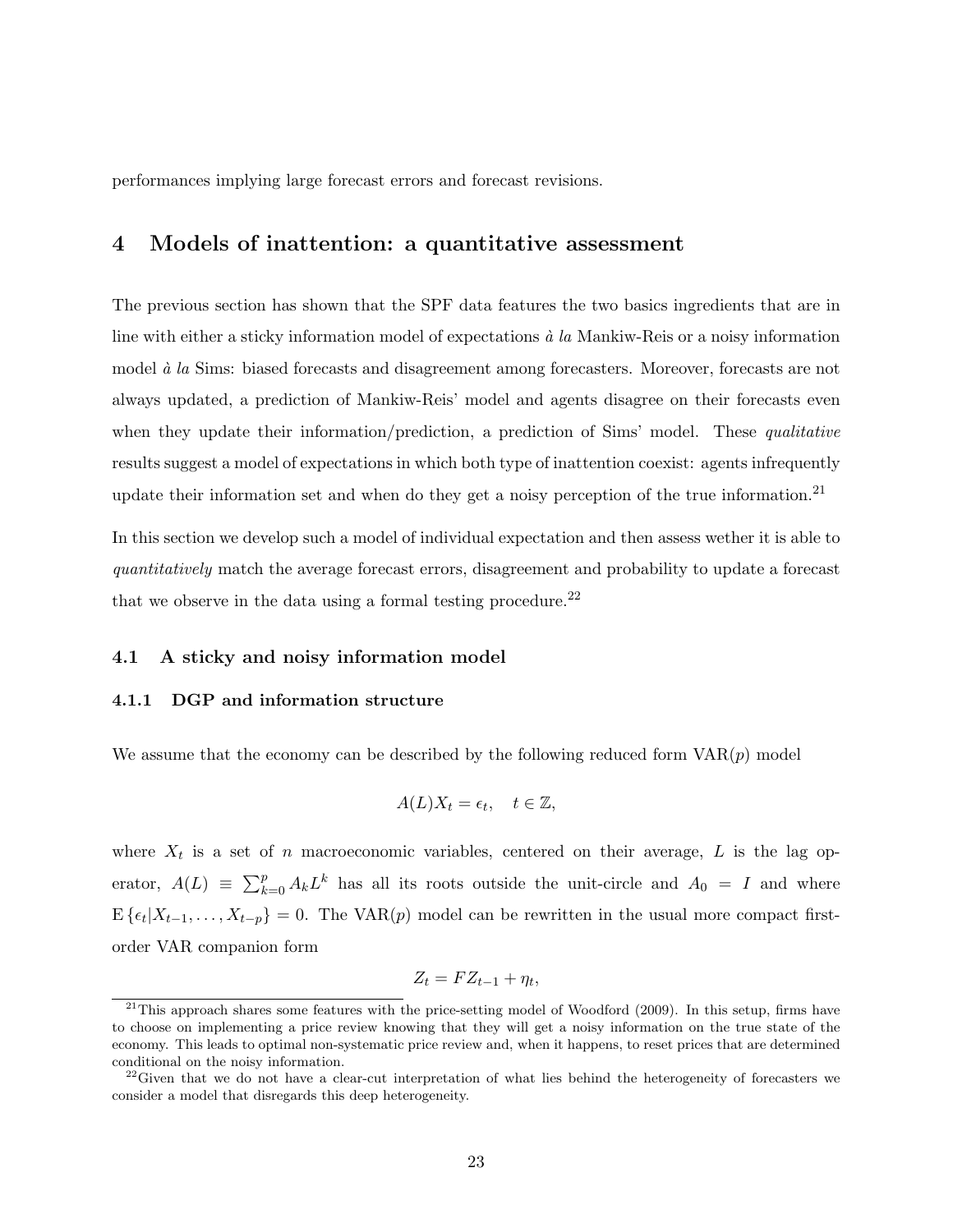performances implying large forecast errors and forecast revisions.

## 4 Models of inattention: a quantitative assessment

The previous section has shown that the SPF data features the two basics ingredients that are in line with either a sticky information model of expectations *à la* Mankiw-Reis or a noisy information model *à la* Sims: biased forecasts and disagreement among forecasters. Moreover, forecasts are not always updated, a prediction of Mankiw-Reis' model and agents disagree on their forecasts even when they update their information/prediction, a prediction of Sims' model. These *qualitative* results suggest a model of expectations in which both type of inattention coexist: agents infrequently update their information set and when do they get a noisy perception of the true information.[21]

In this section we develop such a model of individual expectation and then assess wether it is able to *quantitatively* match the average forecast errors, disagreement and probability to update a forecast that we observe in the data using a formal testing procedure.[22]

### 4.1 A sticky and noisy information model

#### 4.1.1 DGP and information structure

We assume that the economy can be described by the following reduced form VAR($p$) model

$$A(L)X_t = \epsilon_t, \quad t \in \mathbb{Z},$$

where $X_t$ is a set of $n$ macroeconomic variables, centered on their average, $L$ is the lag operator, $A(L) \equiv \sum_{k=0}^{p} A_k L^k$ has all its roots outside the unit-circle and $A_0 = I$ and where $\mathrm{E}\{\epsilon_t | X_{t-1}, \ldots, X_{t-p}\} = 0$. The VAR($p$) model can be rewritten in the usual more compact first-order VAR companion form

$$Z_t = F Z_{t-1} + \eta_t,$$

[21] This approach shares some features with the price-setting model of Woodford (2009). In this setup, firms have to choose on implementing a price review knowing that they will get a noisy information on the true state of the economy. This leads to optimal non-systematic price review and, when it happens, to reset prices that are determined conditional on the noisy information.

[22] Given that we do not have a clear-cut interpretation of what lies behind the heterogeneity of forecasters we consider a model that disregards this deep heterogeneity.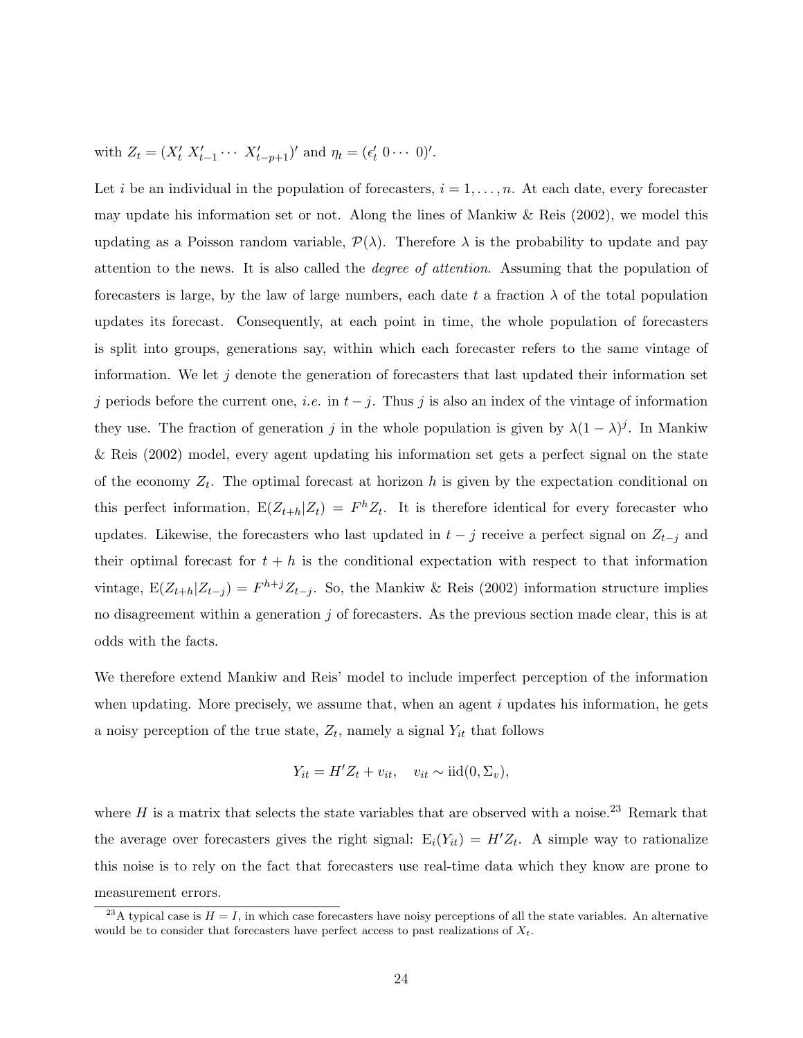with $Z_t = (X_t' \; X_{t-1}' \cdots \; X_{t-p+1}')'$ and $\eta_t = (\epsilon_t' \; 0 \cdots \; 0)'$.

Let $i$ be an individual in the population of forecasters, $i = 1, \ldots, n$. At each date, every forecaster may update his information set or not. Along the lines of Mankiw & Reis (2002), we model this updating as a Poisson random variable, $\mathcal{P}(\lambda)$. Therefore $\lambda$ is the probability to update and pay attention to the news. It is also called the *degree of attention*. Assuming that the population of forecasters is large, by the law of large numbers, each date $t$ a fraction $\lambda$ of the total population updates its forecast. Consequently, at each point in time, the whole population of forecasters is split into groups, generations say, within which each forecaster refers to the same vintage of information. We let $j$ denote the generation of forecasters that last updated their information set $j$ periods before the current one, *i.e.* in $t - j$. Thus $j$ is also an index of the vintage of information they use. The fraction of generation $j$ in the whole population is given by $\lambda(1-\lambda)^j$. In Mankiw & Reis (2002) model, every agent updating his information set gets a perfect signal on the state of the economy $Z_t$. The optimal forecast at horizon $h$ is given by the expectation conditional on this perfect information, $\mathrm{E}(Z_{t+h}|Z_t) = F^h Z_t$. It is therefore identical for every forecaster who updates. Likewise, the forecasters who last updated in $t - j$ receive a perfect signal on $Z_{t-j}$ and their optimal forecast for $t + h$ is the conditional expectation with respect to that information vintage, $\mathrm{E}(Z_{t+h}|Z_{t-j}) = F^{h+j} Z_{t-j}$. So, the Mankiw & Reis (2002) information structure implies no disagreement within a generation $j$ of forecasters. As the previous section made clear, this is at odds with the facts.

We therefore extend Mankiw and Reis' model to include imperfect perception of the information when updating. More precisely, we assume that, when an agent $i$ updates his information, he gets a noisy perception of the true state, $Z_t$, namely a signal $Y_{it}$ that follows

$$Y_{it} = H' Z_t + v_{it}, \quad v_{it} \sim \mathrm{iid}(0, \Sigma_v),$$

where $H$ is a matrix that selects the state variables that are observed with a noise.[23] Remark that the average over forecasters gives the right signal: $\mathrm{E}_i(Y_{it}) = H' Z_t$. A simple way to rationalize this noise is to rely on the fact that forecasters use real-time data which they know are prone to measurement errors.

[23] A typical case is $H = I$, in which case forecasters have noisy perceptions of all the state variables. An alternative would be to consider that forecasters have perfect access to past realizations of $X_t$.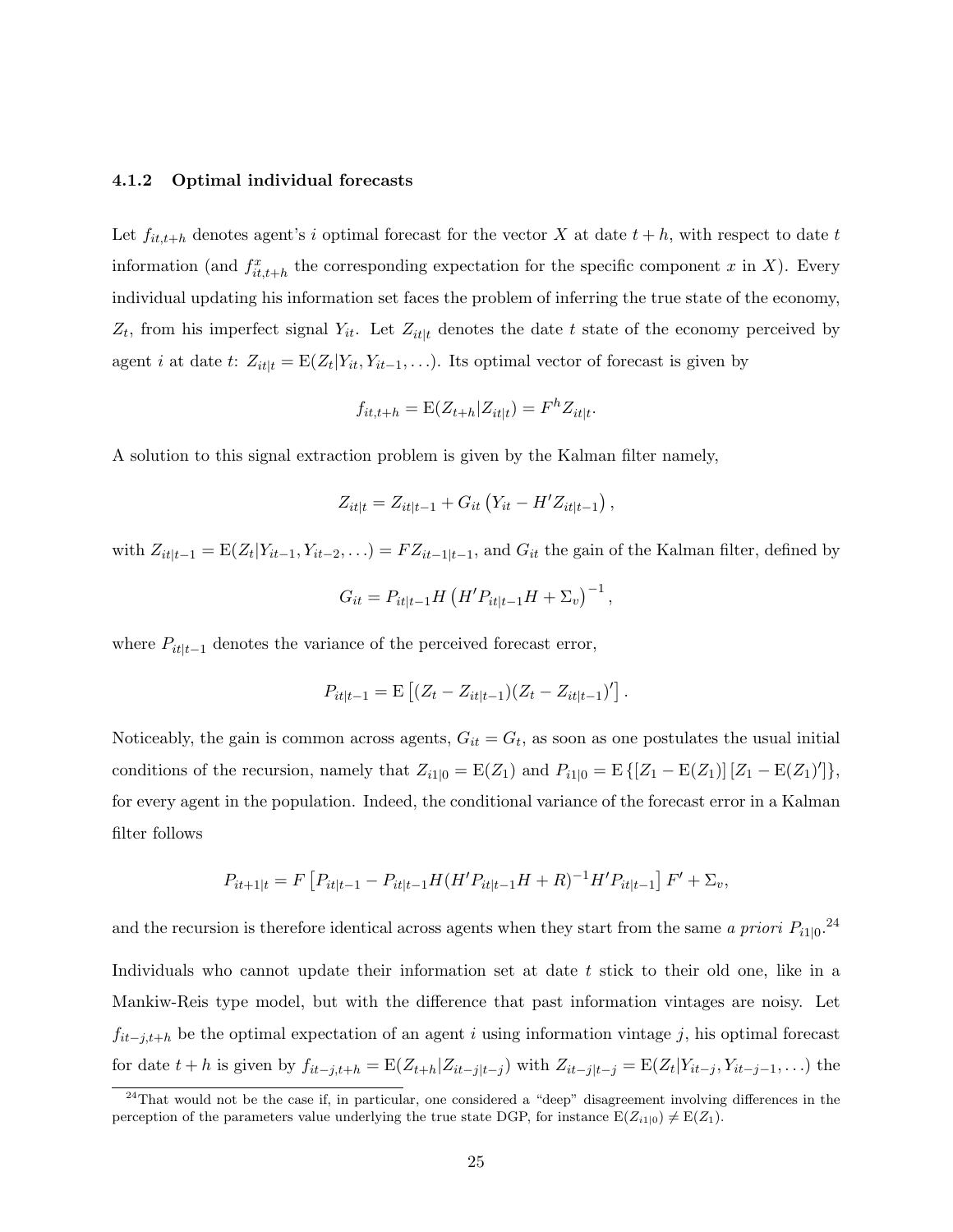### 4.1.2 Optimal individual forecasts

Let $f_{it,t+h}$ denotes agent's $i$ optimal forecast for the vector $X$ at date $t+h$, with respect to date $t$ information (and $f^{x}_{it,t+h}$ the corresponding expectation for the specific component $x$ in $X$). Every individual updating his information set faces the problem of inferring the true state of the economy, $Z_t$, from his imperfect signal $Y_{it}$. Let $Z_{it|t}$ denotes the date $t$ state of the economy perceived by agent $i$ at date $t$: $Z_{it|t} = \mathrm{E}(Z_t|Y_{it}, Y_{it-1}, \ldots)$. Its optimal vector of forecast is given by

$$f_{it,t+h} = \mathrm{E}(Z_{t+h}|Z_{it|t}) = F^h Z_{it|t}.$$

A solution to this signal extraction problem is given by the Kalman filter namely,

$$Z_{it|t} = Z_{it|t-1} + G_{it}\left(Y_{it} - H' Z_{it|t-1}\right),$$

with $Z_{it|t-1} = \mathrm{E}(Z_t|Y_{it-1}, Y_{it-2}, \ldots) = F Z_{it-1|t-1}$, and $G_{it}$ the gain of the Kalman filter, defined by

$$G_{it} = P_{it|t-1} H \left(H' P_{it|t-1} H + \Sigma_v\right)^{-1},$$

where $P_{it|t-1}$ denotes the variance of the perceived forecast error,

$$P_{it|t-1} = \mathrm{E}\left[(Z_t - Z_{it|t-1})(Z_t - Z_{it|t-1})'\right].$$

Noticeably, the gain is common across agents, $G_{it} = G_t$, as soon as one postulates the usual initial conditions of the recursion, namely that $Z_{i1|0} = \mathrm{E}(Z_1)$ and $P_{i1|0} = \mathrm{E}\left\{[Z_1 - \mathrm{E}(Z_1)]\left[Z_1 - \mathrm{E}(Z_1)'\right]\right\}$, for every agent in the population. Indeed, the conditional variance of the forecast error in a Kalman filter follows

$$P_{it+1|t} = F\left[P_{it|t-1} - P_{it|t-1} H (H' P_{it|t-1} H + R)^{-1} H' P_{it|t-1}\right] F' + \Sigma_v,$$

and the recursion is therefore identical across agents when they start from the same *a priori* $P_{i1|0}$.[24]

Individuals who cannot update their information set at date $t$ stick to their old one, like in a Mankiw-Reis type model, but with the difference that past information vintages are noisy. Let $f_{it-j,t+h}$ be the optimal expectation of an agent $i$ using information vintage $j$, his optimal forecast for date $t+h$ is given by $f_{it-j,t+h} = \mathrm{E}(Z_{t+h}|Z_{it-j|t-j})$ with $Z_{it-j|t-j} = \mathrm{E}(Z_t|Y_{it-j}, Y_{it-j-1}, \ldots)$ the

[24] That would not be the case if, in particular, one considered a "deep" disagreement involving differences in the perception of the parameters value underlying the true state DGP, for instance $\mathrm{E}(Z_{i1|0}) \neq \mathrm{E}(Z_1)$.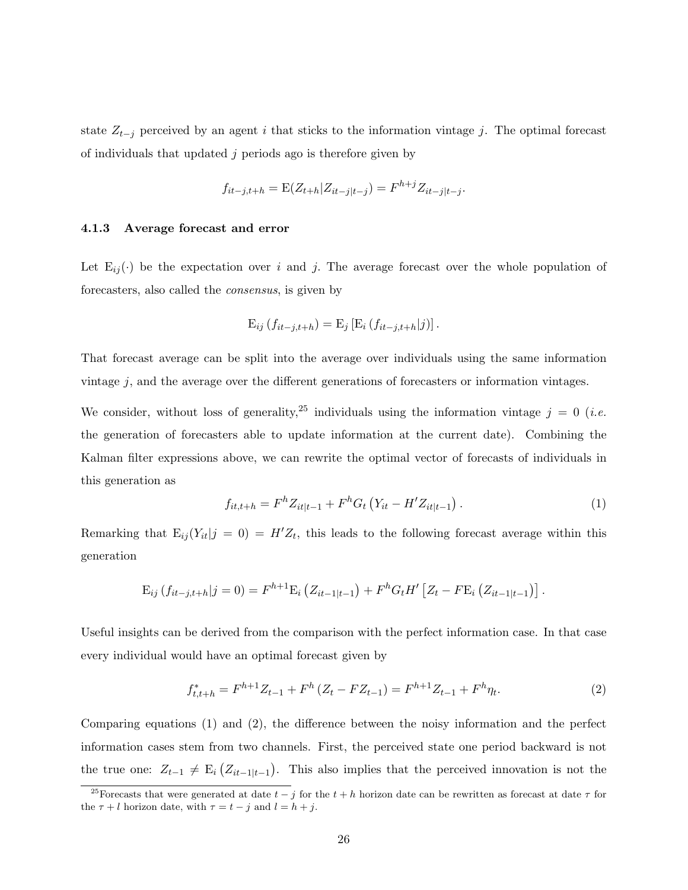state $Z_{t-j}$ perceived by an agent $i$ that sticks to the information vintage $j$. The optimal forecast of individuals that updated $j$ periods ago is therefore given by

$$f_{it-j,t+h} = \mathrm{E}(Z_{t+h}|Z_{it-j|t-j}) = F^{h+j} Z_{it-j|t-j}.$$

### 4.1.3 Average forecast and error

Let $\mathrm{E}_{ij}(\cdot)$ be the expectation over $i$ and $j$. The average forecast over the whole population of forecasters, also called the *consensus*, is given by

$$\mathrm{E}_{ij}\left(f_{it-j,t+h}\right) = \mathrm{E}_{j}\left[\mathrm{E}_{i}\left(f_{it-j,t+h}|j\right)\right].$$

That forecast average can be split into the average over individuals using the same information vintage $j$, and the average over the different generations of forecasters or information vintages.

We consider, without loss of generality,[25] individuals using the information vintage $j = 0$ (*i.e.* the generation of forecasters able to update information at the current date). Combining the Kalman filter expressions above, we can rewrite the optimal vector of forecasts of individuals in this generation as

$$f_{it,t+h} = F^h Z_{it|t-1} + F^h G_t \left(Y_{it} - H' Z_{it|t-1}\right). \tag{1}$$

Remarking that $\mathrm{E}_{ij}(Y_{it}|j = 0) = H'Z_t$, this leads to the following forecast average within this generation

$$\mathrm{E}_{ij}\left(f_{it-j,t+h}|j = 0\right) = F^{h+1}\mathrm{E}_{i}\left(Z_{it-1|t-1}\right) + F^h G_t H' \left[Z_t - F\mathrm{E}_{i}\left(Z_{it-1|t-1}\right)\right].$$

Useful insights can be derived from the comparison with the perfect information case. In that case every individual would have an optimal forecast given by

$$f^*_{t,t+h} = F^{h+1} Z_{t-1} + F^h \left(Z_t - F Z_{t-1}\right) = F^{h+1} Z_{t-1} + F^h \eta_t. \tag{2}$$

Comparing equations (1) and (2), the difference between the noisy information and the perfect information cases stem from two channels. First, the perceived state one period backward is not the true one: $Z_{t-1} \neq \mathrm{E}_{i}\left(Z_{it-1|t-1}\right)$. This also implies that the perceived innovation is not the

[25] Forecasts that were generated at date $t - j$ for the $t + h$ horizon date can be rewritten as forecast at date $\tau$ for the $\tau + l$ horizon date, with $\tau = t - j$ and $l = h + j$.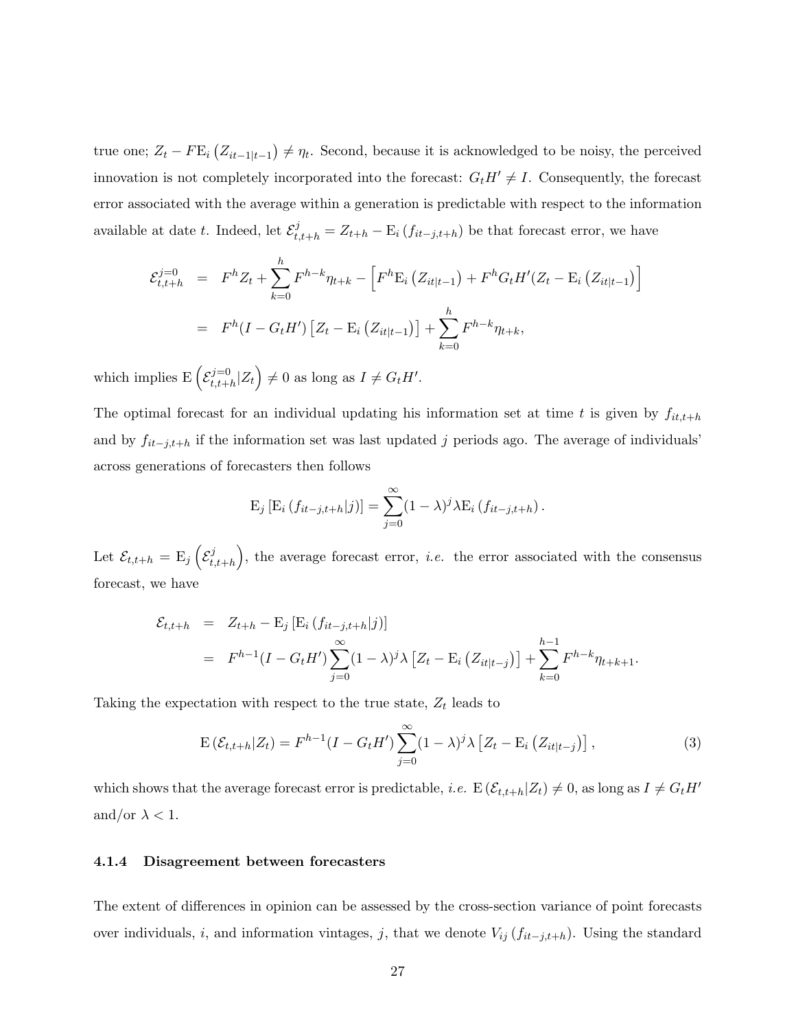true one; $Z_t - F\mathrm{E}_i\left(Z_{it-1|t-1}\right) \neq \eta_t$. Second, because it is acknowledged to be noisy, the perceived innovation is not completely incorporated into the forecast: $G_t H' \neq I$. Consequently, the forecast error associated with the average within a generation is predictable with respect to the information available at date $t$. Indeed, let $\mathcal{E}^j_{t,t+h} = Z_{t+h} - \mathrm{E}_i\left(f_{it-j,t+h}\right)$ be that forecast error, we have

$$
\begin{aligned}
\mathcal{E}^{j=0}_{t,t+h} &= F^h Z_t + \sum_{k=0}^{h} F^{h-k}\eta_{t+k} - \left[F^h \mathrm{E}_i\left(Z_{it|t-1}\right) + F^h G_t H'(Z_t - \mathrm{E}_i\left(Z_{it|t-1}\right)\right] \\
&= F^h(I - G_t H')\left[Z_t - \mathrm{E}_i\left(Z_{it|t-1}\right)\right] + \sum_{k=0}^{h} F^{h-k}\eta_{t+k},
\end{aligned}
$$

which implies $\mathrm{E}\left(\mathcal{E}^{j=0}_{t,t+h}|Z_t\right) \neq 0$ as long as $I \neq G_t H'$.

The optimal forecast for an individual updating his information set at time $t$ is given by $f_{it,t+h}$ and by $f_{it-j,t+h}$ if the information set was last updated $j$ periods ago. The average of individuals' across generations of forecasters then follows

$$
\mathrm{E}_j\left[\mathrm{E}_i\left(f_{it-j,t+h}|j\right)\right] = \sum_{j=0}^{\infty}(1-\lambda)^j \lambda \mathrm{E}_i\left(f_{it-j,t+h}\right).
$$

Let $\mathcal{E}_{t,t+h} = \mathrm{E}_j\left(\mathcal{E}^j_{t,t+h}\right)$, the average forecast error, *i.e.* the error associated with the consensus forecast, we have

$$
\begin{aligned}
\mathcal{E}_{t,t+h} &= Z_{t+h} - \mathrm{E}_j\left[\mathrm{E}_i\left(f_{it-j,t+h}|j\right)\right] \\
&= F^{h-1}(I - G_t H')\sum_{j=0}^{\infty}(1-\lambda)^j \lambda\left[Z_t - \mathrm{E}_i\left(Z_{it|t-j}\right)\right] + \sum_{k=0}^{h-1} F^{h-k}\eta_{t+k+1}.
\end{aligned}
$$

Taking the expectation with respect to the true state, $Z_t$ leads to

$$
\mathrm{E}\left(\mathcal{E}_{t,t+h}|Z_t\right) = F^{h-1}(I - G_t H')\sum_{j=0}^{\infty}(1-\lambda)^j \lambda\left[Z_t - \mathrm{E}_i\left(Z_{it|t-j}\right)\right], \tag{3}
$$

which shows that the average forecast error is predictable, *i.e.* $\mathrm{E}\left(\mathcal{E}_{t,t+h}|Z_t\right) \neq 0$, as long as $I \neq G_t H'$ and/or $\lambda < 1$.

#### 4.1.4 Disagreement between forecasters

The extent of differences in opinion can be assessed by the cross-section variance of point forecasts over individuals, $i$, and information vintages, $j$, that we denote $V_{ij}\left(f_{it-j,t+h}\right)$. Using the standard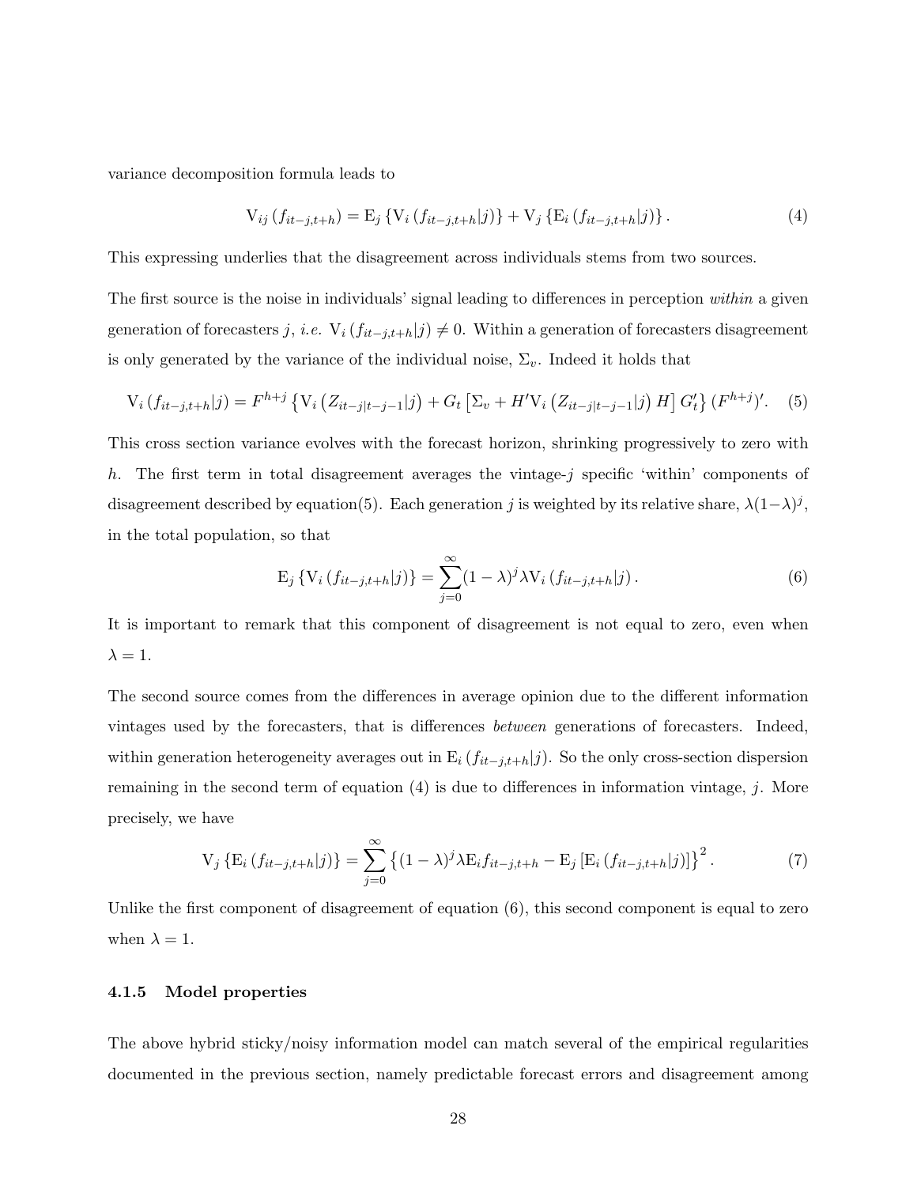variance decomposition formula leads to

$$\mathrm{V}_{ij}\left(f_{it-j,t+h}\right) = \mathrm{E}_j\left\{\mathrm{V}_i\left(f_{it-j,t+h}|j\right)\right\} + \mathrm{V}_j\left\{\mathrm{E}_i\left(f_{it-j,t+h}|j\right)\right\}. \tag{4}$$

This expressing underlies that the disagreement across individuals stems from two sources.

The first source is the noise in individuals' signal leading to differences in perception *within* a given generation of forecasters $j$, *i.e.* $\mathrm{V}_i\left(f_{it-j,t+h}|j\right) \neq 0$. Within a generation of forecasters disagreement is only generated by the variance of the individual noise, $\Sigma_v$. Indeed it holds that

$$\mathrm{V}_i\left(f_{it-j,t+h}|j\right) = F^{h+j}\left\{\mathrm{V}_i\left(Z_{it-j|t-j-1}|j\right) + G_t\left[\Sigma_v + H'\mathrm{V}_i\left(Z_{it-j|t-j-1}|j\right)H\right]G_t'\right\}(F^{h+j})'. \tag{5}$$

This cross section variance evolves with the forecast horizon, shrinking progressively to zero with $h$. The first term in total disagreement averages the vintage-$j$ specific 'within' components of disagreement described by equation(5). Each generation $j$ is weighted by its relative share, $\lambda(1-\lambda)^j$, in the total population, so that

$$\mathrm{E}_j\left\{\mathrm{V}_i\left(f_{it-j,t+h}|j\right)\right\} = \sum_{j=0}^{\infty}(1-\lambda)^j\lambda\mathrm{V}_i\left(f_{it-j,t+h}|j\right). \tag{6}$$

It is important to remark that this component of disagreement is not equal to zero, even when $\lambda = 1$.

The second source comes from the differences in average opinion due to the different information vintages used by the forecasters, that is differences *between* generations of forecasters. Indeed, within generation heterogeneity averages out in $\mathrm{E}_i\left(f_{it-j,t+h}|j\right)$. So the only cross-section dispersion remaining in the second term of equation (4) is due to differences in information vintage, $j$. More precisely, we have

$$\mathrm{V}_j\left\{\mathrm{E}_i\left(f_{it-j,t+h}|j\right)\right\} = \sum_{j=0}^{\infty}\left\{(1-\lambda)^j\lambda\mathrm{E}_i f_{it-j,t+h} - \mathrm{E}_j\left[\mathrm{E}_i\left(f_{it-j,t+h}|j\right)\right]\right\}^2. \tag{7}$$

Unlike the first component of disagreement of equation (6), this second component is equal to zero when $\lambda = 1$.

#### 4.1.5 Model properties

The above hybrid sticky/noisy information model can match several of the empirical regularities documented in the previous section, namely predictable forecast errors and disagreement among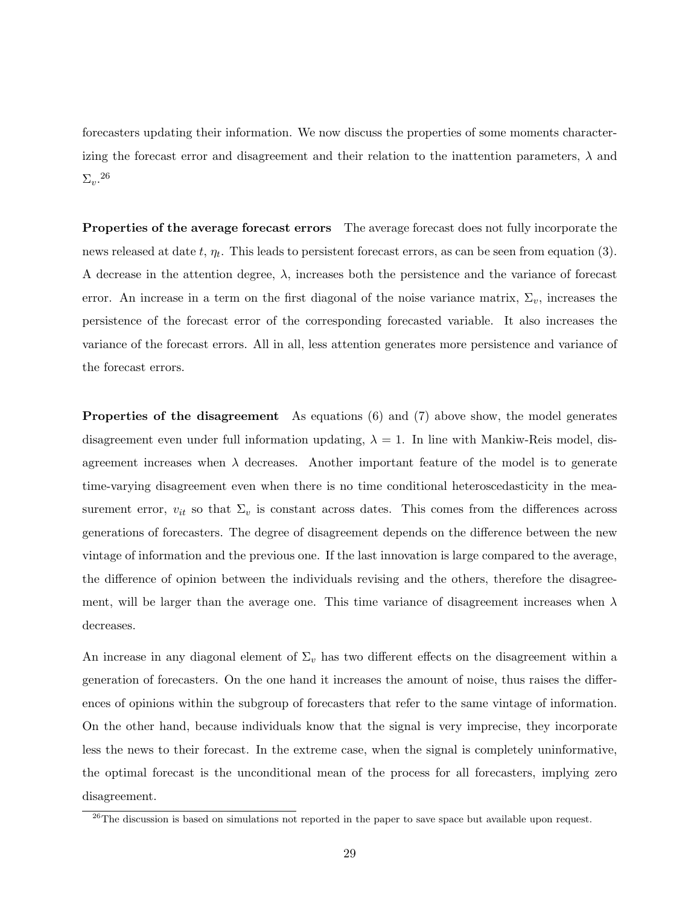forecasters updating their information. We now discuss the properties of some moments characterizing the forecast error and disagreement and their relation to the inattention parameters, $\lambda$ and $\Sigma_v$.[26]

**Properties of the average forecast errors** The average forecast does not fully incorporate the news released at date $t$, $\eta_t$. This leads to persistent forecast errors, as can be seen from equation (3). A decrease in the attention degree, $\lambda$, increases both the persistence and the variance of forecast error. An increase in a term on the first diagonal of the noise variance matrix, $\Sigma_v$, increases the persistence of the forecast error of the corresponding forecasted variable. It also increases the variance of the forecast errors. All in all, less attention generates more persistence and variance of the forecast errors.

**Properties of the disagreement** As equations (6) and (7) above show, the model generates disagreement even under full information updating, $\lambda = 1$. In line with Mankiw-Reis model, disagreement increases when $\lambda$ decreases. Another important feature of the model is to generate time-varying disagreement even when there is no time conditional heteroscedasticity in the measurement error, $v_{it}$ so that $\Sigma_v$ is constant across dates. This comes from the differences across generations of forecasters. The degree of disagreement depends on the difference between the new vintage of information and the previous one. If the last innovation is large compared to the average, the difference of opinion between the individuals revising and the others, therefore the disagreement, will be larger than the average one. This time variance of disagreement increases when $\lambda$ decreases.

An increase in any diagonal element of $\Sigma_v$ has two different effects on the disagreement within a generation of forecasters. On the one hand it increases the amount of noise, thus raises the differences of opinions within the subgroup of forecasters that refer to the same vintage of information. On the other hand, because individuals know that the signal is very imprecise, they incorporate less the news to their forecast. In the extreme case, when the signal is completely uninformative, the optimal forecast is the unconditional mean of the process for all forecasters, implying zero disagreement.

[26]The discussion is based on simulations not reported in the paper to save space but available upon request.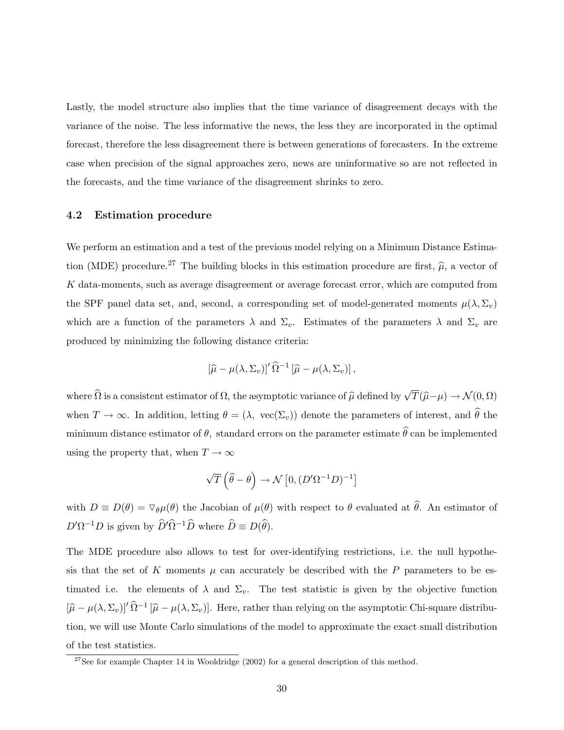Lastly, the model structure also implies that the time variance of disagreement decays with the variance of the noise. The less informative the news, the less they are incorporated in the optimal forecast, therefore the less disagreement there is between generations of forecasters. In the extreme case when precision of the signal approaches zero, news are uninformative so are not reflected in the forecasts, and the time variance of the disagreement shrinks to zero.

### 4.2 Estimation procedure

We perform an estimation and a test of the previous model relying on a Minimum Distance Estimation (MDE) procedure.[27] The building blocks in this estimation procedure are first, $\widehat{\mu}$, a vector of $K$ data-moments, such as average disagreement or average forecast error, which are computed from the SPF panel data set, and, second, a corresponding set of model-generated moments $\mu(\lambda, \Sigma_v)$ which are a function of the parameters $\lambda$ and $\Sigma_v$. Estimates of the parameters $\lambda$ and $\Sigma_v$ are produced by minimizing the following distance criteria:

$$[\widehat{\mu} - \mu(\lambda, \Sigma_v)]' \, \widehat{\Omega}^{-1} \, [\widehat{\mu} - \mu(\lambda, \Sigma_v)] \, ,$$

where $\widehat{\Omega}$ is a consistent estimator of $\Omega$, the asymptotic variance of $\widehat{\mu}$ defined by $\sqrt{T}(\widehat{\mu} - \mu) \rightarrow \mathcal{N}(0, \Omega)$ when $T \rightarrow \infty$. In addition, letting $\theta = (\lambda, \ \mathrm{vec}(\Sigma_v))$ denote the parameters of interest, and $\widehat{\theta}$ the minimum distance estimator of $\theta$, standard errors on the parameter estimate $\widehat{\theta}$ can be implemented using the property that, when $T \rightarrow \infty$

$$\sqrt{T}\left(\widehat{\theta} - \theta\right) \rightarrow \mathcal{N}\left[0, (D'\Omega^{-1}D)^{-1}\right]$$

with $D \equiv D(\theta) = \nabla_\theta \mu(\theta)$ the Jacobian of $\mu(\theta)$ with respect to $\theta$ evaluated at $\widehat{\theta}$. An estimator of $D'\Omega^{-1}D$ is given by $\widehat{D}'\widehat{\Omega}^{-1}\widehat{D}$ where $\widehat{D} \equiv D(\widehat{\theta})$.

The MDE procedure also allows to test for over-identifying restrictions, i.e. the null hypothesis that the set of $K$ moments $\mu$ can accurately be described with the $P$ parameters to be estimated i.e. the elements of $\lambda$ and $\Sigma_v$. The test statistic is given by the objective function $[\widehat{\mu} - \mu(\lambda, \Sigma_v)]' \, \widehat{\Omega}^{-1} \, [\widehat{\mu} - \mu(\lambda, \Sigma_v)]$. Here, rather than relying on the asymptotic Chi-square distribution, we will use Monte Carlo simulations of the model to approximate the exact small distribution of the test statistics.

[27] See for example Chapter 14 in Wooldridge (2002) for a general description of this method.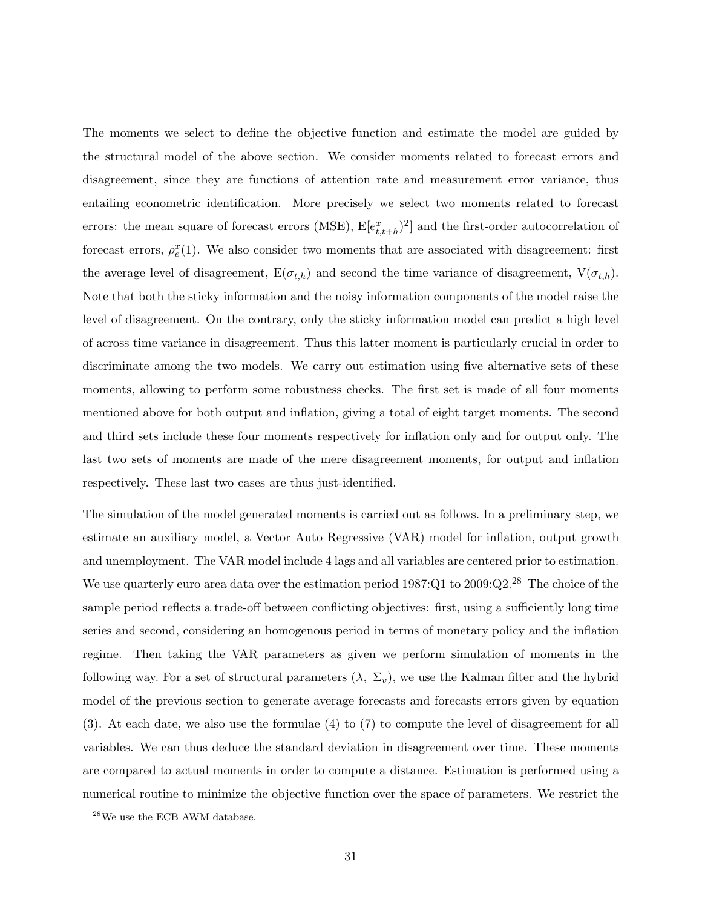The moments we select to define the objective function and estimate the model are guided by the structural model of the above section. We consider moments related to forecast errors and disagreement, since they are functions of attention rate and measurement error variance, thus entailing econometric identification. More precisely we select two moments related to forecast errors: the mean square of forecast errors (MSE), $\mathrm{E}[e^x_{t,t+h})^2]$ and the first-order autocorrelation of forecast errors, $\rho^x_e(1)$. We also consider two moments that are associated with disagreement: first the average level of disagreement, $\mathrm{E}(\sigma_{t,h})$ and second the time variance of disagreement, $\mathrm{V}(\sigma_{t,h})$. Note that both the sticky information and the noisy information components of the model raise the level of disagreement. On the contrary, only the sticky information model can predict a high level of across time variance in disagreement. Thus this latter moment is particularly crucial in order to discriminate among the two models. We carry out estimation using five alternative sets of these moments, allowing to perform some robustness checks. The first set is made of all four moments mentioned above for both output and inflation, giving a total of eight target moments. The second and third sets include these four moments respectively for inflation only and for output only. The last two sets of moments are made of the mere disagreement moments, for output and inflation respectively. These last two cases are thus just-identified.

The simulation of the model generated moments is carried out as follows. In a preliminary step, we estimate an auxiliary model, a Vector Auto Regressive (VAR) model for inflation, output growth and unemployment. The VAR model include 4 lags and all variables are centered prior to estimation. We use quarterly euro area data over the estimation period 1987:Q1 to 2009:Q2.[28] The choice of the sample period reflects a trade-off between conflicting objectives: first, using a sufficiently long time series and second, considering an homogenous period in terms of monetary policy and the inflation regime. Then taking the VAR parameters as given we perform simulation of moments in the following way. For a set of structural parameters $(\lambda,\ \Sigma_v)$, we use the Kalman filter and the hybrid model of the previous section to generate average forecasts and forecasts errors given by equation (3). At each date, we also use the formulae (4) to (7) to compute the level of disagreement for all variables. We can thus deduce the standard deviation in disagreement over time. These moments are compared to actual moments in order to compute a distance. Estimation is performed using a numerical routine to minimize the objective function over the space of parameters. We restrict the

[28] We use the ECB AWM database.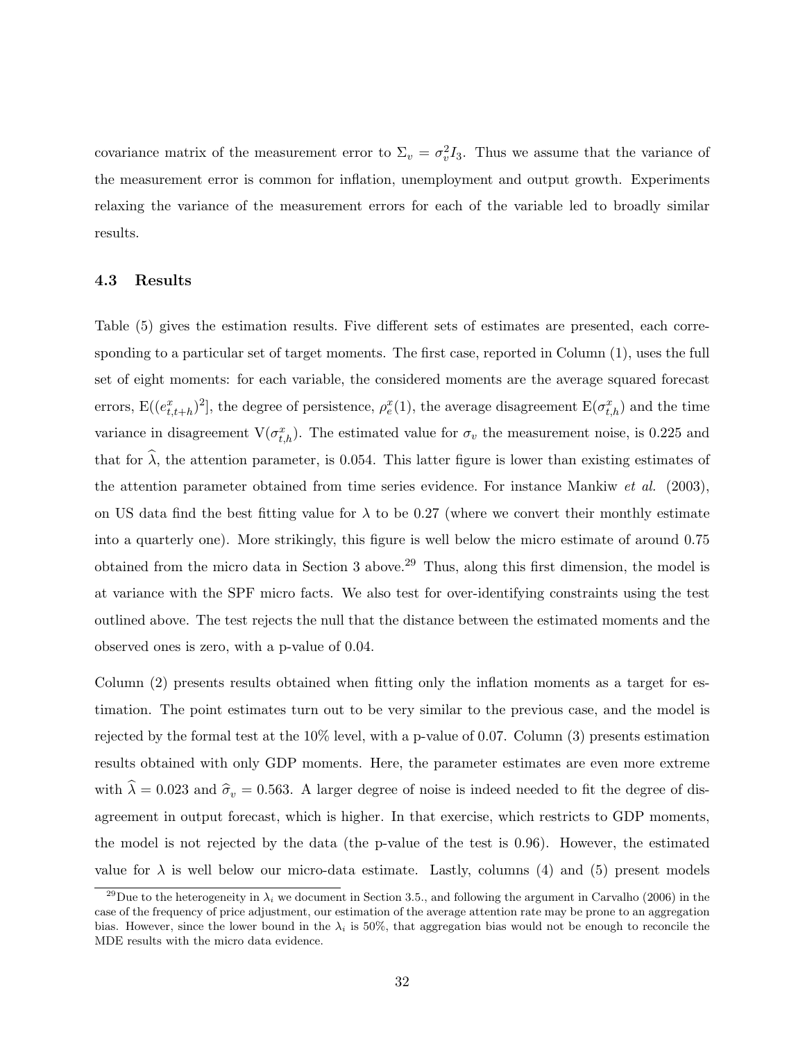covariance matrix of the measurement error to $\Sigma_v = \sigma_v^2 I_3$. Thus we assume that the variance of the measurement error is common for inflation, unemployment and output growth. Experiments relaxing the variance of the measurement errors for each of the variable led to broadly similar results.

### 4.3 Results

Table (5) gives the estimation results. Five different sets of estimates are presented, each corresponding to a particular set of target moments. The first case, reported in Column (1), uses the full set of eight moments: for each variable, the considered moments are the average squared forecast errors, $\mathrm{E}((e^x_{t,t+h})^2]$, the degree of persistence, $\rho^x_e(1)$, the average disagreement $\mathrm{E}(\sigma^x_{t,h})$ and the time variance in disagreement $\mathrm{V}(\sigma^x_{t,h})$. The estimated value for $\sigma_v$ the measurement noise, is 0.225 and that for $\widehat{\lambda}$, the attention parameter, is 0.054. This latter figure is lower than existing estimates of the attention parameter obtained from time series evidence. For instance Mankiw *et al.* (2003), on US data find the best fitting value for $\lambda$ to be 0.27 (where we convert their monthly estimate into a quarterly one). More strikingly, this figure is well below the micro estimate of around 0.75 obtained from the micro data in Section 3 above.[29] Thus, along this first dimension, the model is at variance with the SPF micro facts. We also test for over-identifying constraints using the test outlined above. The test rejects the null that the distance between the estimated moments and the observed ones is zero, with a p-value of 0.04.

Column (2) presents results obtained when fitting only the inflation moments as a target for estimation. The point estimates turn out to be very similar to the previous case, and the model is rejected by the formal test at the 10% level, with a p-value of 0.07. Column (3) presents estimation results obtained with only GDP moments. Here, the parameter estimates are even more extreme with $\widehat{\lambda} = 0.023$ and $\widehat{\sigma}_v = 0.563$. A larger degree of noise is indeed needed to fit the degree of disagreement in output forecast, which is higher. In that exercise, which restricts to GDP moments, the model is not rejected by the data (the p-value of the test is 0.96). However, the estimated value for $\lambda$ is well below our micro-data estimate. Lastly, columns (4) and (5) present models

[29] Due to the heterogeneity in $\lambda_i$ we document in Section 3.5., and following the argument in Carvalho (2006) in the case of the frequency of price adjustment, our estimation of the average attention rate may be prone to an aggregation bias. However, since the lower bound in the $\lambda_i$ is 50%, that aggregation bias would not be enough to reconcile the MDE results with the micro data evidence.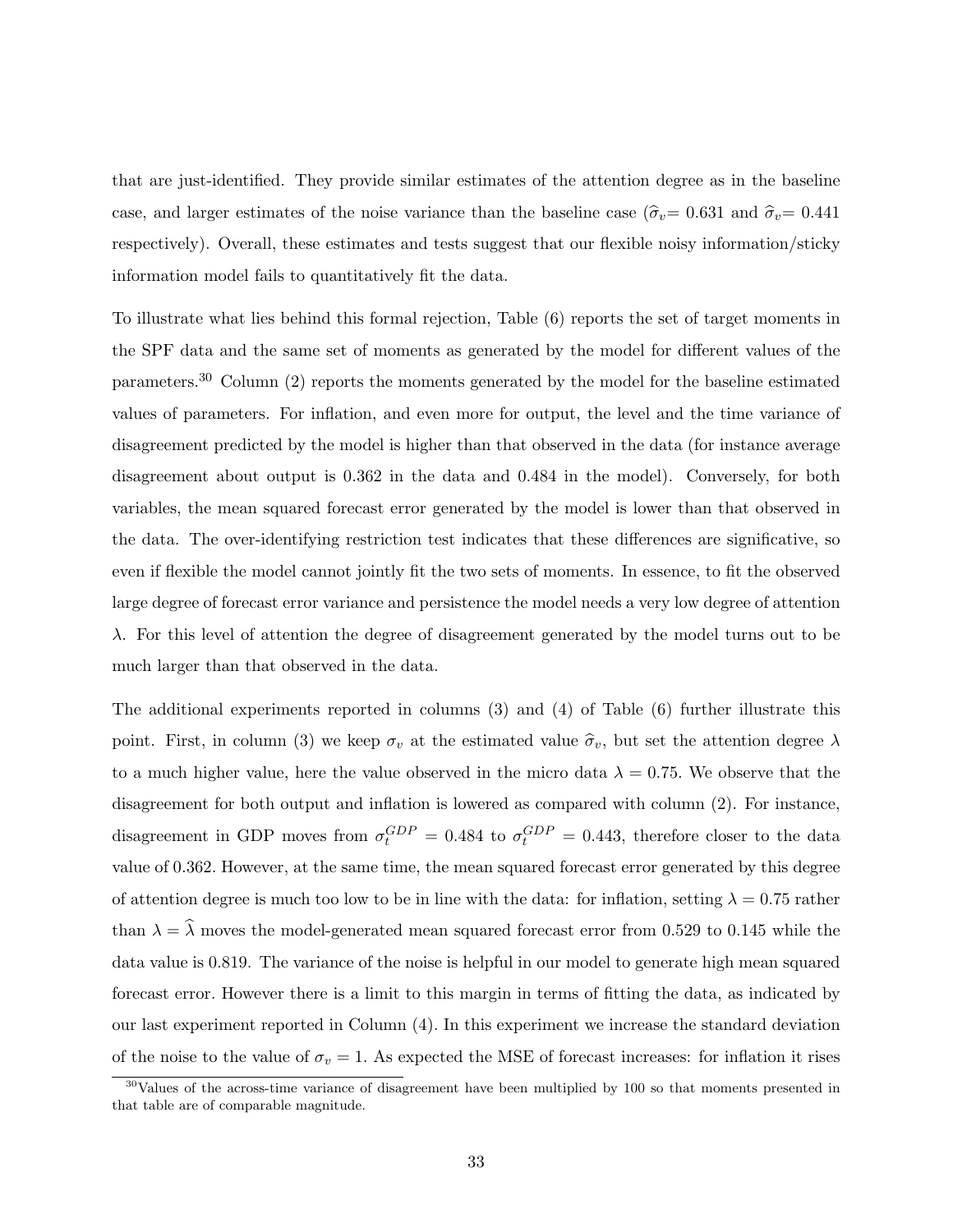that are just-identified. They provide similar estimates of the attention degree as in the baseline case, and larger estimates of the noise variance than the baseline case ($\widehat{\sigma}_v$= 0.631 and $\widehat{\sigma}_v$= 0.441 respectively). Overall, these estimates and tests suggest that our flexible noisy information/sticky information model fails to quantitatively fit the data.

To illustrate what lies behind this formal rejection, Table (6) reports the set of target moments in the SPF data and the same set of moments as generated by the model for different values of the parameters.[30] Column (2) reports the moments generated by the model for the baseline estimated values of parameters. For inflation, and even more for output, the level and the time variance of disagreement predicted by the model is higher than that observed in the data (for instance average disagreement about output is 0.362 in the data and 0.484 in the model). Conversely, for both variables, the mean squared forecast error generated by the model is lower than that observed in the data. The over-identifying restriction test indicates that these differences are significative, so even if flexible the model cannot jointly fit the two sets of moments. In essence, to fit the observed large degree of forecast error variance and persistence the model needs a very low degree of attention $\lambda$. For this level of attention the degree of disagreement generated by the model turns out to be much larger than that observed in the data.

The additional experiments reported in columns (3) and (4) of Table (6) further illustrate this point. First, in column (3) we keep $\sigma_v$ at the estimated value $\widehat{\sigma}_v$, but set the attention degree $\lambda$ to a much higher value, here the value observed in the micro data $\lambda = 0.75$. We observe that the disagreement for both output and inflation is lowered as compared with column (2). For instance, disagreement in GDP moves from $\sigma_t^{GDP} = 0.484$ to $\sigma_t^{GDP} = 0.443$, therefore closer to the data value of 0.362. However, at the same time, the mean squared forecast error generated by this degree of attention degree is much too low to be in line with the data: for inflation, setting $\lambda = 0.75$ rather than $\lambda = \widehat{\lambda}$ moves the model-generated mean squared forecast error from 0.529 to 0.145 while the data value is 0.819. The variance of the noise is helpful in our model to generate high mean squared forecast error. However there is a limit to this margin in terms of fitting the data, as indicated by our last experiment reported in Column (4). In this experiment we increase the standard deviation of the noise to the value of $\sigma_v = 1$. As expected the MSE of forecast increases: for inflation it rises

[30] Values of the across-time variance of disagreement have been multiplied by 100 so that moments presented in that table are of comparable magnitude.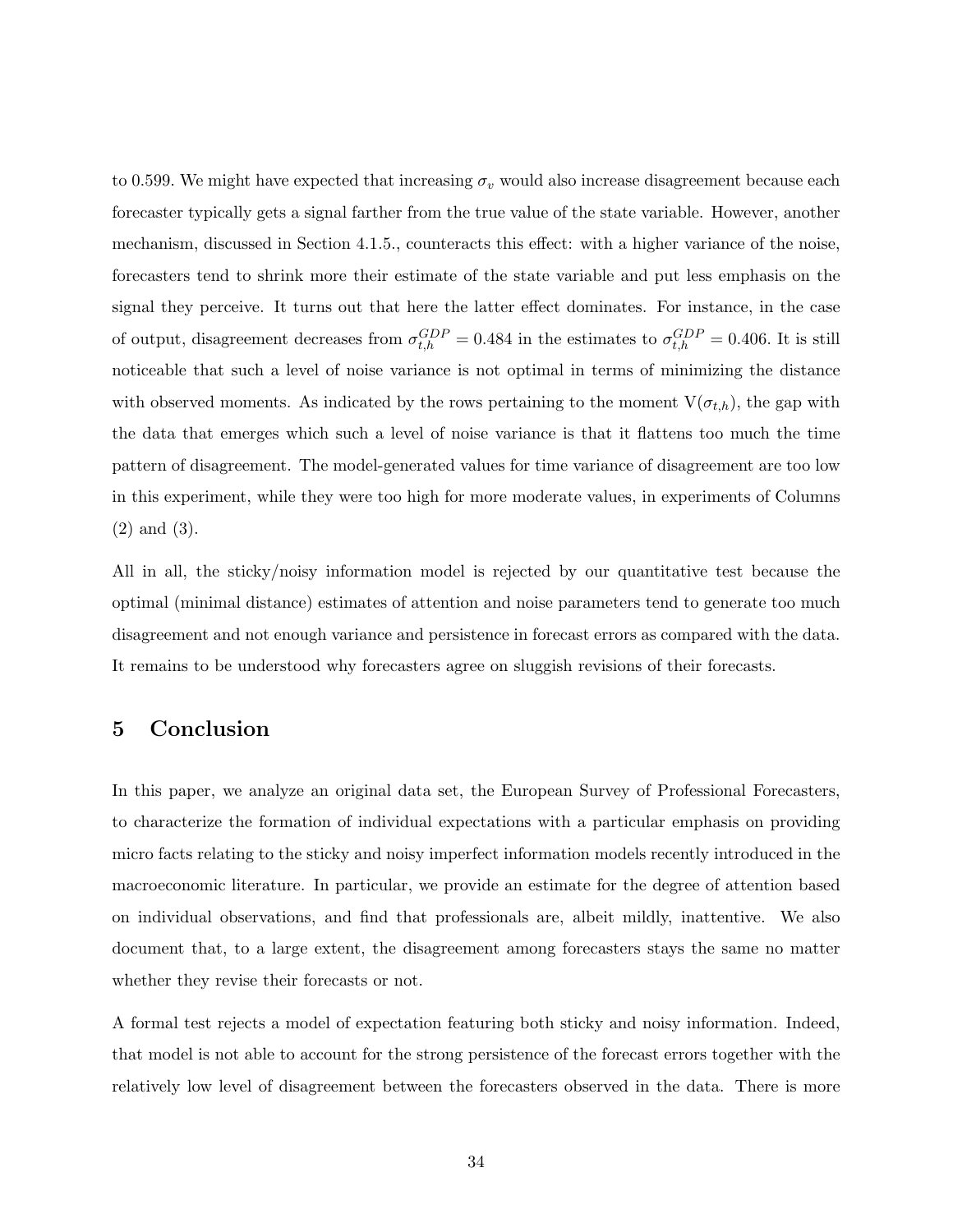to 0.599. We might have expected that increasing $\sigma_v$ would also increase disagreement because each forecaster typically gets a signal farther from the true value of the state variable. However, another mechanism, discussed in Section 4.1.5., counteracts this effect: with a higher variance of the noise, forecasters tend to shrink more their estimate of the state variable and put less emphasis on the signal they perceive. It turns out that here the latter effect dominates. For instance, in the case of output, disagreement decreases from $\sigma_{t,h}^{GDP} = 0.484$ in the estimates to $\sigma_{t,h}^{GDP} = 0.406$. It is still noticeable that such a level of noise variance is not optimal in terms of minimizing the distance with observed moments. As indicated by the rows pertaining to the moment $\mathrm{V}(\sigma_{t,h})$, the gap with the data that emerges which such a level of noise variance is that it flattens too much the time pattern of disagreement. The model-generated values for time variance of disagreement are too low in this experiment, while they were too high for more moderate values, in experiments of Columns (2) and (3).

All in all, the sticky/noisy information model is rejected by our quantitative test because the optimal (minimal distance) estimates of attention and noise parameters tend to generate too much disagreement and not enough variance and persistence in forecast errors as compared with the data. It remains to be understood why forecasters agree on sluggish revisions of their forecasts.

# 5 Conclusion

In this paper, we analyze an original data set, the European Survey of Professional Forecasters, to characterize the formation of individual expectations with a particular emphasis on providing micro facts relating to the sticky and noisy imperfect information models recently introduced in the macroeconomic literature. In particular, we provide an estimate for the degree of attention based on individual observations, and find that professionals are, albeit mildly, inattentive. We also document that, to a large extent, the disagreement among forecasters stays the same no matter whether they revise their forecasts or not.

A formal test rejects a model of expectation featuring both sticky and noisy information. Indeed, that model is not able to account for the strong persistence of the forecast errors together with the relatively low level of disagreement between the forecasters observed in the data. There is more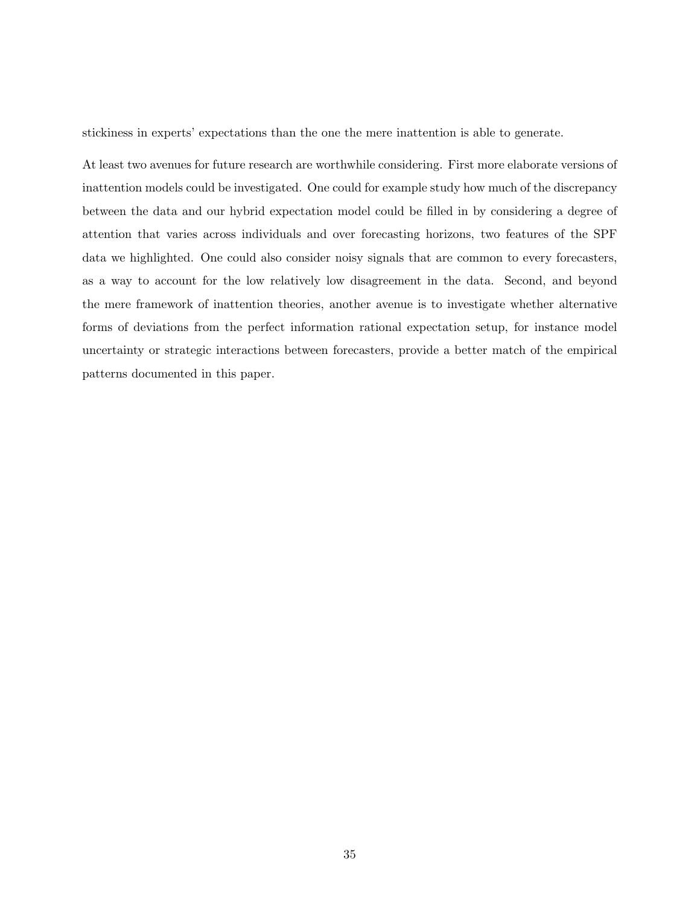stickiness in experts' expectations than the one the mere inattention is able to generate.

At least two avenues for future research are worthwhile considering. First more elaborate versions of inattention models could be investigated. One could for example study how much of the discrepancy between the data and our hybrid expectation model could be filled in by considering a degree of attention that varies across individuals and over forecasting horizons, two features of the SPF data we highlighted. One could also consider noisy signals that are common to every forecasters, as a way to account for the low relatively low disagreement in the data. Second, and beyond the mere framework of inattention theories, another avenue is to investigate whether alternative forms of deviations from the perfect information rational expectation setup, for instance model uncertainty or strategic interactions between forecasters, provide a better match of the empirical patterns documented in this paper.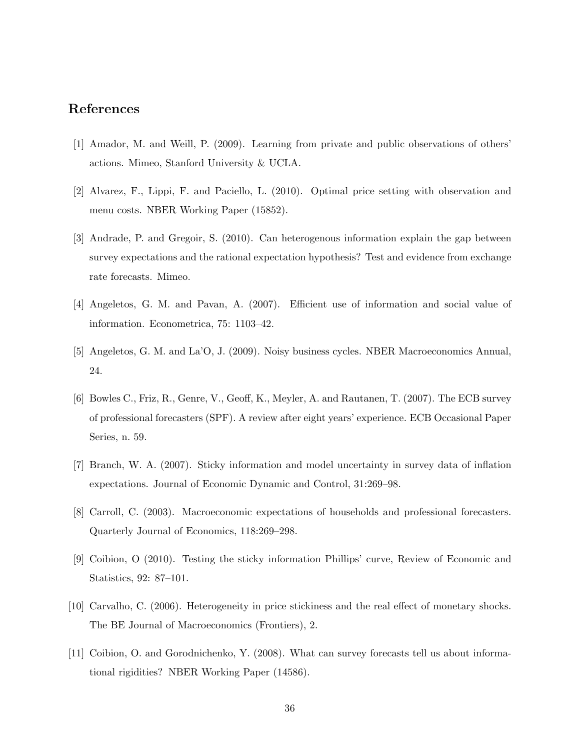## References

[1] Amador, M. and Weill, P. (2009). Learning from private and public observations of others' actions. Mimeo, Stanford University & UCLA.

[2] Alvarez, F., Lippi, F. and Paciello, L. (2010). Optimal price setting with observation and menu costs. NBER Working Paper (15852).

[3] Andrade, P. and Gregoir, S. (2010). Can heterogenous information explain the gap between survey expectations and the rational expectation hypothesis? Test and evidence from exchange rate forecasts. Mimeo.

[4] Angeletos, G. M. and Pavan, A. (2007). Efficient use of information and social value of information. Econometrica, 75: 1103–42.

[5] Angeletos, G. M. and La'O, J. (2009). Noisy business cycles. NBER Macroeconomics Annual, 24.

[6] Bowles C., Friz, R., Genre, V., Geoff, K., Meyler, A. and Rautanen, T. (2007). The ECB survey of professional forecasters (SPF). A review after eight years' experience. ECB Occasional Paper Series, n. 59.

[7] Branch, W. A. (2007). Sticky information and model uncertainty in survey data of inflation expectations. Journal of Economic Dynamic and Control, 31:269–98.

[8] Carroll, C. (2003). Macroeconomic expectations of households and professional forecasters. Quarterly Journal of Economics, 118:269–298.

[9] Coibion, O (2010). Testing the sticky information Phillips' curve, Review of Economic and Statistics, 92: 87–101.

[10] Carvalho, C. (2006). Heterogeneity in price stickiness and the real effect of monetary shocks. The BE Journal of Macroeconomics (Frontiers), 2.

[11] Coibion, O. and Gorodnichenko, Y. (2008). What can survey forecasts tell us about informational rigidities? NBER Working Paper (14586).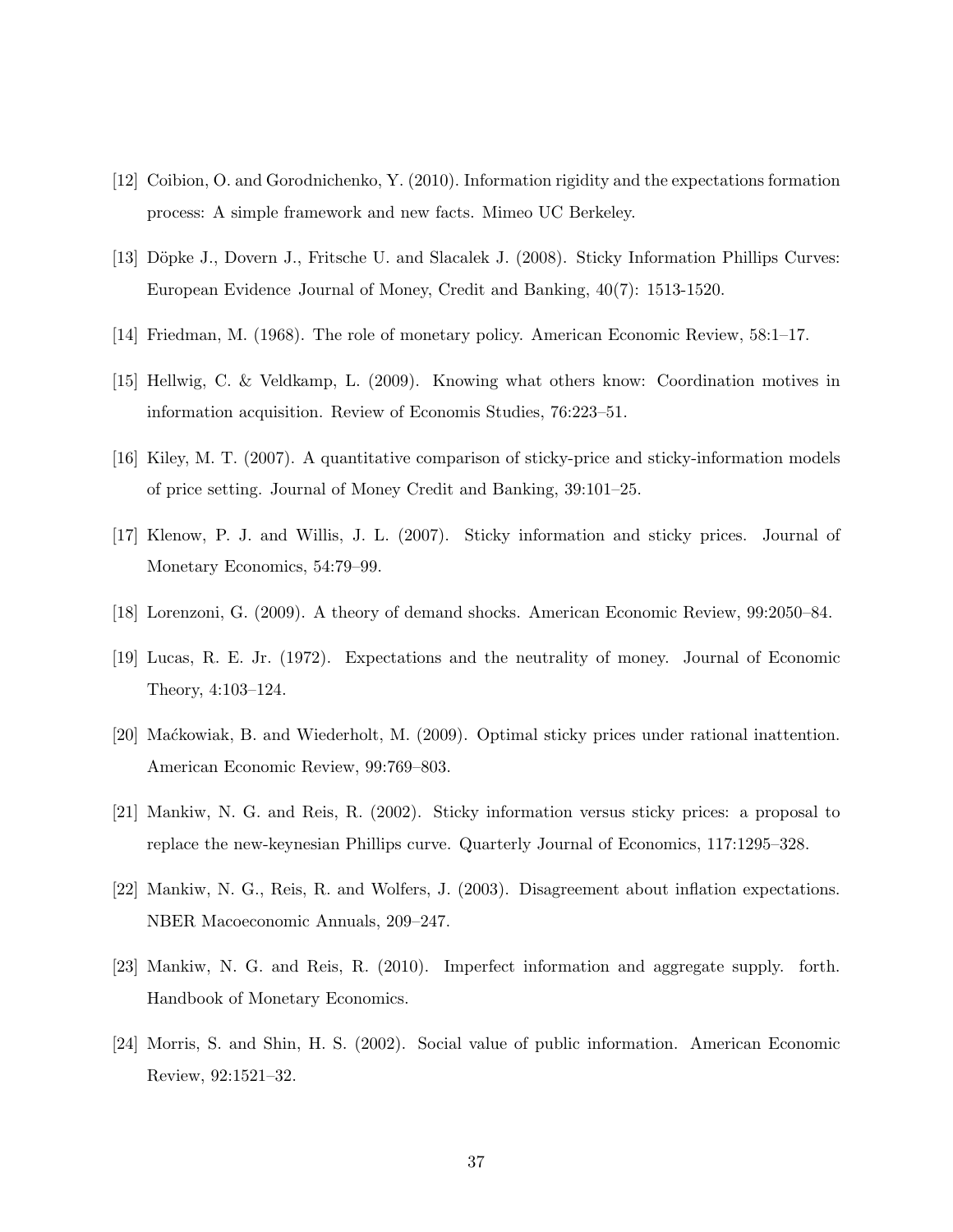[12] Coibion, O. and Gorodnichenko, Y. (2010). Information rigidity and the expectations formation process: A simple framework and new facts. Mimeo UC Berkeley.

[13] Döpke J., Dovern J., Fritsche U. and Slacalek J. (2008). Sticky Information Phillips Curves: European Evidence Journal of Money, Credit and Banking, 40(7): 1513-1520.

[14] Friedman, M. (1968). The role of monetary policy. American Economic Review, 58:1–17.

[15] Hellwig, C. & Veldkamp, L. (2009). Knowing what others know: Coordination motives in information acquisition. Review of Economis Studies, 76:223–51.

[16] Kiley, M. T. (2007). A quantitative comparison of sticky-price and sticky-information models of price setting. Journal of Money Credit and Banking, 39:101–25.

[17] Klenow, P. J. and Willis, J. L. (2007). Sticky information and sticky prices. Journal of Monetary Economics, 54:79–99.

[18] Lorenzoni, G. (2009). A theory of demand shocks. American Economic Review, 99:2050–84.

[19] Lucas, R. E. Jr. (1972). Expectations and the neutrality of money. Journal of Economic Theory, 4:103–124.

[20] Maćkowiak, B. and Wiederholt, M. (2009). Optimal sticky prices under rational inattention. American Economic Review, 99:769–803.

[21] Mankiw, N. G. and Reis, R. (2002). Sticky information versus sticky prices: a proposal to replace the new-keynesian Phillips curve. Quarterly Journal of Economics, 117:1295–328.

[22] Mankiw, N. G., Reis, R. and Wolfers, J. (2003). Disagreement about inflation expectations. NBER Macoeconomic Annuals, 209–247.

[23] Mankiw, N. G. and Reis, R. (2010). Imperfect information and aggregate supply. forth. Handbook of Monetary Economics.

[24] Morris, S. and Shin, H. S. (2002). Social value of public information. American Economic Review, 92:1521–32.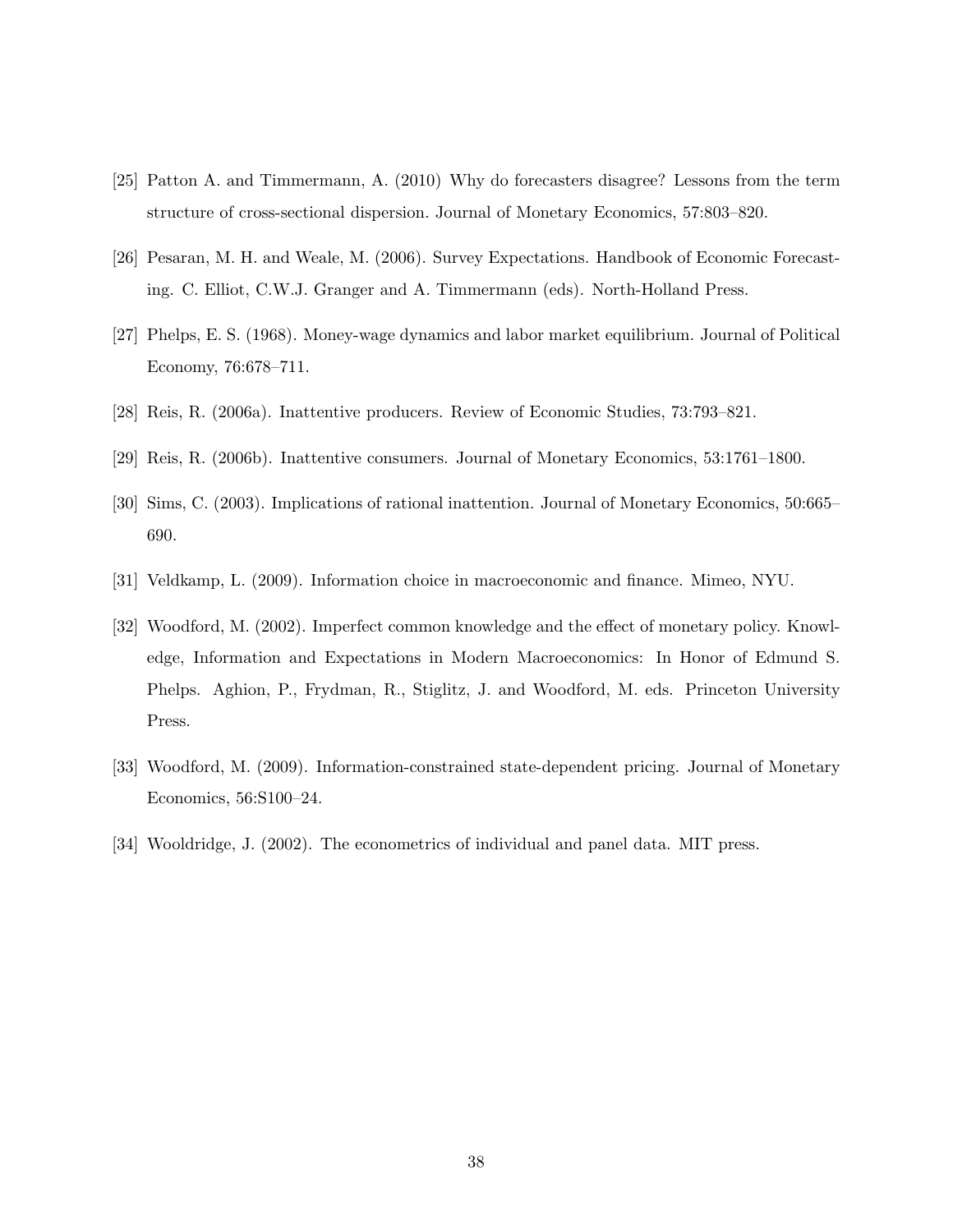[25] Patton A. and Timmermann, A. (2010) Why do forecasters disagree? Lessons from the term structure of cross-sectional dispersion. Journal of Monetary Economics, 57:803–820.

[26] Pesaran, M. H. and Weale, M. (2006). Survey Expectations. Handbook of Economic Forecasting. C. Elliot, C.W.J. Granger and A. Timmermann (eds). North-Holland Press.

[27] Phelps, E. S. (1968). Money-wage dynamics and labor market equilibrium. Journal of Political Economy, 76:678–711.

[28] Reis, R. (2006a). Inattentive producers. Review of Economic Studies, 73:793–821.

[29] Reis, R. (2006b). Inattentive consumers. Journal of Monetary Economics, 53:1761–1800.

[30] Sims, C. (2003). Implications of rational inattention. Journal of Monetary Economics, 50:665–690.

[31] Veldkamp, L. (2009). Information choice in macroeconomic and finance. Mimeo, NYU.

[32] Woodford, M. (2002). Imperfect common knowledge and the effect of monetary policy. Knowledge, Information and Expectations in Modern Macroeconomics: In Honor of Edmund S. Phelps. Aghion, P., Frydman, R., Stiglitz, J. and Woodford, M. eds. Princeton University Press.

[33] Woodford, M. (2009). Information-constrained state-dependent pricing. Journal of Monetary Economics, 56:S100–24.

[34] Wooldridge, J. (2002). The econometrics of individual and panel data. MIT press.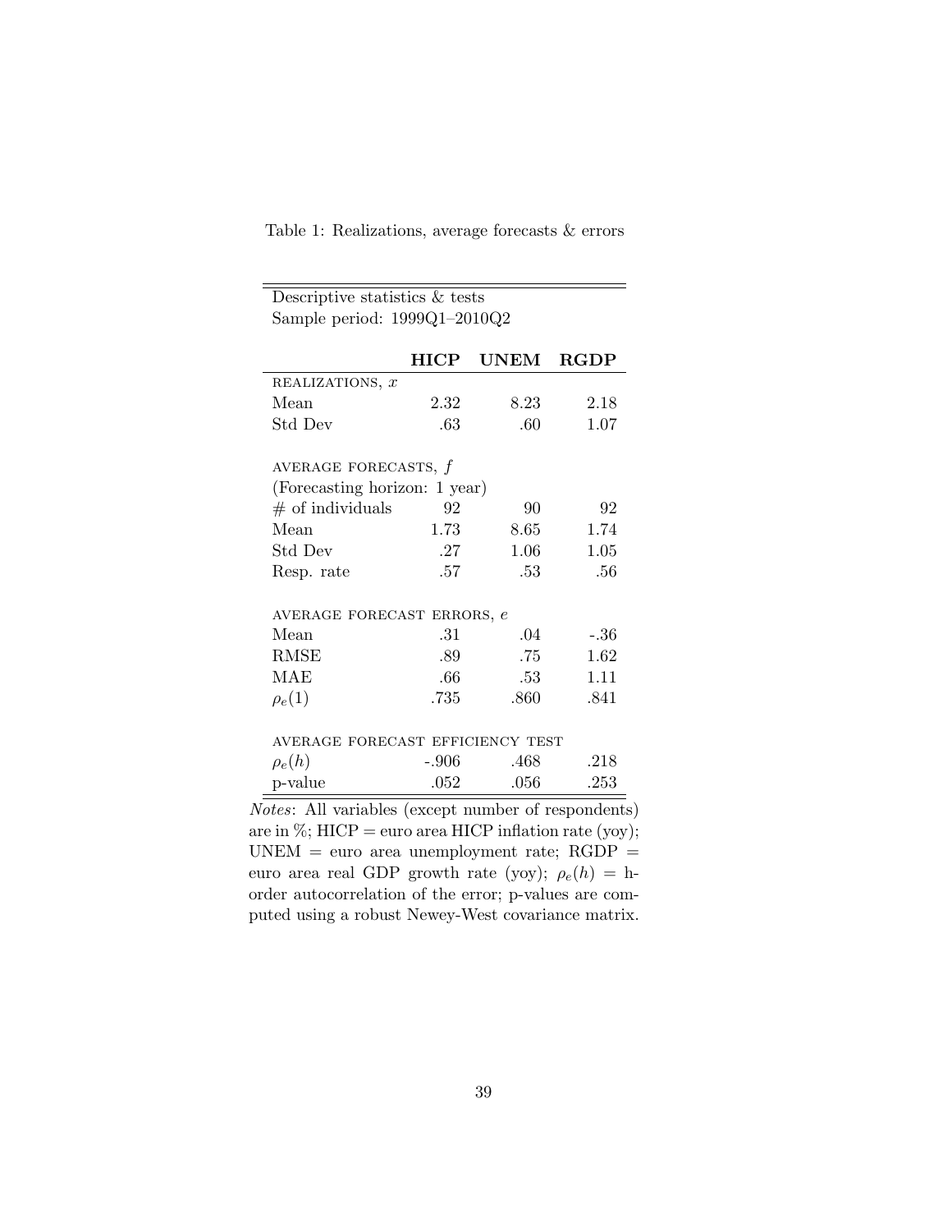Table 1: Realizations, average forecasts & errors

| Descriptive statistics & tests<br>Sample period: 1999Q1–2010Q2 | | | |
|---|---|---|---|
| | **HICP** | **UNEM** | **RGDP** |
| REALIZATIONS, $x$ | | | |
| Mean | 2.32 | 8.23 | 2.18 |
| Std Dev | .63 | .60 | 1.07 |
| AVERAGE FORECASTS, $f$ | | | |
| (Forecasting horizon: 1 year) | | | |
| # of individuals | 92 | 90 | 92 |
| Mean | 1.73 | 8.65 | 1.74 |
| Std Dev | .27 | 1.06 | 1.05 |
| Resp. rate | .57 | .53 | .56 |
| AVERAGE FORECAST ERRORS, $e$ | | | |
| Mean | .31 | .04 | -.36 |
| RMSE | .89 | .75 | 1.62 |
| MAE | .66 | .53 | 1.11 |
| $\rho_e(1)$ | .735 | .860 | .841 |
| AVERAGE FORECAST EFFICIENCY TEST | | | |
| $\rho_e(h)$ | -.906 | .468 | .218 |
| p-value | .052 | .056 | .253 |

*Notes*: All variables (except number of respondents) are in %; HICP = euro area HICP inflation rate (yoy); UNEM = euro area unemployment rate; RGDP = euro area real GDP growth rate (yoy); $\rho_e(h)$ = h-order autocorrelation of the error; p-values are computed using a robust Newey-West covariance matrix.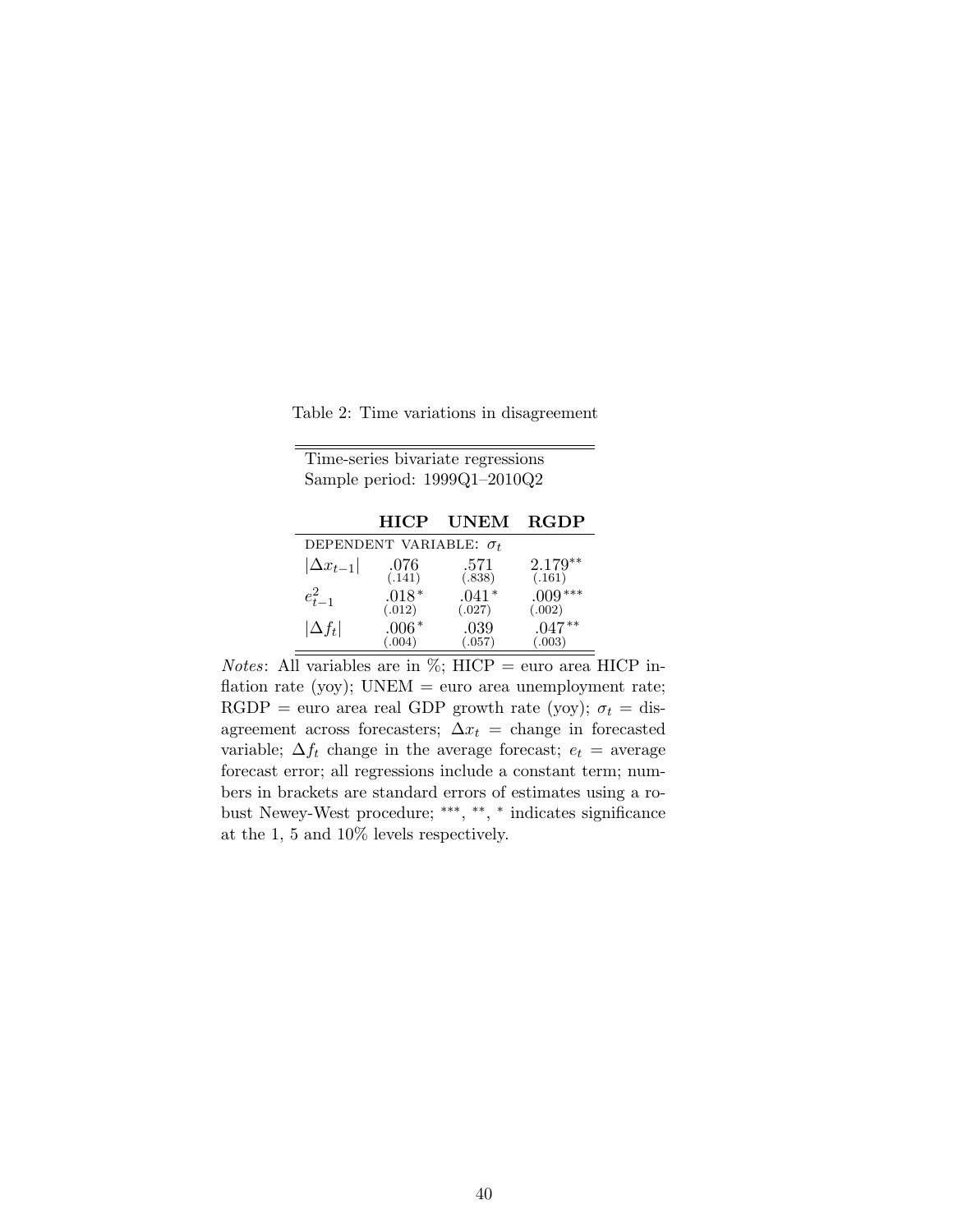Table 2: Time variations in disagreement

Time-series bivariate regressions
Sample period: 1999Q1–2010Q2

| | **HICP** | **UNEM** | **RGDP** |
|---|---|---|---|
| DEPENDENT VARIABLE: $\sigma_t$ | | | |
| $\|\Delta x_{t-1}\|$ | .076 (.141) | .571 (.838) | 2.179** (.161) |
| $e^2_{t-1}$ | .018* (.012) | .041* (.027) | .009*** (.002) |
| $\|\Delta f_t\|$ | .006* (.004) | .039 (.057) | .047** (.003) |

*Notes*: All variables are in %; HICP = euro area HICP inflation rate (yoy); UNEM = euro area unemployment rate; RGDP = euro area real GDP growth rate (yoy); $\sigma_t$ = disagreement across forecasters; $\Delta x_t$ = change in forecasted variable; $\Delta f_t$ change in the average forecast; $e_t$ = average forecast error; all regressions include a constant term; numbers in brackets are standard errors of estimates using a robust Newey-West procedure; ***, **, * indicates significance at the 1, 5 and 10% levels respectively.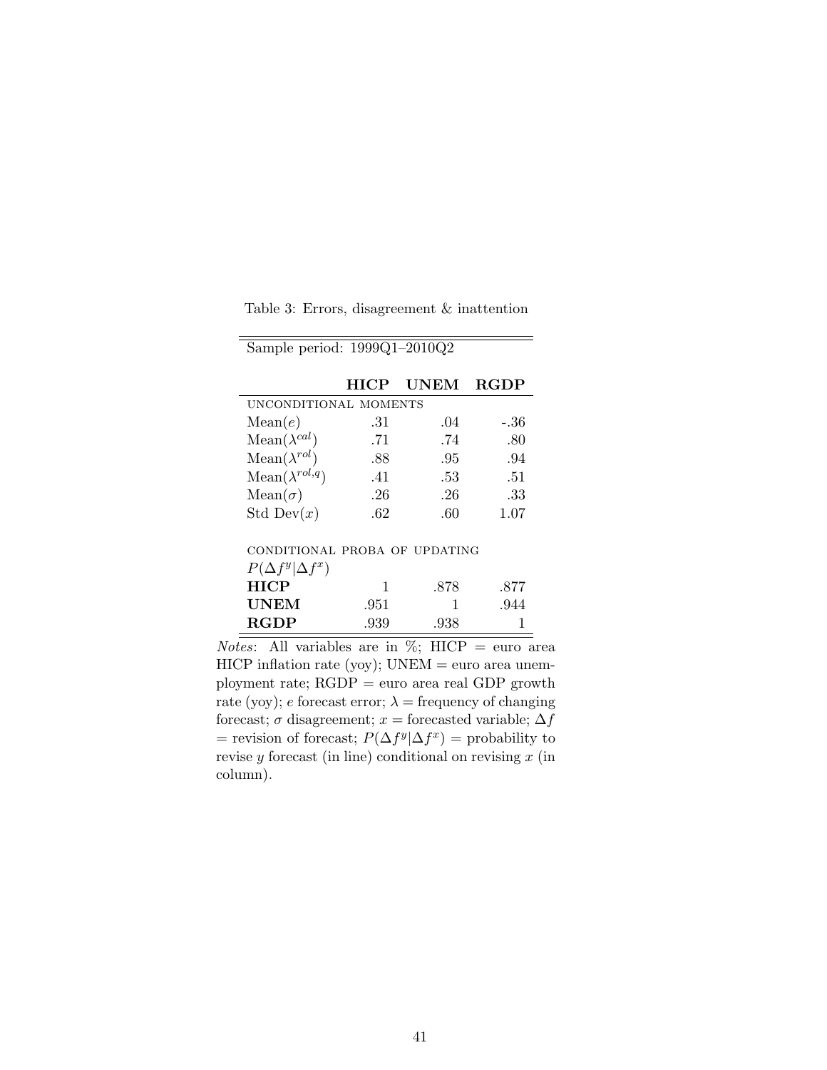Table 3: Errors, disagreement & inattention

| Sample period: 1999Q1–2010Q2 | | | |
|---|---|---|---|
| | **HICP** | **UNEM** | **RGDP** |
| UNCONDITIONAL MOMENTS | | | |
| Mean($e$) | .31 | .04 | -.36 |
| Mean($\lambda^{cal}$) | .71 | .74 | .80 |
| Mean($\lambda^{rol}$) | .88 | .95 | .94 |
| Mean($\lambda^{rol,q}$) | .41 | .53 | .51 |
| Mean($\sigma$) | .26 | .26 | .33 |
| Std Dev($x$) | .62 | .60 | 1.07 |
| CONDITIONAL PROBA OF UPDATING | | | |
| $P(\Delta f^y \| \Delta f^x)$ | | | |
| **HICP** | 1 | .878 | .877 |
| **UNEM** | .951 | 1 | .944 |
| **RGDP** | .939 | .938 | 1 |

*Notes*: All variables are in %; HICP = euro area HICP inflation rate (yoy); UNEM = euro area unemployment rate; RGDP = euro area real GDP growth rate (yoy); $e$ forecast error; $\lambda$ = frequency of changing forecast; $\sigma$ disagreement; $x$ = forecasted variable; $\Delta f$ = revision of forecast; $P(\Delta f^y|\Delta f^x)$ = probability to revise $y$ forecast (in line) conditional on revising $x$ (in column).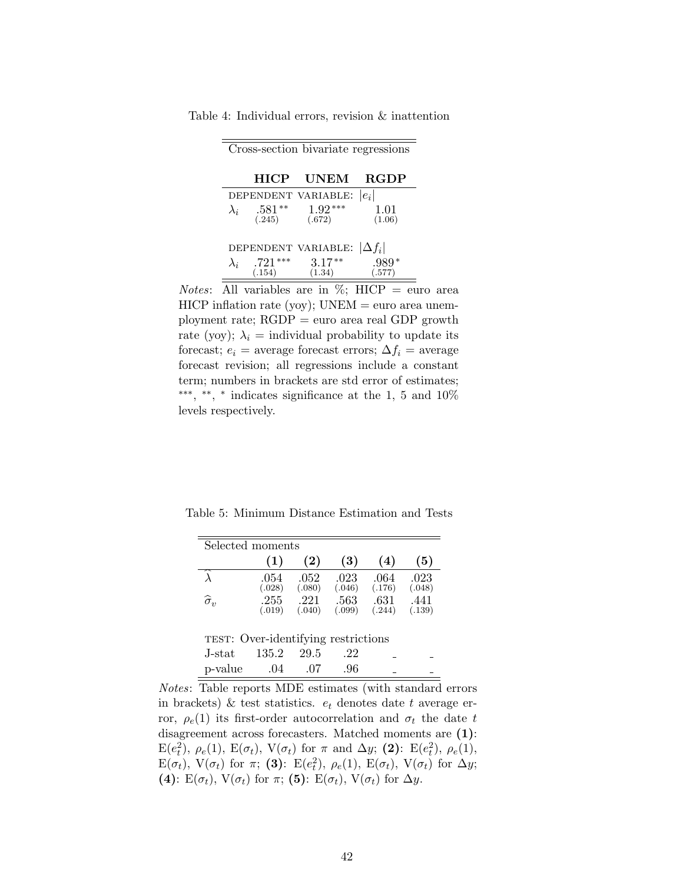Table 4: Individual errors, revision & inattention

| Cross-section bivariate regressions | | | |
|---|---|---|---|
| | **HICP** | **UNEM** | **RGDP** |
| DEPENDENT VARIABLE: $\lvert e_i \rvert$ | | | |
| $\lambda_i$ | $.581^{**}$ | $1.92^{***}$ | $1.01$ |
| | (.245) | (.672) | (1.06) |
| DEPENDENT VARIABLE: $\lvert \Delta f_i \rvert$ | | | |
| $\lambda_i$ | $.721^{***}$ | $3.17^{**}$ | $.989^{*}$ |
| | (.154) | (1.34) | (.577) |

*Notes*: All variables are in %; HICP = euro area HICP inflation rate (yoy); UNEM = euro area unemployment rate; RGDP = euro area real GDP growth rate (yoy); $\lambda_i$ = individual probability to update its forecast; $e_i$ = average forecast errors; $\Delta f_i$ = average forecast revision; all regressions include a constant term; numbers in brackets are std error of estimates; ***, **, * indicates significance at the 1, 5 and 10% levels respectively.

Table 5: Minimum Distance Estimation and Tests

| Selected moments | | | | | |
|---|---|---|---|---|---|
| | **(1)** | **(2)** | **(3)** | **(4)** | **(5)** |
| $\widehat{\lambda}$ | .054 | .052 | .023 | .064 | .023 |
| | (.028) | (.080) | (.046) | (.176) | (.048) |
| $\widehat{\sigma}_v$ | .255 | .221 | .563 | .631 | .441 |
| | (.019) | (.040) | (.099) | (.244) | (.139) |
| TEST: Over-identifying restrictions | | | | | |
| J-stat | 135.2 | 29.5 | .22 | - | - |
| p-value | .04 | .07 | .96 | - | - |

*Notes*: Table reports MDE estimates (with standard errors in brackets) & test statistics. $e_t$ denotes date $t$ average error, $\rho_e(1)$ its first-order autocorrelation and $\sigma_t$ the date $t$ disagreement across forecasters. Matched moments are **(1)**: $\mathrm{E}(e_t^2)$, $\rho_e(1)$, $\mathrm{E}(\sigma_t)$, $\mathrm{V}(\sigma_t)$ for $\pi$ and $\Delta y$; **(2)**: $\mathrm{E}(e_t^2)$, $\rho_e(1)$, $\mathrm{E}(\sigma_t)$, $\mathrm{V}(\sigma_t)$ for $\pi$; **(3)**: $\mathrm{E}(e_t^2)$, $\rho_e(1)$, $\mathrm{E}(\sigma_t)$, $\mathrm{V}(\sigma_t)$ for $\Delta y$; **(4)**: $\mathrm{E}(\sigma_t)$, $\mathrm{V}(\sigma_t)$ for $\pi$; **(5)**: $\mathrm{E}(\sigma_t)$, $\mathrm{V}(\sigma_t)$ for $\Delta y$.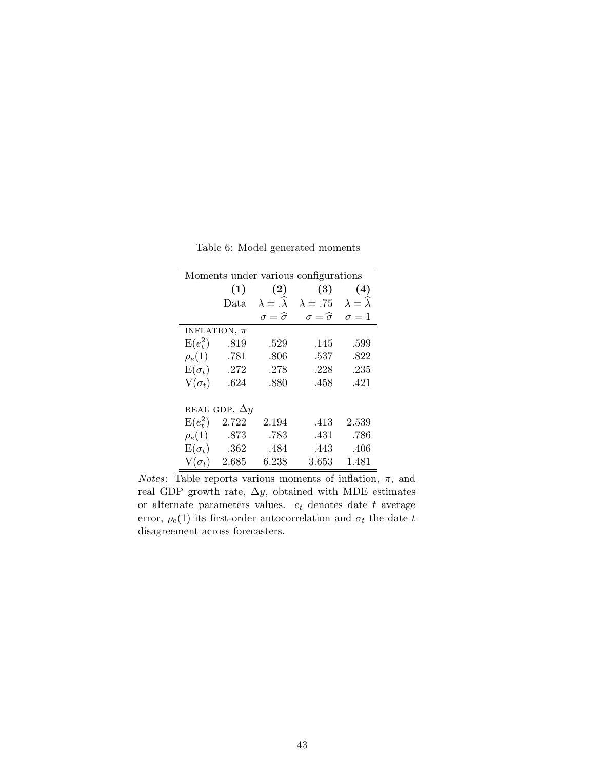Table 6: Model generated moments

| Moments under various configurations | | | | |
|---|---|---|---|---|
| | **(1)** | **(2)** | **(3)** | **(4)** |
| | Data | $\lambda = .\widehat{\lambda}$ | $\lambda = .75$ | $\lambda = \widehat{\lambda}$ |
| | | $\sigma = \widehat{\sigma}$ | $\sigma = \widehat{\sigma}$ | $\sigma = 1$ |
| INFLATION, $\pi$ | | | | |
| $\mathrm{E}(e_t^2)$ | .819 | .529 | .145 | .599 |
| $\rho_e(1)$ | .781 | .806 | .537 | .822 |
| $\mathrm{E}(\sigma_t)$ | .272 | .278 | .228 | .235 |
| $\mathrm{V}(\sigma_t)$ | .624 | .880 | .458 | .421 |
| REAL GDP, $\Delta y$ | | | | |
| $\mathrm{E}(e_t^2)$ | 2.722 | 2.194 | .413 | 2.539 |
| $\rho_e(1)$ | .873 | .783 | .431 | .786 |
| $\mathrm{E}(\sigma_t)$ | .362 | .484 | .443 | .406 |
| $\mathrm{V}(\sigma_t)$ | 2.685 | 6.238 | 3.653 | 1.481 |

*Notes*: Table reports various moments of inflation, $\pi$, and real GDP growth rate, $\Delta y$, obtained with MDE estimates or alternate parameters values. $e_t$ denotes date $t$ average error, $\rho_e(1)$ its first-order autocorrelation and $\sigma_t$ the date $t$ disagreement across forecasters.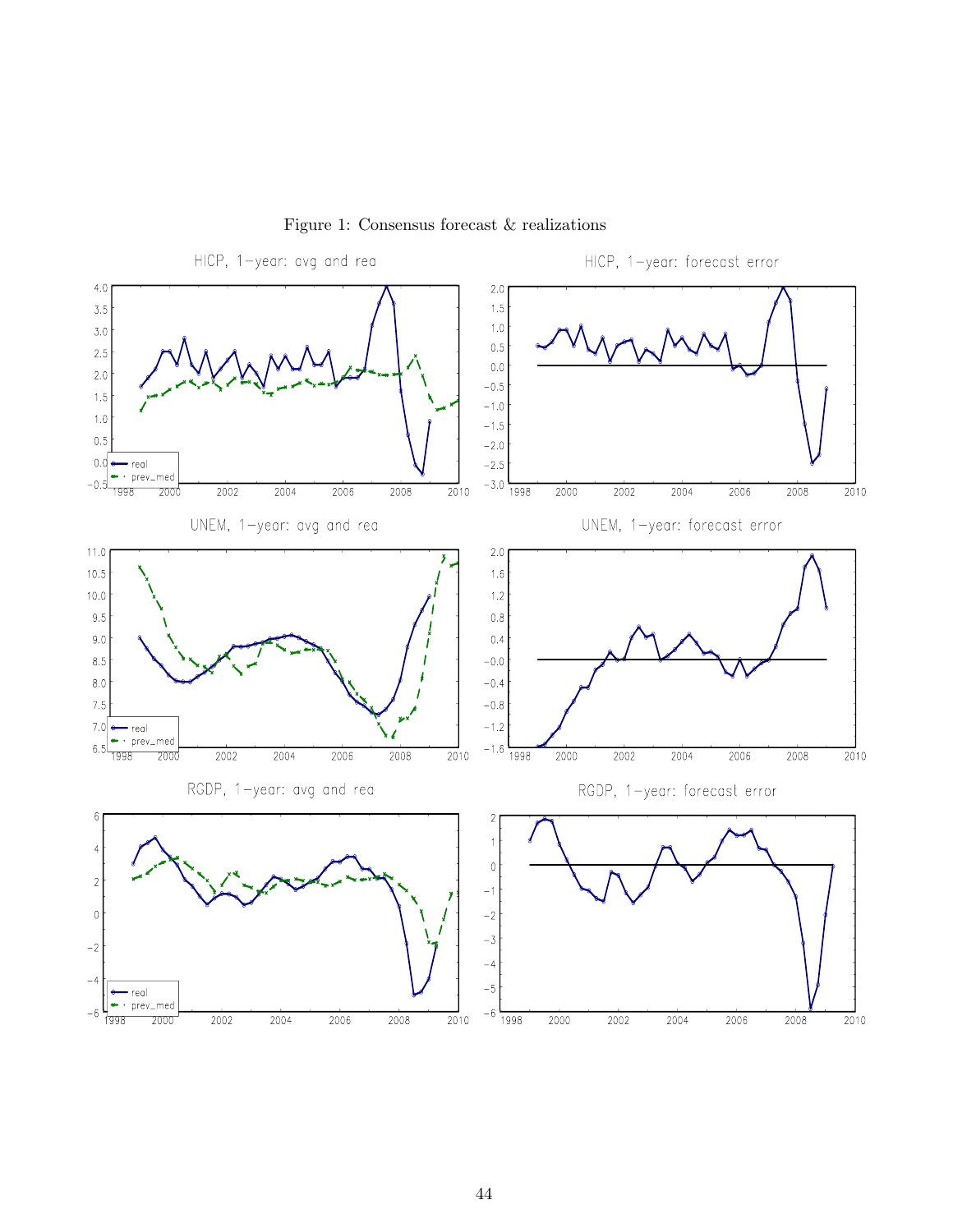Figure 1: Consensus forecast & realizations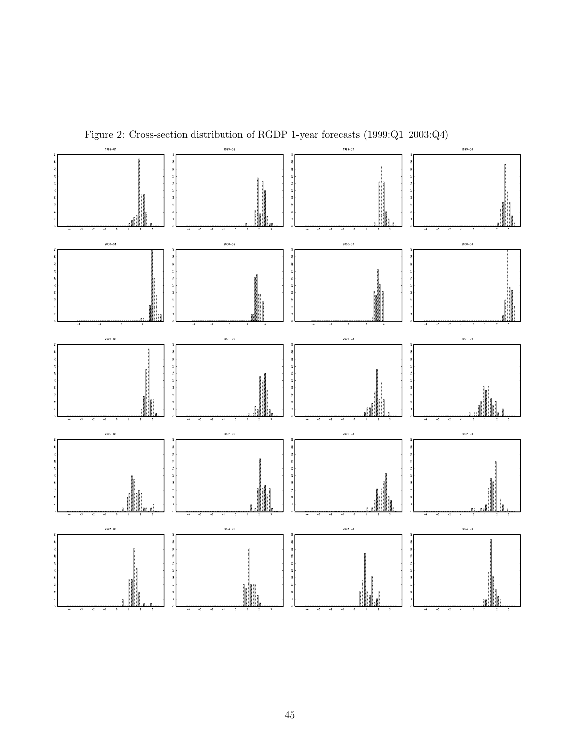Figure 2: Cross-section distribution of RGDP 1-year forecasts (1999:Q1–2003:Q4)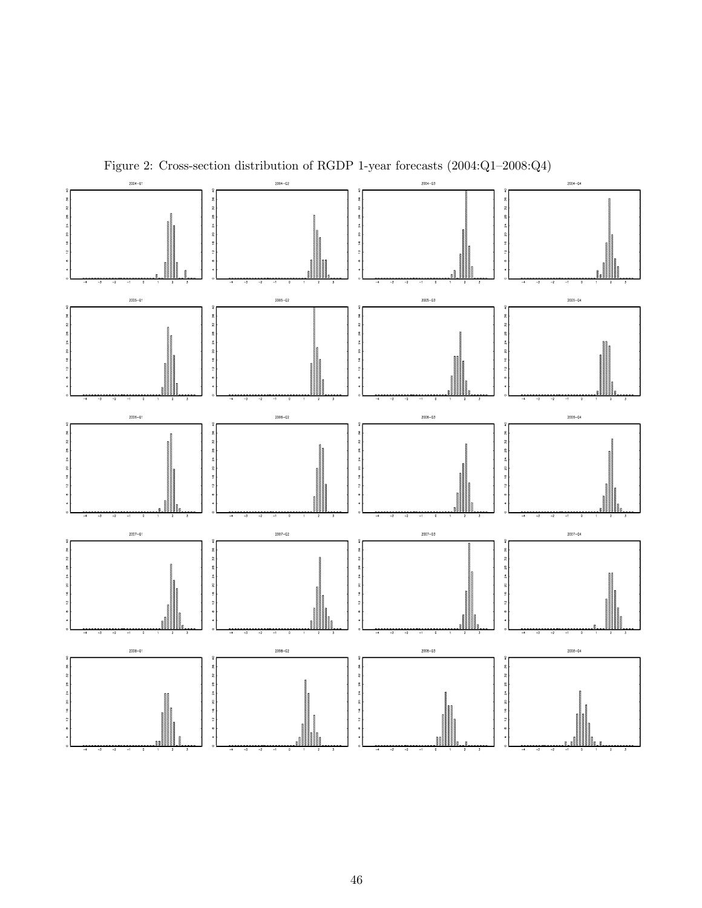Figure 2: Cross-section distribution of RGDP 1-year forecasts (2004:Q1–2008:Q4)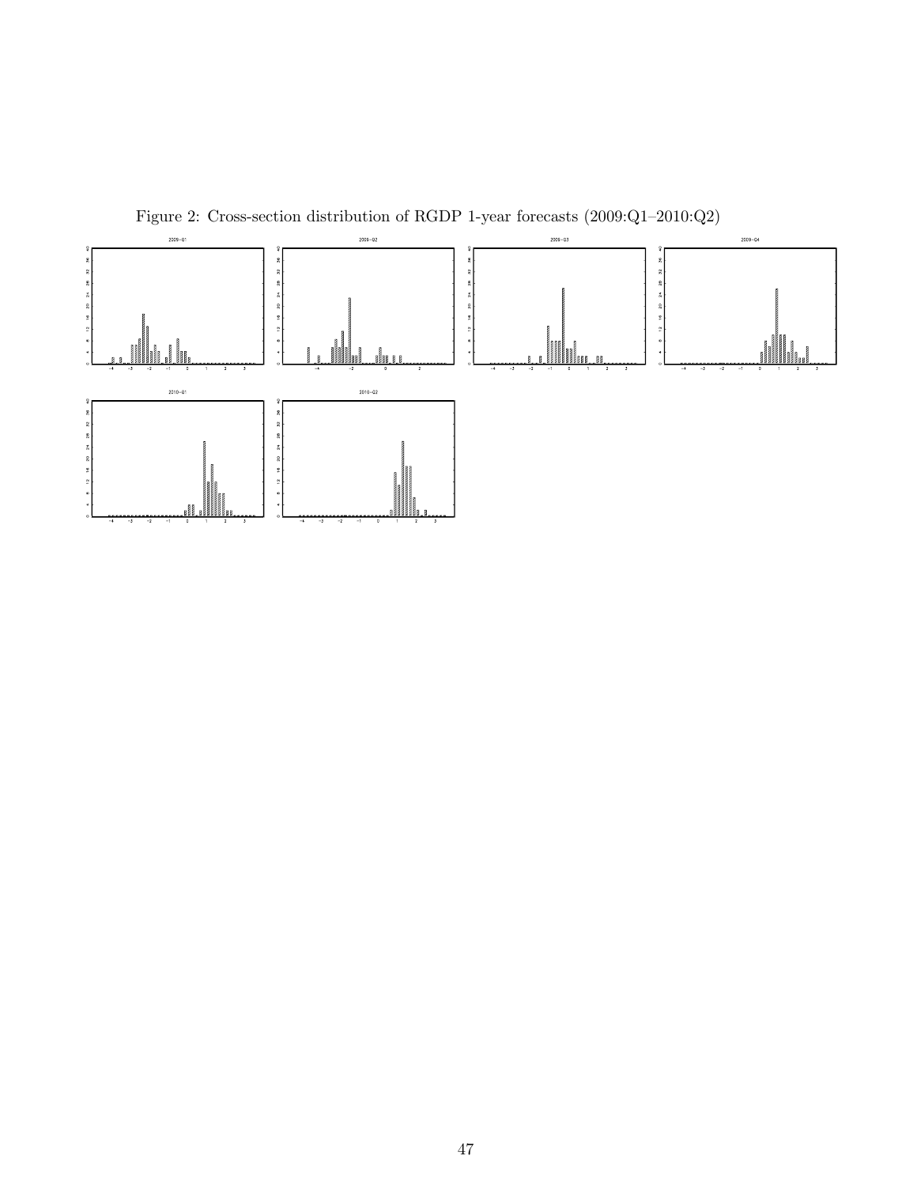Figure 2: Cross-section distribution of RGDP 1-year forecasts (2009:Q1–2010:Q2)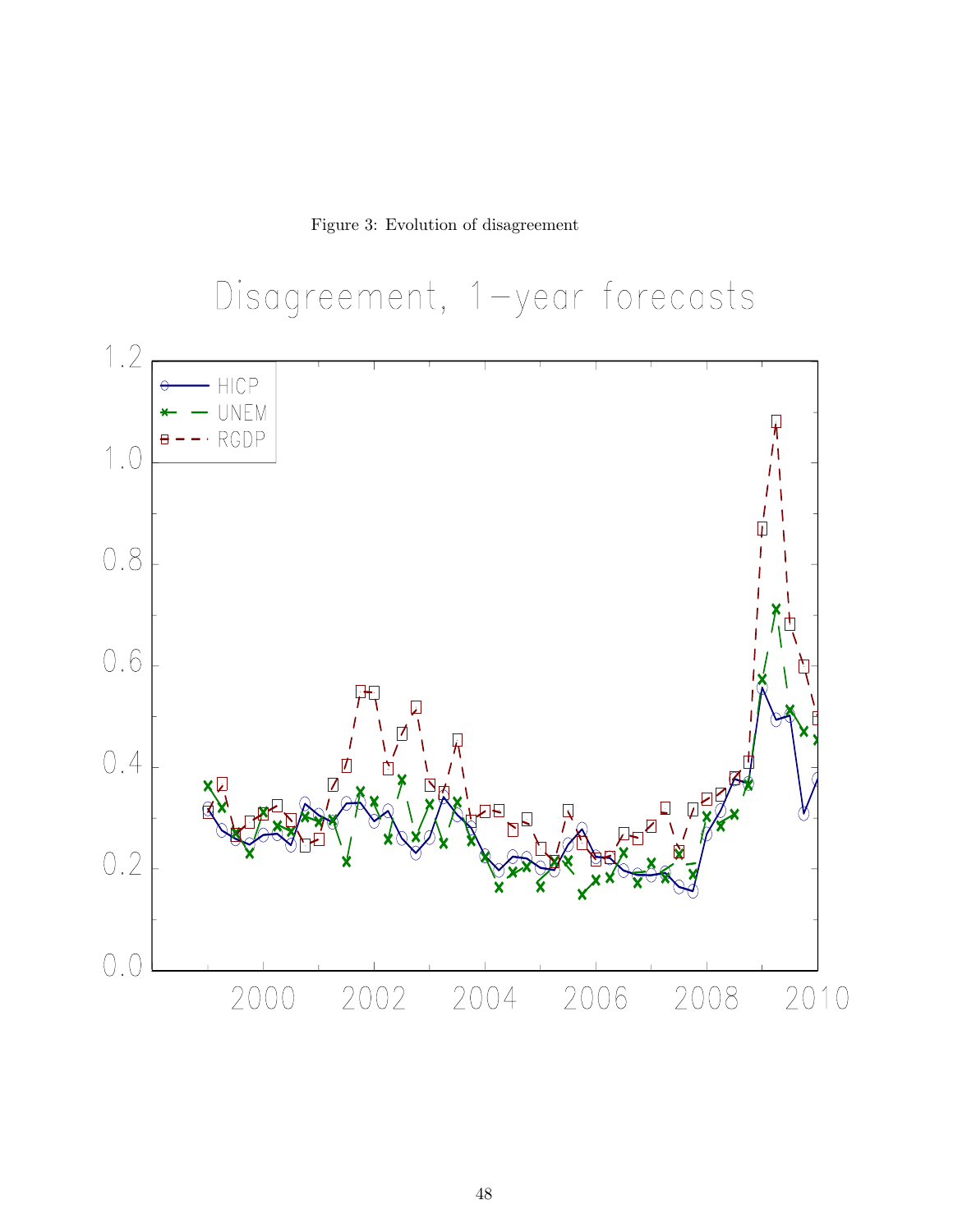Figure 3: Evolution of disagreement

Disagreement, 1–year forecasts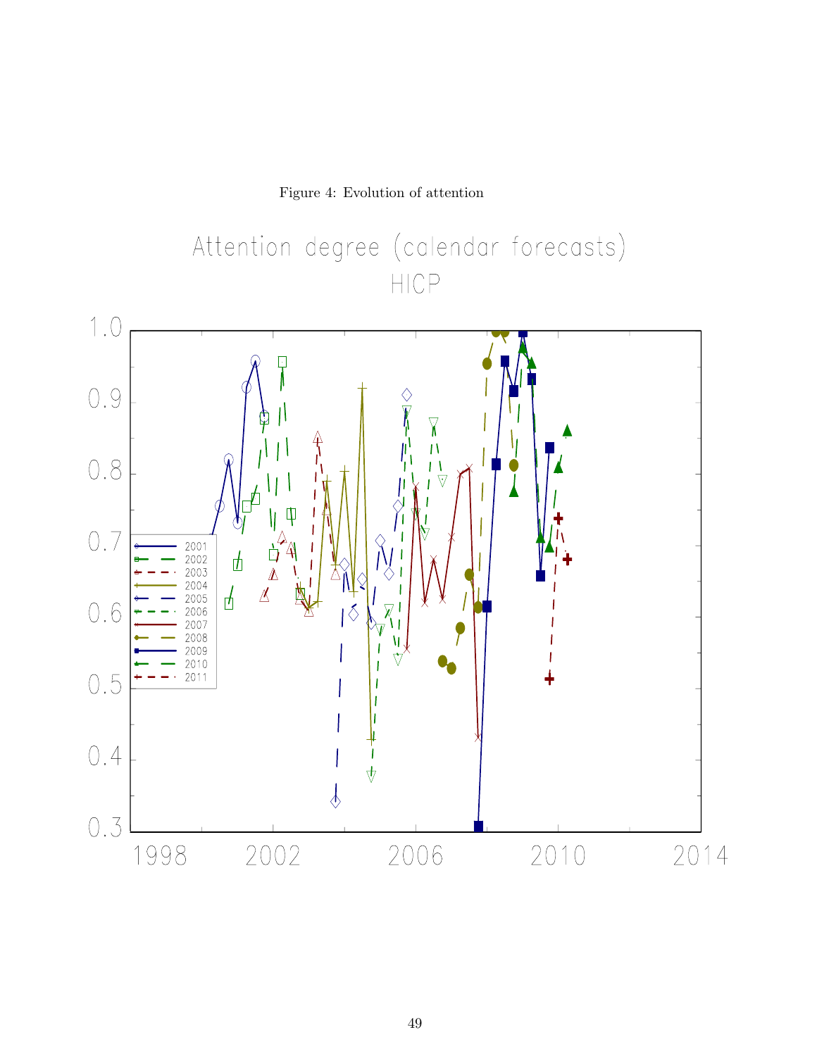Figure 4: Evolution of attention

Attention degree (calendar forecasts)
HICP

2001
2002
2003
2004
2005
2006
2007
2008
2009
2010
2011

1.0
0.9
0.8
0.7
0.6
0.5
0.4
0.3

1998
2002
2006
2010
2014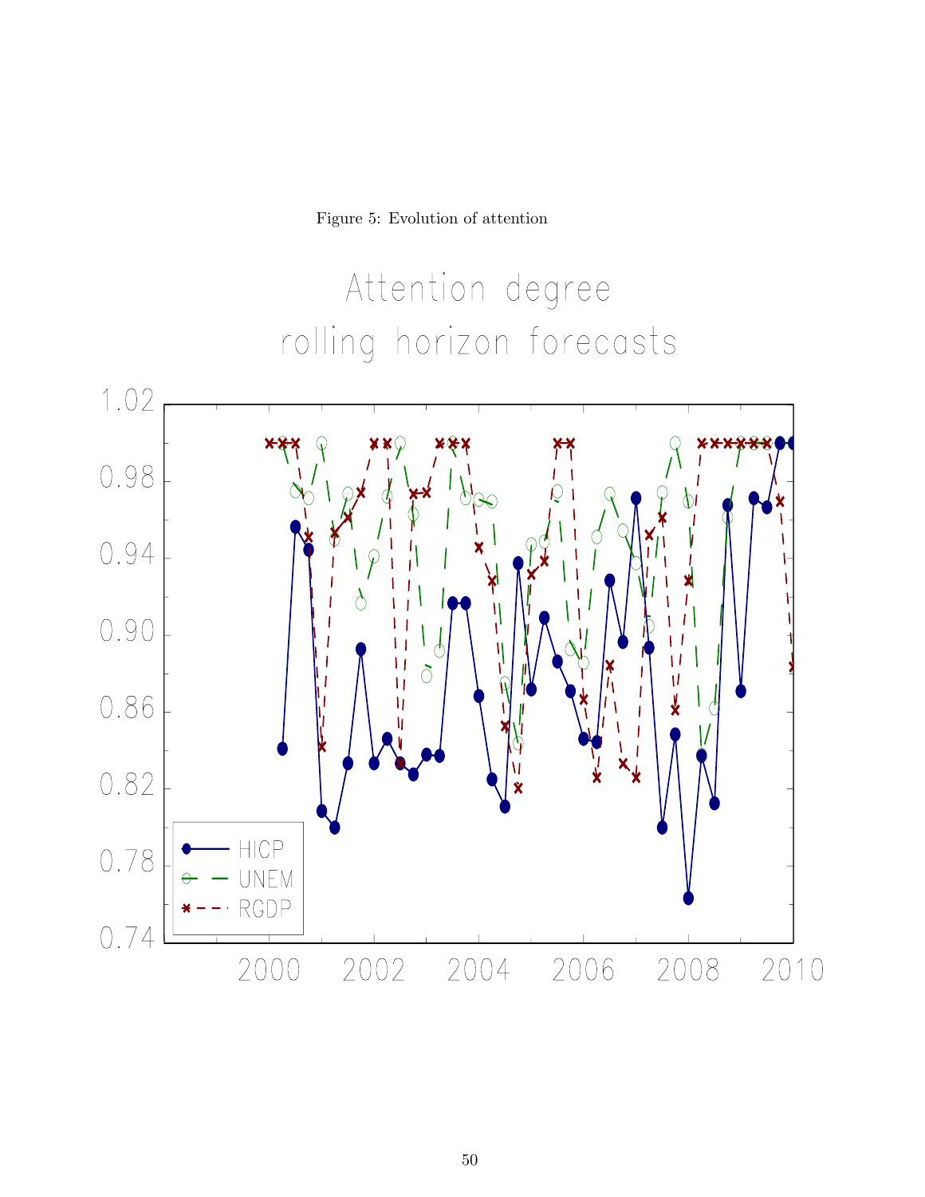Figure 5: Evolution of attention

Attention degree
rolling horizon forecasts

1.02
0.98
0.94
0.90
0.86
0.82
0.78
0.74

2000 2002 2004 2006 2008 2010

HICP
UNEM
RGDP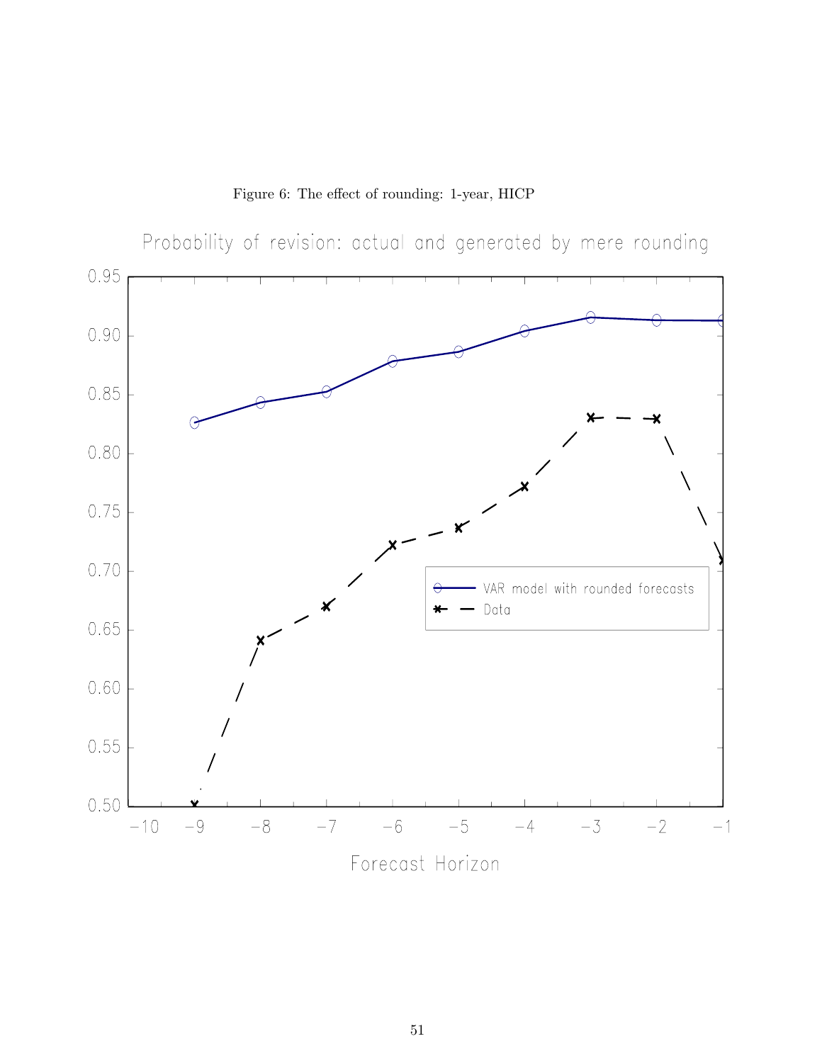Figure 6: The effect of rounding: 1-year, HICP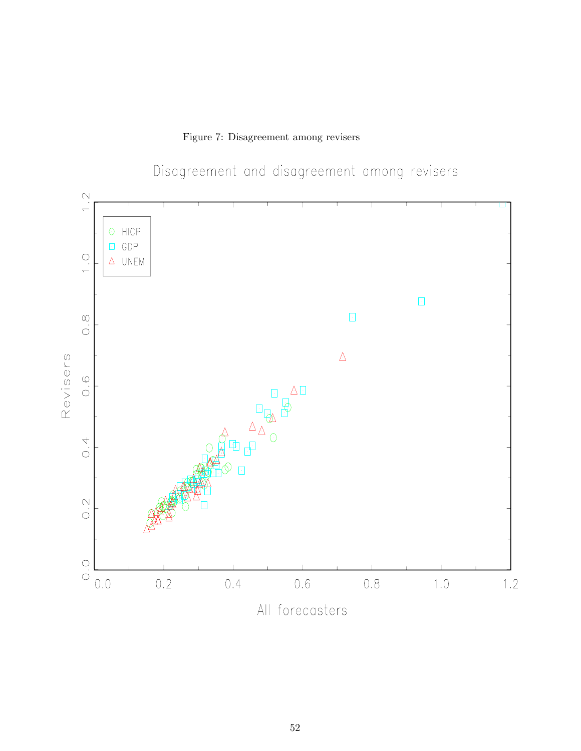Figure 7: Disagreement among revisers

Disagreement and disagreement among revisers

HICP
GDP
UNEM

Revisers

All forecasters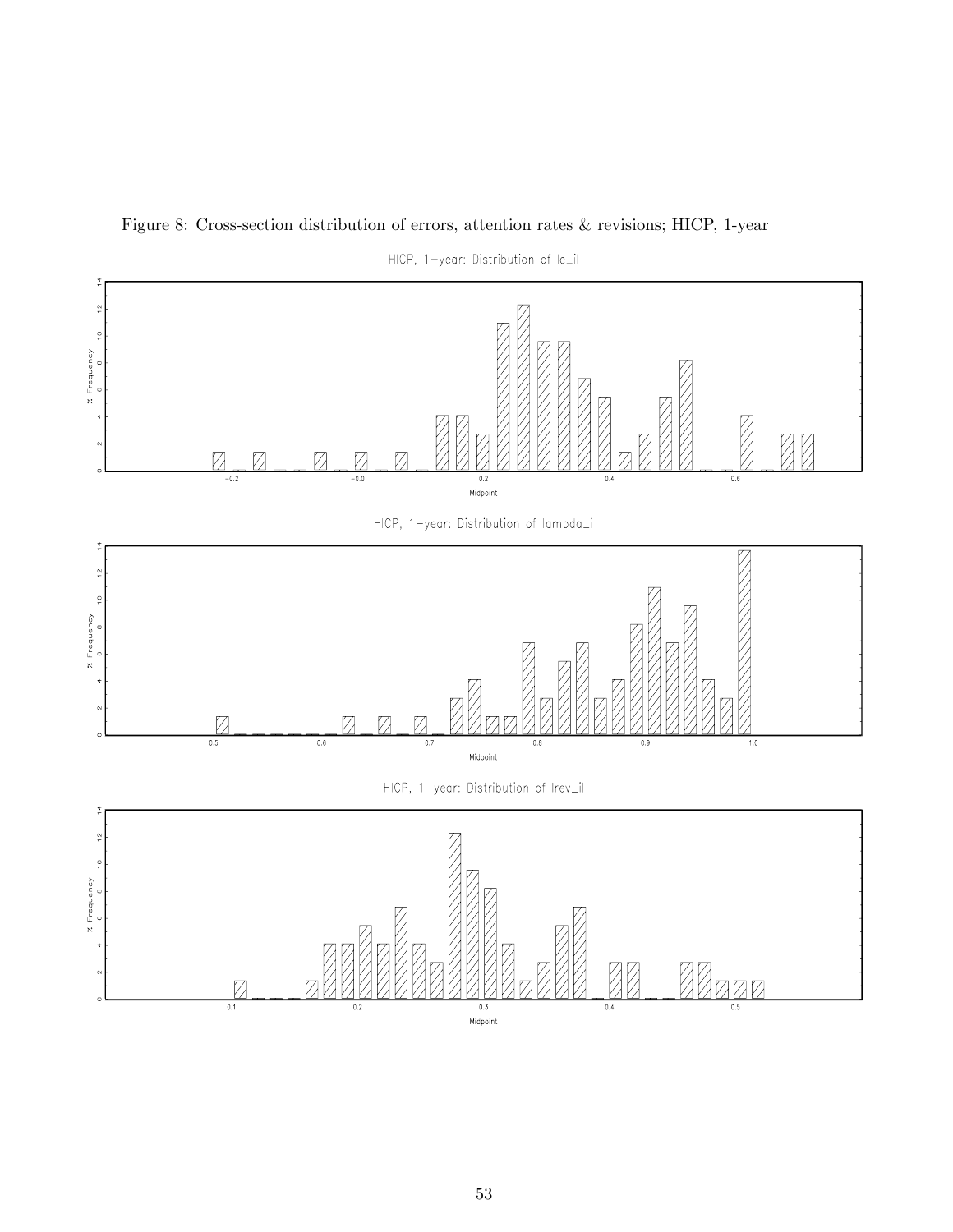Figure 8: Cross-section distribution of errors, attention rates & revisions; HICP, 1-year

HICP, 1-year: Distribution of le_il

HICP, 1-year: Distribution of lambda_i

HICP, 1-year: Distribution of lrev_il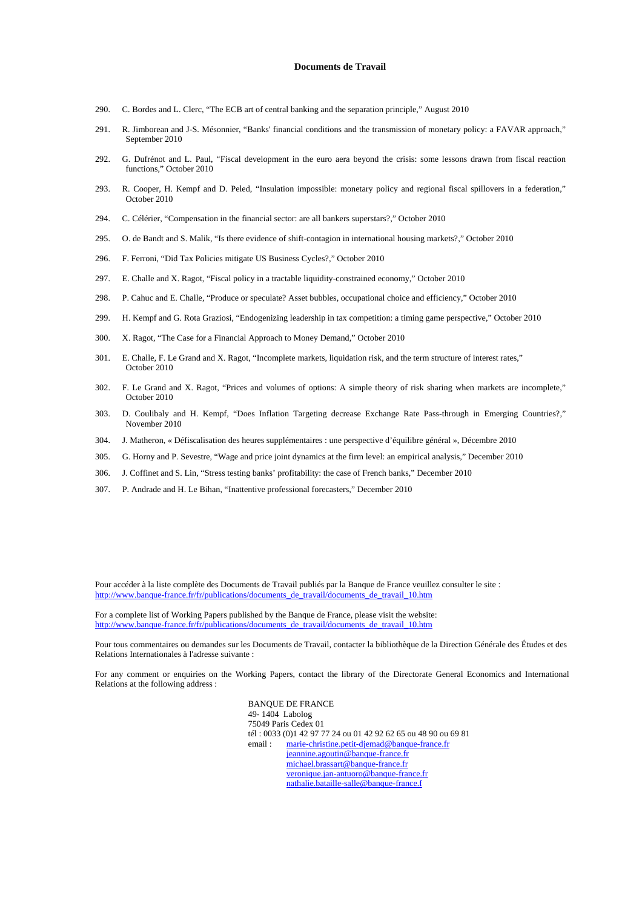# Documents de Travail

290. C. Bordes and L. Clerc, "The ECB art of central banking and the separation principle," August 2010

291. R. Jimborean and J-S. Mésonnier, "Banks' financial conditions and the transmission of monetary policy: a FAVAR approach," September 2010

292. G. Dufrénot and L. Paul, "Fiscal development in the euro aera beyond the crisis: some lessons drawn from fiscal reaction functions," October 2010

293. R. Cooper, H. Kempf and D. Peled, "Insulation impossible: monetary policy and regional fiscal spillovers in a federation," October 2010

294. C. Célérier, "Compensation in the financial sector: are all bankers superstars?," October 2010

295. O. de Bandt and S. Malik, "Is there evidence of shift-contagion in international housing markets?," October 2010

296. F. Ferroni, "Did Tax Policies mitigate US Business Cycles?," October 2010

297. E. Challe and X. Ragot, "Fiscal policy in a tractable liquidity-constrained economy," October 2010

298. P. Cahuc and E. Challe, "Produce or speculate? Asset bubbles, occupational choice and efficiency," October 2010

299. H. Kempf and G. Rota Graziosi, "Endogenizing leadership in tax competition: a timing game perspective," October 2010

300. X. Ragot, "The Case for a Financial Approach to Money Demand," October 2010

301. E. Challe, F. Le Grand and X. Ragot, "Incomplete markets, liquidation risk, and the term structure of interest rates," October 2010

302. F. Le Grand and X. Ragot, "Prices and volumes of options: A simple theory of risk sharing when markets are incomplete," October 2010

303. D. Coulibaly and H. Kempf, "Does Inflation Targeting decrease Exchange Rate Pass-through in Emerging Countries?," November 2010

304. J. Matheron, « Défiscalisation des heures supplémentaires : une perspective d'équilibre général », Décembre 2010

305. G. Horny and P. Sevestre, "Wage and price joint dynamics at the firm level: an empirical analysis," December 2010

306. J. Coffinet and S. Lin, "Stress testing banks' profitability: the case of French banks," December 2010

307. P. Andrade and H. Le Bihan, "Inattentive professional forecasters," December 2010

Pour accéder à la liste complète des Documents de Travail publiés par la Banque de France veuillez consulter le site :
http://www.banque-france.fr/fr/publications/documents_de_travail/documents_de_travail_10.htm

For a complete list of Working Papers published by the Banque de France, please visit the website:
http://www.banque-france.fr/fr/publications/documents_de_travail/documents_de_travail_10.htm

Pour tous commentaires ou demandes sur les Documents de Travail, contacter la bibliothèque de la Direction Générale des Études et des Relations Internationales à l'adresse suivante :

For any comment or enquiries on the Working Papers, contact the library of the Directorate General Economics and International Relations at the following address :

BANQUE DE FRANCE
49- 1404 Labolog
75049 Paris Cedex 01
tél : 0033 (0)1 42 97 77 24 ou 01 42 92 62 65 ou 48 90 ou 69 81
email : marie-christine.petit-djemad@banque-france.fr
jeannine.agoutin@banque-france.fr
michael.brassart@banque-france.fr
veronique.jan-antuoro@banque-france.fr
nathalie.bataille-salle@banque-france.f